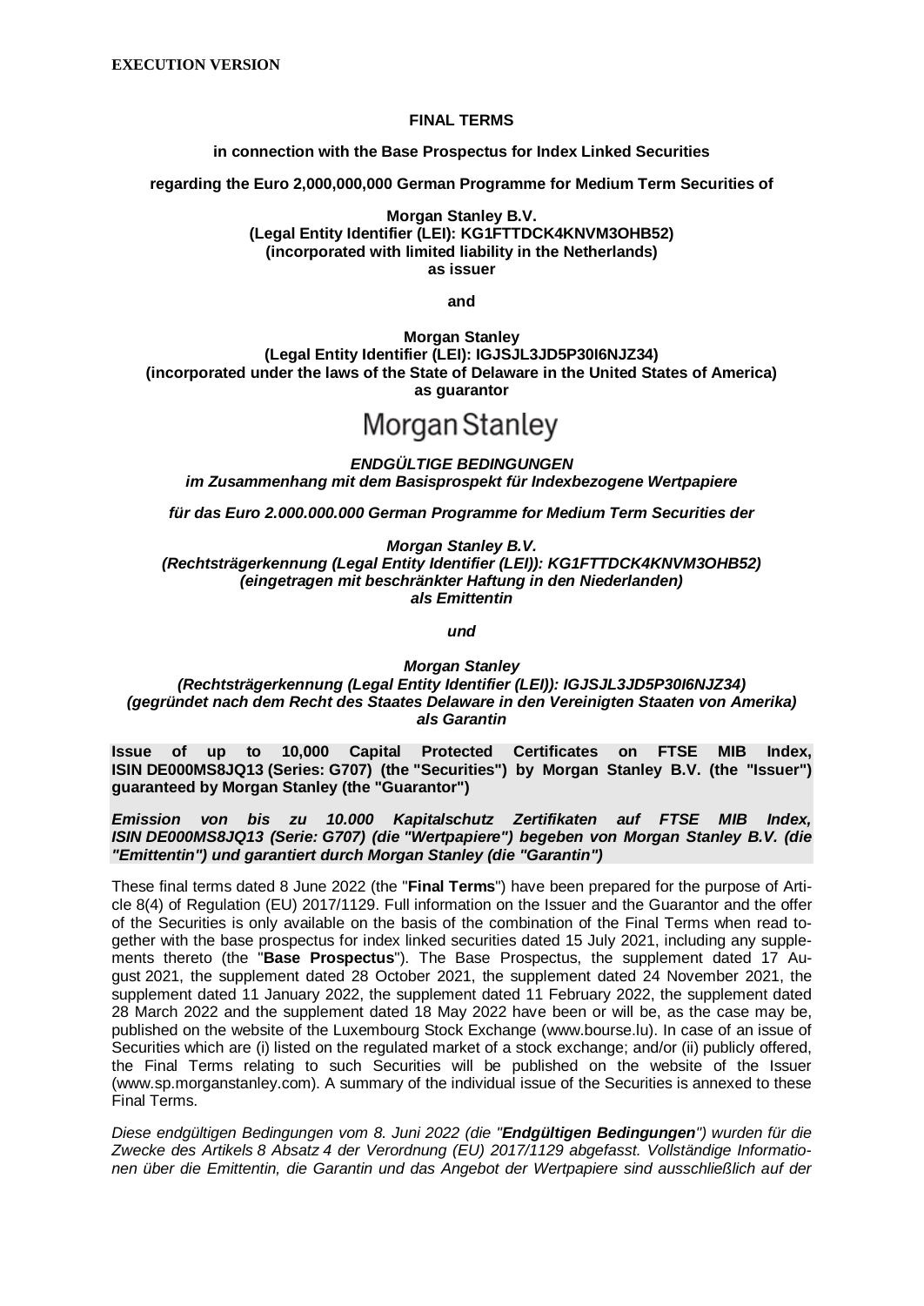**EXECUTION VERSION**

**FINAL TERMS**

**in connection with the Base Prospectus for Index Linked Securities**

**regarding the Euro 2,000,000,000 German Programme for Medium Term Securities of**

**Morgan Stanley B.V.**
**(Legal Entity Identifier (LEI): KG1FTTDCK4KNVM3OHB52)**
**(incorporated with limited liability in the Netherlands)**
**as issuer**

**and**

**Morgan Stanley**
**(Legal Entity Identifier (LEI): IGJSJL3JD5P30I6NJZ34)**
**(incorporated under the laws of the State of Delaware in the United States of America)**
**as guarantor**

Morgan Stanley

***ENDGÜLTIGE BEDINGUNGEN***
***im Zusammenhang mit dem Basisprospekt für Indexbezogene Wertpapiere***

***für das Euro 2.000.000.000 German Programme for Medium Term Securities der***

***Morgan Stanley B.V.***
***(Rechtsträgerkennung (Legal Entity Identifier (LEI)): KG1FTTDCK4KNVM3OHB52)***
***(eingetragen mit beschränkter Haftung in den Niederlanden)***
***als Emittentin***

***und***

***Morgan Stanley***
***(Rechtsträgerkennung (Legal Entity Identifier (LEI)): IGJSJL3JD5P30I6NJZ34)***
***(gegründet nach dem Recht des Staates Delaware in den Vereinigten Staaten von Amerika)***
***als Garantin***

**Issue of up to 10,000 Capital Protected Certificates on FTSE MIB Index, ISIN DE000MS8JQ13 (Series: G707) (the "Securities") by Morgan Stanley B.V. (the "Issuer") guaranteed by Morgan Stanley (the "Guarantor")**

***Emission von bis zu 10.000 Kapitalschutz Zertifikaten auf FTSE MIB Index, ISIN DE000MS8JQ13 (Serie: G707) (die "Wertpapiere") begeben von Morgan Stanley B.V. (die "Emittentin") und garantiert durch Morgan Stanley (die "Garantin")***

These final terms dated 8 June 2022 (the "**Final Terms**") have been prepared for the purpose of Article 8(4) of Regulation (EU) 2017/1129. Full information on the Issuer and the Guarantor and the offer of the Securities is only available on the basis of the combination of the Final Terms when read together with the base prospectus for index linked securities dated 15 July 2021, including any supplements thereto (the "**Base Prospectus**"). The Base Prospectus, the supplement dated 17 August 2021, the supplement dated 28 October 2021, the supplement dated 24 November 2021, the supplement dated 11 January 2022, the supplement dated 11 February 2022, the supplement dated 28 March 2022 and the supplement dated 18 May 2022 have been or will be, as the case may be, published on the website of the Luxembourg Stock Exchange (www.bourse.lu). In case of an issue of Securities which are (i) listed on the regulated market of a stock exchange; and/or (ii) publicly offered, the Final Terms relating to such Securities will be published on the website of the Issuer (www.sp.morganstanley.com). A summary of the individual issue of the Securities is annexed to these Final Terms.

*Diese endgültigen Bedingungen vom 8. Juni 2022 (die "**Endgültigen Bedingungen**") wurden für die Zwecke des Artikels 8 Absatz 4 der Verordnung (EU) 2017/1129 abgefasst. Vollständige Informationen über die Emittentin, die Garantin und das Angebot der Wertpapiere sind ausschließlich auf der*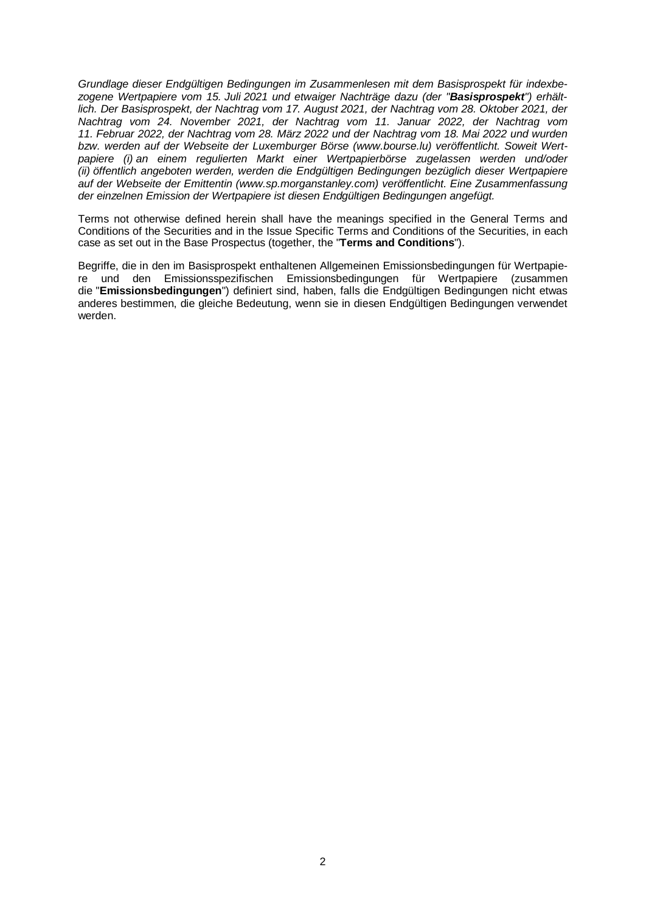*Grundlage dieser Endgültigen Bedingungen im Zusammenlesen mit dem Basisprospekt für indexbezogene Wertpapiere vom 15. Juli 2021 und etwaiger Nachträge dazu (der "**Basisprospekt**") erhältlich. Der Basisprospekt, der Nachtrag vom 17. August 2021, der Nachtrag vom 28. Oktober 2021, der Nachtrag vom 24. November 2021, der Nachtrag vom 11. Januar 2022, der Nachtrag vom 11. Februar 2022, der Nachtrag vom 28. März 2022 und der Nachtrag vom 18. Mai 2022 und wurden bzw. werden auf der Webseite der Luxemburger Börse (www.bourse.lu) veröffentlicht. Soweit Wertpapiere (i) an einem regulierten Markt einer Wertpapierbörse zugelassen werden und/oder (ii) öffentlich angeboten werden, werden die Endgültigen Bedingungen bezüglich dieser Wertpapiere auf der Webseite der Emittentin (www.sp.morganstanley.com) veröffentlicht. Eine Zusammenfassung der einzelnen Emission der Wertpapiere ist diesen Endgültigen Bedingungen angefügt.*

Terms not otherwise defined herein shall have the meanings specified in the General Terms and Conditions of the Securities and in the Issue Specific Terms and Conditions of the Securities, in each case as set out in the Base Prospectus (together, the "**Terms and Conditions**").

Begriffe, die in den im Basisprospekt enthaltenen Allgemeinen Emissionsbedingungen für Wertpapiere und den Emissionsspezifischen Emissionsbedingungen für Wertpapiere (zusammen die "**Emissionsbedingungen**") definiert sind, haben, falls die Endgültigen Bedingungen nicht etwas anderes bestimmen, die gleiche Bedeutung, wenn sie in diesen Endgültigen Bedingungen verwendet werden.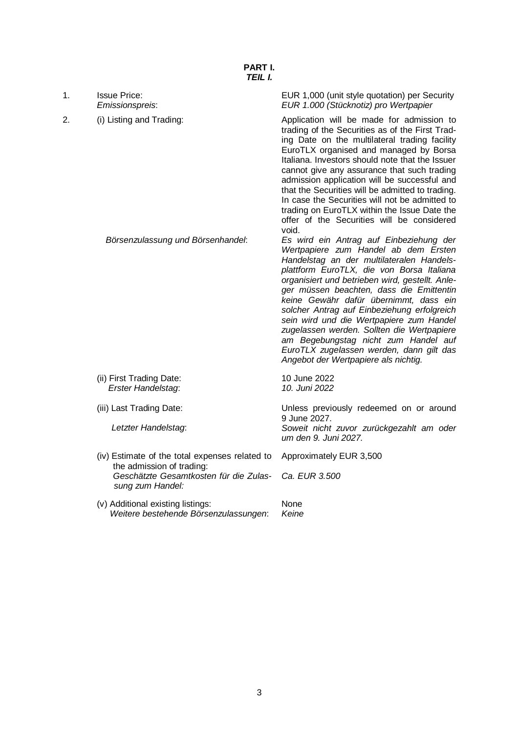**PART I.**
***TEIL I.***

| | | |
|---|---|---|
| 1. | Issue Price:<br>*Emissionspreis*: | EUR 1,000 (unit style quotation) per Security<br>*EUR 1.000 (Stücknotiz) pro Wertpapier* |
| 2. | (i) Listing and Trading: | Application will be made for admission to trading of the Securities as of the First Trading Date on the multilateral trading facility EuroTLX organised and managed by Borsa Italiana. Investors should note that the Issuer cannot give any assurance that such trading admission application will be successful and that the Securities will be admitted to trading. In case the Securities will not be admitted to trading on EuroTLX within the Issue Date the offer of the Securities will be considered void. |
| | *Börsenzulassung und Börsenhandel*: | *Es wird ein Antrag auf Einbeziehung der Wertpapiere zum Handel ab dem Ersten Handelstag an der multilateralen Handelsplattform EuroTLX, die von Borsa Italiana organisiert und betrieben wird, gestellt. Anleger müssen beachten, dass die Emittentin keine Gewähr dafür übernimmt, dass ein solcher Antrag auf Einbeziehung erfolgreich sein wird und die Wertpapiere zum Handel zugelassen werden. Sollten die Wertpapiere am Begebungstag nicht zum Handel auf EuroTLX zugelassen werden, dann gilt das Angebot der Wertpapiere als nichtig.* |
| | (ii) First Trading Date:<br>*Erster Handelstag*: | 10 June 2022<br>*10. Juni 2022* |
| | (iii) Last Trading Date: | Unless previously redeemed on or around 9 June 2027. |
| | *Letzter Handelstag*: | *Soweit nicht zuvor zurückgezahlt am oder um den 9. Juni 2027.* |
| | (iv) Estimate of the total expenses related to the admission of trading:<br>*Geschätzte Gesamtkosten für die Zulassung zum Handel:* | Approximately EUR 3,500<br>*Ca. EUR 3.500* |
| | (v) Additional existing listings:<br>*Weitere bestehende Börsenzulassungen*: | None<br>*Keine* |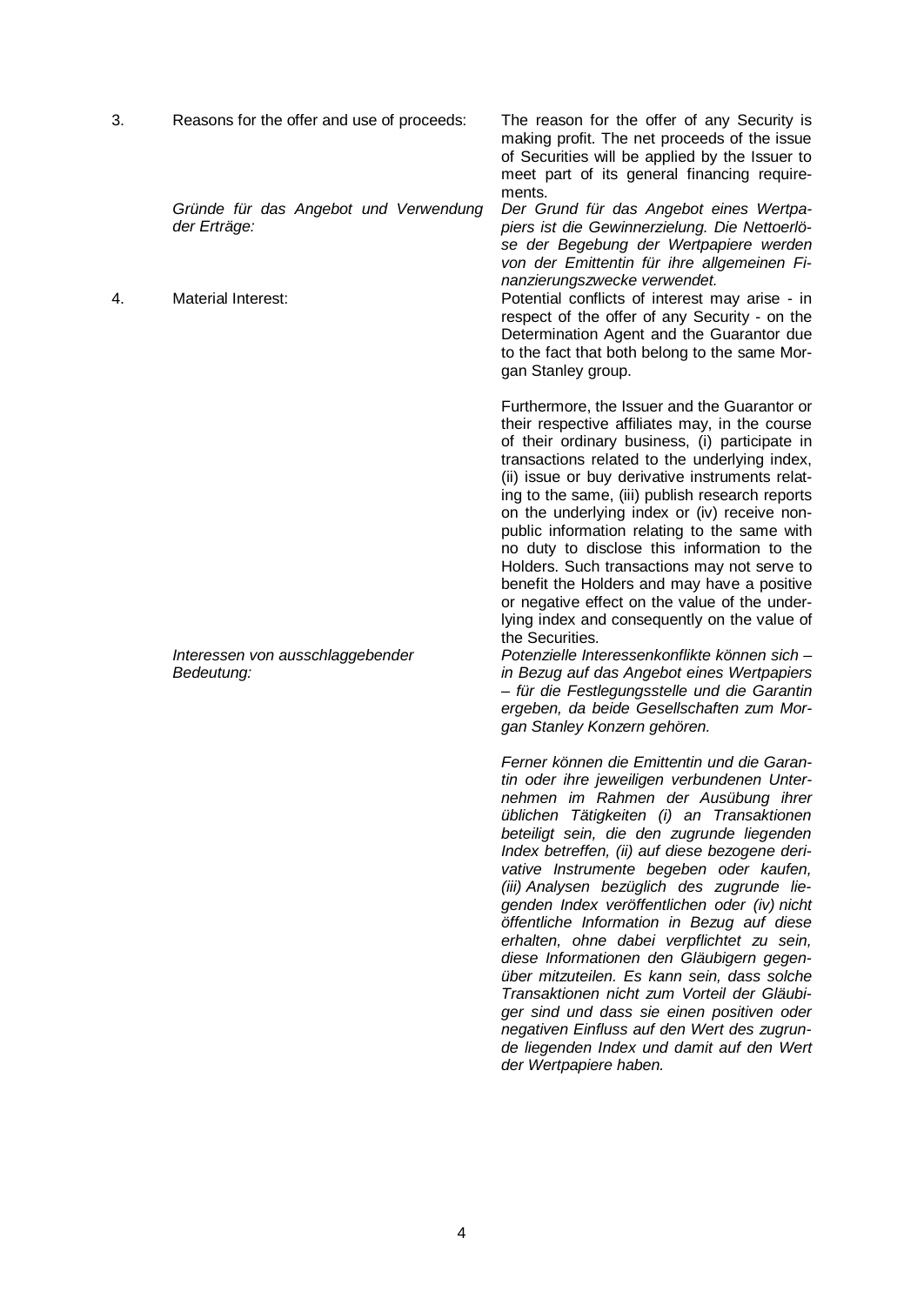| | | |
|---|---|---|
| 3. | Reasons for the offer and use of proceeds: | The reason for the offer of any Security is making profit. The net proceeds of the issue of Securities will be applied by the Issuer to meet part of its general financing requirements. |
| | *Gründe für das Angebot und Verwendung der Erträge:* | *Der Grund für das Angebot eines Wertpapiers ist die Gewinnerzielung. Die Nettoerlöse der Begebung der Wertpapiere werden von der Emittentin für ihre allgemeinen Finanzierungszwecke verwendet.* |
| 4. | Material Interest: | Potential conflicts of interest may arise - in respect of the offer of any Security - on the Determination Agent and the Guarantor due to the fact that both belong to the same Morgan Stanley group.<br><br>Furthermore, the Issuer and the Guarantor or their respective affiliates may, in the course of their ordinary business, (i) participate in transactions related to the underlying index, (ii) issue or buy derivative instruments relating to the same, (iii) publish research reports on the underlying index or (iv) receive non-public information relating to the same with no duty to disclose this information to the Holders. Such transactions may not serve to benefit the Holders and may have a positive or negative effect on the value of the underlying index and consequently on the value of the Securities. |
| | *Interessen von ausschlaggebender Bedeutung:* | *Potenzielle Interessenkonflikte können sich – in Bezug auf das Angebot eines Wertpapiers – für die Festlegungsstelle und die Garantin ergeben, da beide Gesellschaften zum Morgan Stanley Konzern gehören.*<br><br>*Ferner können die Emittentin und die Garantin oder ihre jeweiligen verbundenen Unternehmen im Rahmen der Ausübung ihrer üblichen Tätigkeiten (i) an Transaktionen beteiligt sein, die den zugrunde liegenden Index betreffen, (ii) auf diese bezogene derivative Instrumente begeben oder kaufen, (iii) Analysen bezüglich des zugrunde liegenden Index veröffentlichen oder (iv) nicht öffentliche Information in Bezug auf diese erhalten, ohne dabei verpflichtet zu sein, diese Informationen den Gläubigern gegenüber mitzuteilen. Es kann sein, dass solche Transaktionen nicht zum Vorteil der Gläubiger sind und dass sie einen positiven oder negativen Einfluss auf den Wert des zugrunde liegenden Index und damit auf den Wert der Wertpapiere haben.* |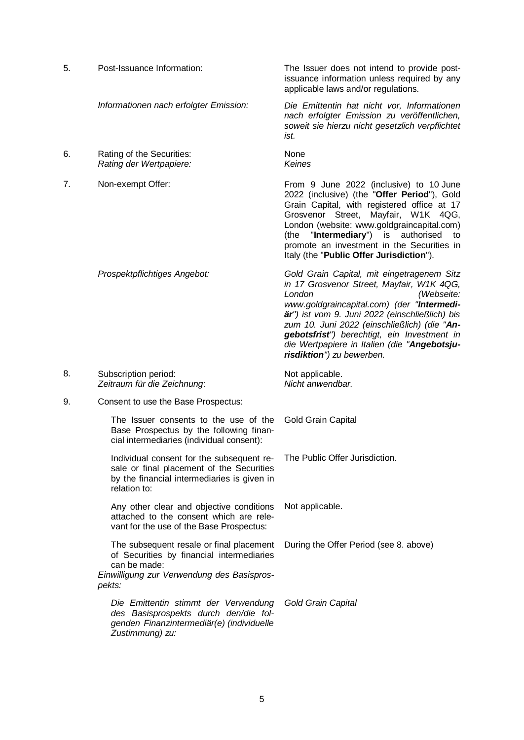| | | |
|---|---|---|
| 5. | Post-Issuance Information: | The Issuer does not intend to provide post-issuance information unless required by any applicable laws and/or regulations. |
| | *Informationen nach erfolgter Emission:* | *Die Emittentin hat nicht vor, Informationen nach erfolgter Emission zu veröffentlichen, soweit sie hierzu nicht gesetzlich verpflichtet ist.* |
| 6. | Rating of the Securities:<br>*Rating der Wertpapiere:* | None<br>*Keines* |
| 7. | Non-exempt Offer: | From 9 June 2022 (inclusive) to 10 June 2022 (inclusive) (the "**Offer Period**"), Gold Grain Capital, with registered office at 17 Grosvenor Street, Mayfair, W1K 4QG, London (website: www.goldgraincapital.com) (the "**Intermediary**") is authorised to promote an investment in the Securities in Italy (the "**Public Offer Jurisdiction**"). |
| | *Prospektpflichtiges Angebot:* | *Gold Grain Capital, mit eingetragenem Sitz in 17 Grosvenor Street, Mayfair, W1K 4QG, London (Webseite: www.goldgraincapital.com) (der "**Intermediär**") ist vom 9. Juni 2022 (einschließlich) bis zum 10. Juni 2022 (einschließlich) (die "**Angebotsfrist**") berechtigt, ein Investment in die Wertpapiere in Italien (die "**Angebotsjurisdiktion**") zu bewerben.* |
| 8. | Subscription period:<br>*Zeitraum für die Zeichnung:* | Not applicable.<br>*Nicht anwendbar.* |
| 9. | Consent to use the Base Prospectus: | |
| | The Issuer consents to the use of the Base Prospectus by the following financial intermediaries (individual consent): | Gold Grain Capital |
| | Individual consent for the subsequent resale or final placement of the Securities by the financial intermediaries is given in relation to: | The Public Offer Jurisdiction. |
| | Any other clear and objective conditions attached to the consent which are relevant for the use of the Base Prospectus: | Not applicable. |
| | The subsequent resale or final placement of Securities by financial intermediaries can be made: | During the Offer Period (see 8. above) |
| | *Einwilligung zur Verwendung des Basisprospekts:* | |
| | *Die Emittentin stimmt der Verwendung des Basisprospekts durch den/die folgenden Finanzintermediär(e) (individuelle Zustimmung) zu:* | *Gold Grain Capital* |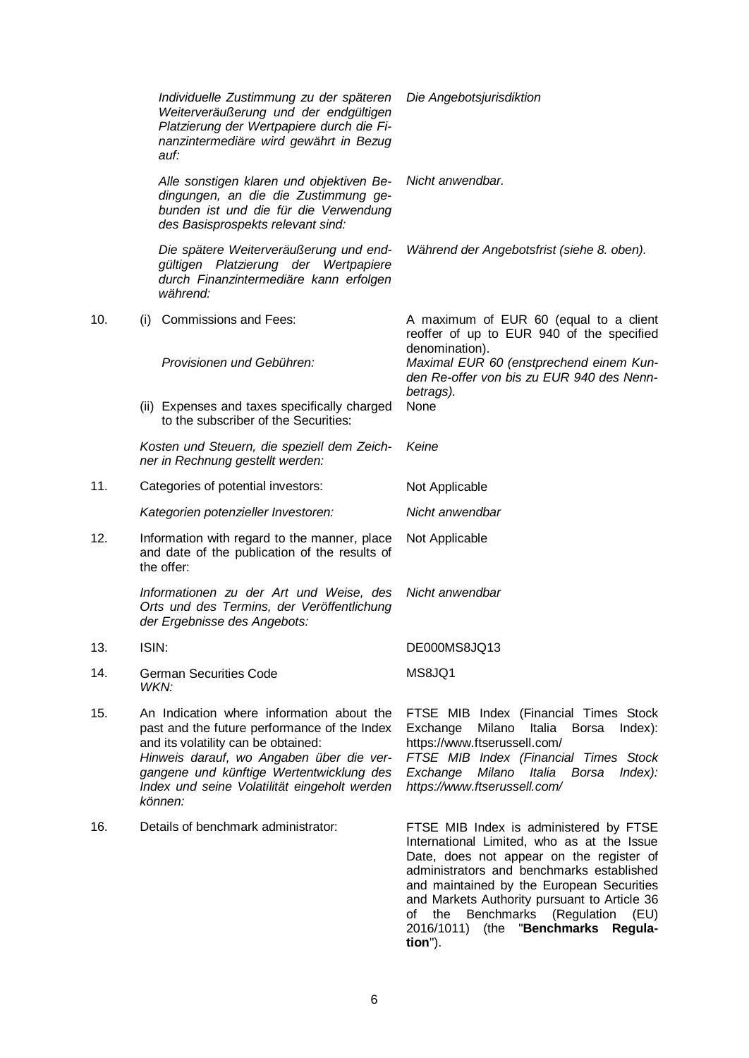| | | |
|---|---|---|
| | *Individuelle Zustimmung zu der späteren Weiterveräußerung und der endgültigen Platzierung der Wertpapiere durch die Finanzintermediäre wird gewährt in Bezug auf:* | *Die Angebotsjurisdiktion* |
| | *Alle sonstigen klaren und objektiven Bedingungen, an die die Zustimmung gebunden ist und die für die Verwendung des Basisprospekts relevant sind:* | *Nicht anwendbar.* |
| | *Die spätere Weiterveräußerung und endgültigen Platzierung der Wertpapiere durch Finanzintermediäre kann erfolgen während:* | *Während der Angebotsfrist (siehe 8. oben).* |
| 10. | (i) Commissions and Fees: | A maximum of EUR 60 (equal to a client reoffer of up to EUR 940 of the specified denomination). |
| | *Provisionen und Gebühren:* | *Maximal EUR 60 (enstprechend einem Kunden Re-offer von bis zu EUR 940 des Nennbetrags).* |
| | (ii) Expenses and taxes specifically charged to the subscriber of the Securities: | None |
| | *Kosten und Steuern, die speziell dem Zeichner in Rechnung gestellt werden:* | *Keine* |
| 11. | Categories of potential investors: | Not Applicable |
| | *Kategorien potenzieller Investoren:* | *Nicht anwendbar* |
| 12. | Information with regard to the manner, place and date of the publication of the results of the offer: | Not Applicable |
| | *Informationen zu der Art und Weise, des Orts und des Termins, der Veröffentlichung der Ergebnisse des Angebots:* | *Nicht anwendbar* |
| 13. | ISIN: | DE000MS8JQ13 |
| 14. | German Securities Code<br>*WKN:* | MS8JQ1 |
| 15. | An Indication where information about the past and the future performance of the Index and its volatility can be obtained:<br>*Hinweis darauf, wo Angaben über die vergangene und künftige Wertentwicklung des Index und seine Volatilität eingeholt werden können:* | FTSE MIB Index (Financial Times Stock Exchange Milano Italia Borsa Index): https://www.ftserussell.com/<br>*FTSE MIB Index (Financial Times Stock Exchange Milano Italia Borsa Index): https://www.ftserussell.com/* |
| 16. | Details of benchmark administrator: | FTSE MIB Index is administered by FTSE International Limited, who as at the Issue Date, does not appear on the register of administrators and benchmarks established and maintained by the European Securities and Markets Authority pursuant to Article 36 of the Benchmarks (Regulation (EU) 2016/1011) (the "**Benchmarks Regulation**"). |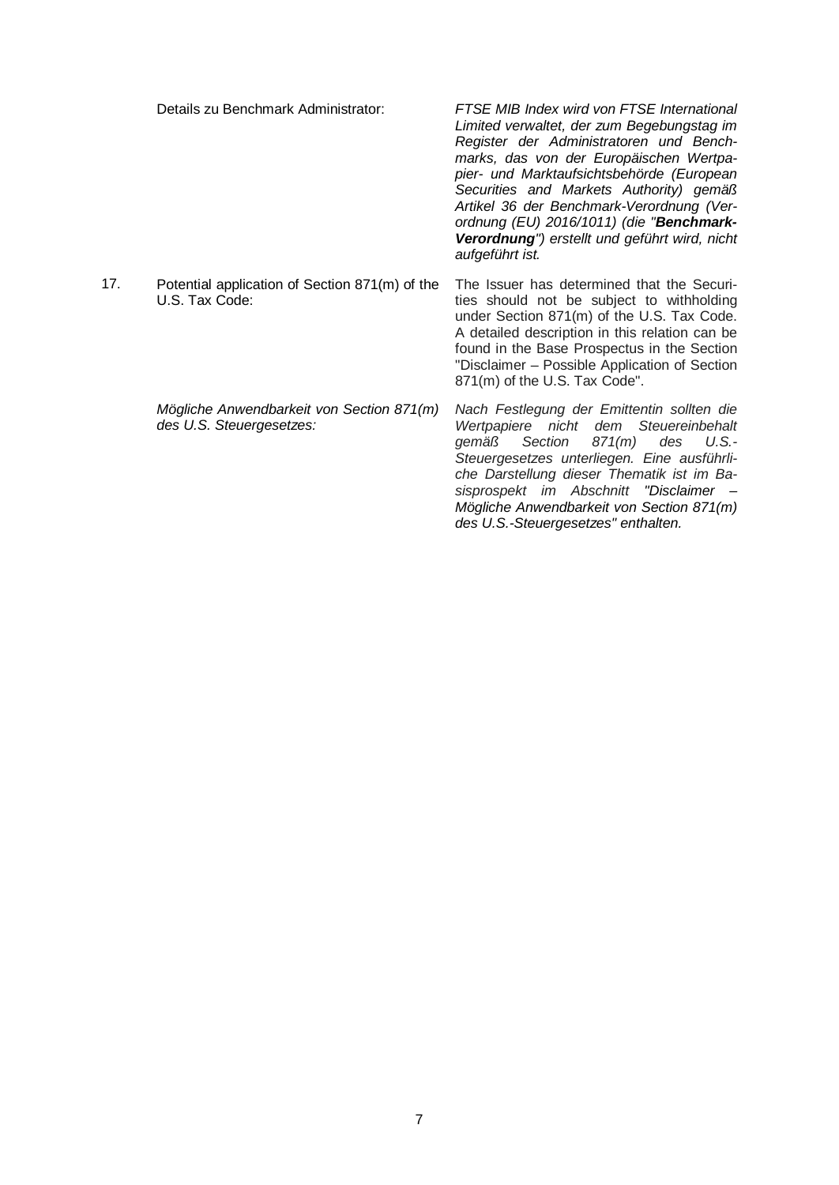| | | |
|---|---|---|
| | Details zu Benchmark Administrator: | *FTSE MIB Index wird von FTSE International Limited verwaltet, der zum Begebungstag im Register der Administratoren und Benchmarks, das von der Europäischen Wertpapier- und Marktaufsichtsbehörde (European Securities and Markets Authority) gemäß Artikel 36 der Benchmark-Verordnung (Verordnung (EU) 2016/1011) (die "**Benchmark-Verordnung**") erstellt und geführt wird, nicht aufgeführt ist.* |
| 17. | Potential application of Section 871(m) of the U.S. Tax Code: | The Issuer has determined that the Securities should not be subject to withholding under Section 871(m) of the U.S. Tax Code. A detailed description in this relation can be found in the Base Prospectus in the Section "Disclaimer – Possible Application of Section 871(m) of the U.S. Tax Code". |
| | *Mögliche Anwendbarkeit von Section 871(m) des U.S. Steuergesetzes:* | *Nach Festlegung der Emittentin sollten die Wertpapiere nicht dem Steuereinbehalt gemäß Section 871(m) des U.S.-Steuergesetzes unterliegen. Eine ausführliche Darstellung dieser Thematik ist im Basisprospekt im Abschnitt "Disclaimer – Mögliche Anwendbarkeit von Section 871(m) des U.S.-Steuergesetzes" enthalten.* |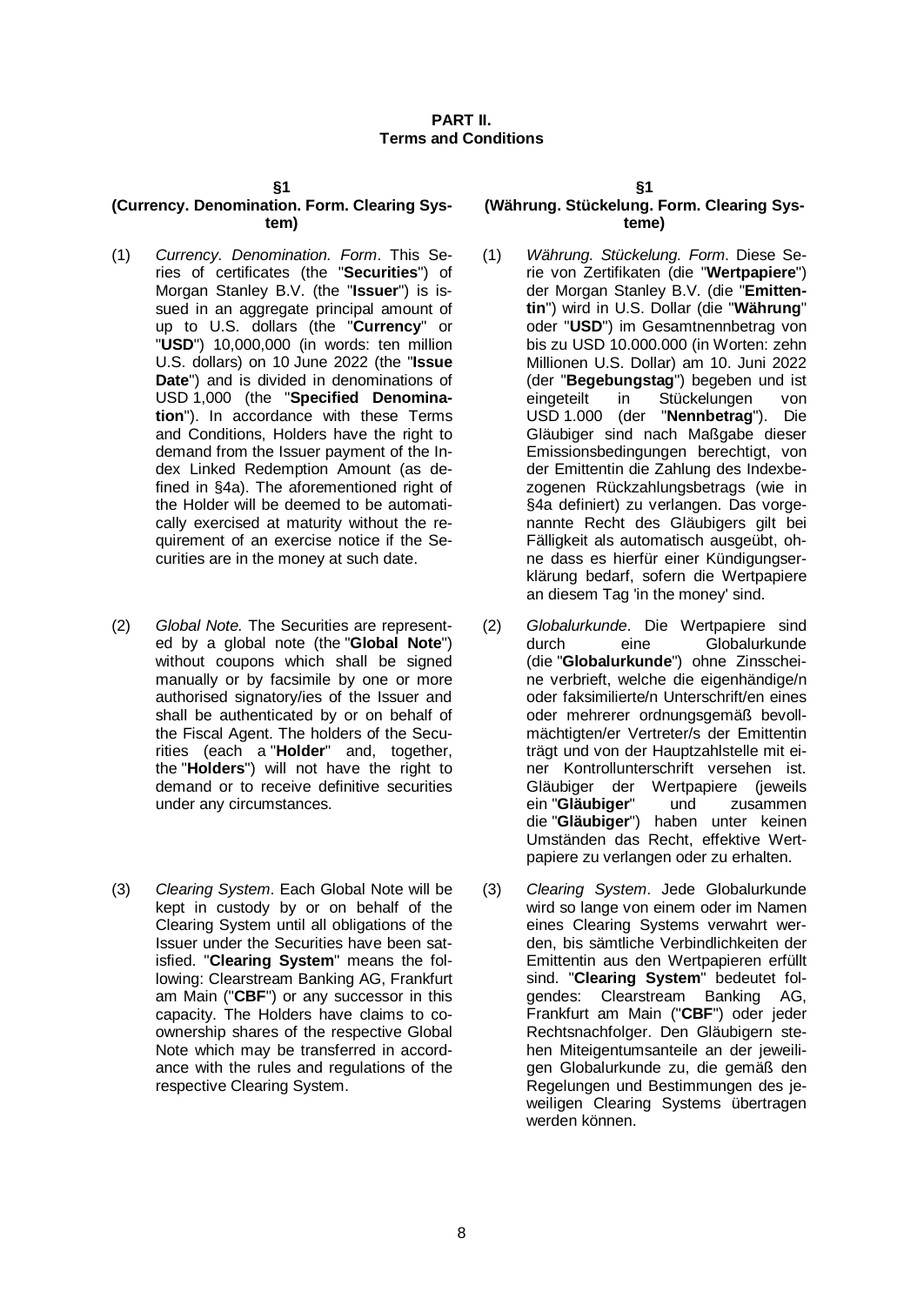# PART II.
# Terms and Conditions

## §1
## (Currency. Denomination. Form. Clearing System)

(1) *Currency. Denomination. Form*. This Series of certificates (the "**Securities**") of Morgan Stanley B.V. (the "**Issuer**") is issued in an aggregate principal amount of up to U.S. dollars (the "**Currency**" or "**USD**") 10,000,000 (in words: ten million U.S. dollars) on 10 June 2022 (the "**Issue Date**") and is divided in denominations of USD 1,000 (the "**Specified Denomination**"). In accordance with these Terms and Conditions, Holders have the right to demand from the Issuer payment of the Index Linked Redemption Amount (as defined in §4a). The aforementioned right of the Holder will be deemed to be automatically exercised at maturity without the requirement of an exercise notice if the Securities are in the money at such date.

(2) *Global Note.* The Securities are represented by a global note (the "**Global Note**") without coupons which shall be signed manually or by facsimile by one or more authorised signatory/ies of the Issuer and shall be authenticated by or on behalf of the Fiscal Agent. The holders of the Securities (each a "**Holder**" and, together, the "**Holders**") will not have the right to demand or to receive definitive securities under any circumstances.

(3) *Clearing System*. Each Global Note will be kept in custody by or on behalf of the Clearing System until all obligations of the Issuer under the Securities have been satisfied. "**Clearing System**" means the following: Clearstream Banking AG, Frankfurt am Main ("**CBF**") or any successor in this capacity. The Holders have claims to co-ownership shares of the respective Global Note which may be transferred in accordance with the rules and regulations of the respective Clearing System.

## §1
## (Währung. Stückelung. Form. Clearing Systeme)

(1) *Währung. Stückelung. Form*. Diese Serie von Zertifikaten (die "**Wertpapiere**") der Morgan Stanley B.V. (die "**Emittentin**") wird in U.S. Dollar (die "**Währung**" oder "**USD**") im Gesamtnennbetrag von bis zu USD 10.000.000 (in Worten: zehn Millionen U.S. Dollar) am 10. Juni 2022 (der "**Begebungstag**") begeben und ist eingeteilt in Stückelungen von USD 1.000 (der "**Nennbetrag**"). Die Gläubiger sind nach Maßgabe dieser Emissionsbedingungen berechtigt, von der Emittentin die Zahlung des Indexbezogenen Rückzahlungsbetrags (wie in §4a definiert) zu verlangen. Das vorgenannte Recht des Gläubigers gilt bei Fälligkeit als automatisch ausgeübt, ohne dass es hierfür einer Kündigungserklärung bedarf, sofern die Wertpapiere an diesem Tag 'in the money' sind.

(2) *Globalurkunde*. Die Wertpapiere sind durch eine Globalurkunde (die "**Globalurkunde**") ohne Zinsscheine verbrieft, welche die eigenhändige/n oder faksimilierte/n Unterschrift/en eines oder mehrerer ordnungsgemäß bevollmächtigten/er Vertreter/s der Emittentin trägt und von der Hauptzahlstelle mit einer Kontrollunterschrift versehen ist. Gläubiger der Wertpapiere (jeweils ein "**Gläubiger**" und zusammen die "**Gläubiger**") haben unter keinen Umständen das Recht, effektive Wertpapiere zu verlangen oder zu erhalten.

(3) *Clearing System*. Jede Globalurkunde wird so lange von einem oder im Namen eines Clearing Systems verwahrt werden, bis sämtliche Verbindlichkeiten der Emittentin aus den Wertpapieren erfüllt sind. "**Clearing System**" bedeutet folgendes: Clearstream Banking AG, Frankfurt am Main ("**CBF**") oder jeder Rechtsnachfolger. Den Gläubigern stehen Miteigentumsanteile an der jeweiligen Globalurkunde zu, die gemäß den Regelungen und Bestimmungen des jeweiligen Clearing Systems übertragen werden können.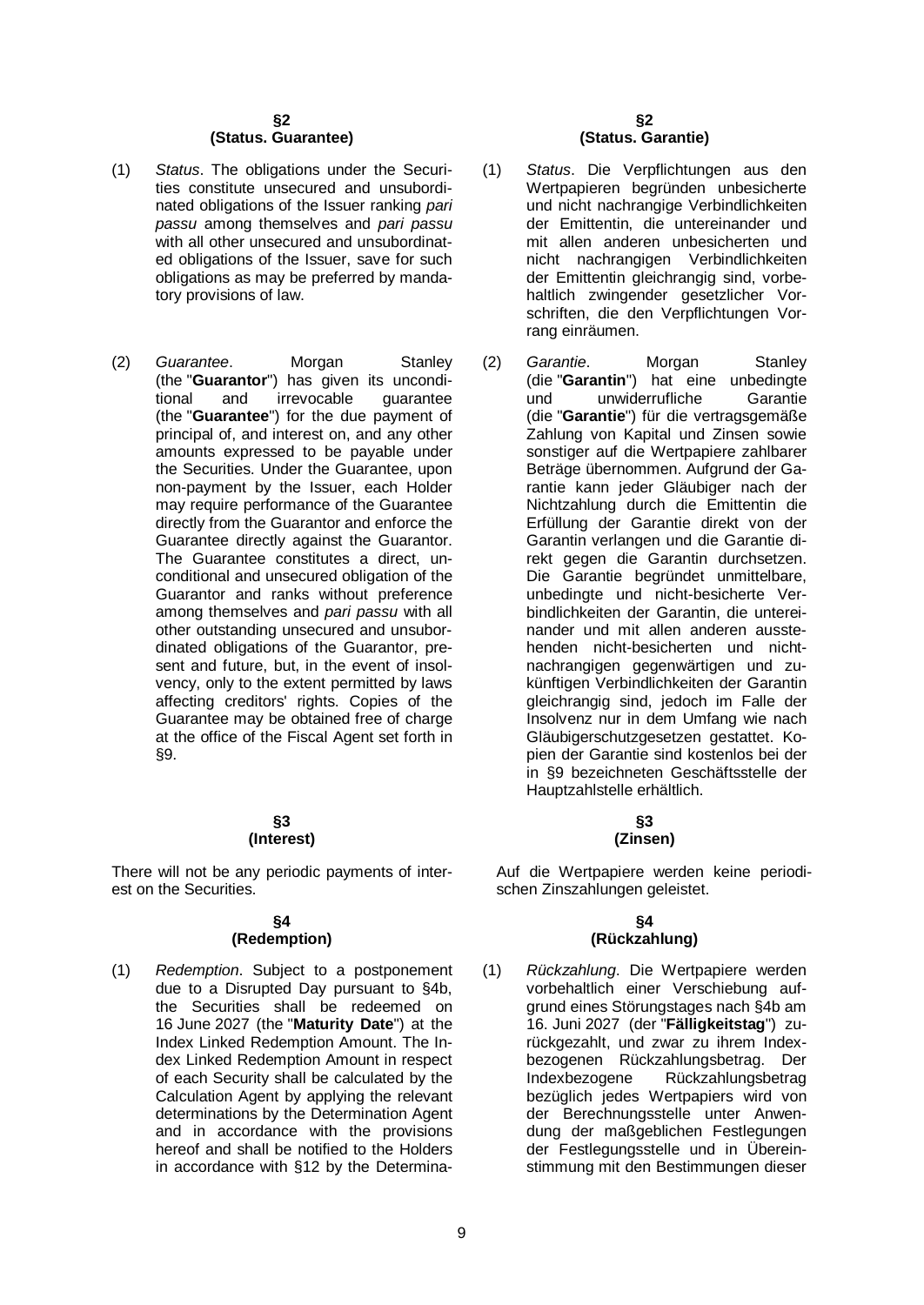## §2
## (Status. Guarantee)

(1) *Status*. The obligations under the Securities constitute unsecured and unsubordinated obligations of the Issuer ranking *pari passu* among themselves and *pari passu* with all other unsecured and unsubordinated obligations of the Issuer, save for such obligations as may be preferred by mandatory provisions of law.

(2) *Guarantee*. Morgan Stanley (the "**Guarantor**") has given its unconditional and irrevocable guarantee (the "**Guarantee**") for the due payment of principal of, and interest on, and any other amounts expressed to be payable under the Securities. Under the Guarantee, upon non-payment by the Issuer, each Holder may require performance of the Guarantee directly from the Guarantor and enforce the Guarantee directly against the Guarantor. The Guarantee constitutes a direct, unconditional and unsecured obligation of the Guarantor and ranks without preference among themselves and *pari passu* with all other outstanding unsecured and unsubordinated obligations of the Guarantor, present and future, but, in the event of insolvency, only to the extent permitted by laws affecting creditors' rights. Copies of the Guarantee may be obtained free of charge at the office of the Fiscal Agent set forth in §9.

## §3
## (Interest)

There will not be any periodic payments of interest on the Securities.

## §4
## (Redemption)

(1) *Redemption*. Subject to a postponement due to a Disrupted Day pursuant to §4b, the Securities shall be redeemed on 16 June 2027 (the "**Maturity Date**") at the Index Linked Redemption Amount. The Index Linked Redemption Amount in respect of each Security shall be calculated by the Calculation Agent by applying the relevant determinations by the Determination Agent and in accordance with the provisions hereof and shall be notified to the Holders in accordance with §12 by the Determina-

## §2
## (Status. Garantie)

(1) *Status*. Die Verpflichtungen aus den Wertpapieren begründen unbesicherte und nicht nachrangige Verbindlichkeiten der Emittentin, die untereinander und mit allen anderen unbesicherten und nicht nachrangigen Verbindlichkeiten der Emittentin gleichrangig sind, vorbehaltlich zwingender gesetzlicher Vorschriften, die den Verpflichtungen Vorrang einräumen.

(2) *Garantie*. Morgan Stanley (die "**Garantin**") hat eine unbedingte und unwiderrufliche Garantie (die "**Garantie**") für die vertragsgemäße Zahlung von Kapital und Zinsen sowie sonstiger auf die Wertpapiere zahlbarer Beträge übernommen. Aufgrund der Garantie kann jeder Gläubiger nach der Nichtzahlung durch die Emittentin die Erfüllung der Garantie direkt von der Garantin verlangen und die Garantie direkt gegen die Garantin durchsetzen. Die Garantie begründet unmittelbare, unbedingte und nicht-besicherte Verbindlichkeiten der Garantin, die untereinander und mit allen anderen ausstehenden nicht-besicherten und nicht-nachrangigen gegenwärtigen und zukünftigen Verbindlichkeiten der Garantin gleichrangig sind, jedoch im Falle der Insolvenz nur in dem Umfang wie nach Gläubigerschutzgesetzen gestattet. Kopien der Garantie sind kostenlos bei der in §9 bezeichneten Geschäftsstelle der Hauptzahlstelle erhältlich.

## §3
## (Zinsen)

Auf die Wertpapiere werden keine periodischen Zinszahlungen geleistet.

## §4
## (Rückzahlung)

(1) *Rückzahlung*. Die Wertpapiere werden vorbehaltlich einer Verschiebung aufgrund eines Störungstages nach §4b am 16. Juni 2027 (der "**Fälligkeitstag**") zurückgezahlt, und zwar zu ihrem Indexbezogenen Rückzahlungsbetrag. Der Indexbezogene Rückzahlungsbetrag bezüglich jedes Wertpapiers wird von der Berechnungsstelle unter Anwendung der maßgeblichen Festlegungen der Festlegungsstelle und in Übereinstimmung mit den Bestimmungen dieser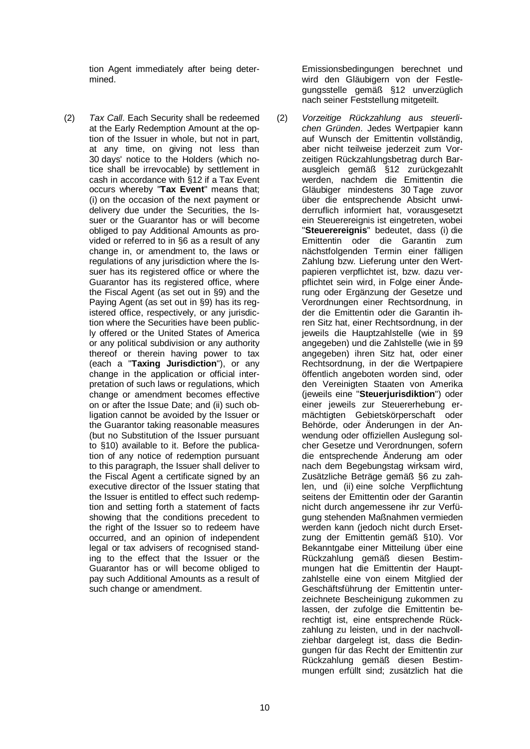tion Agent immediately after being determined.

(2) *Tax Call*. Each Security shall be redeemed at the Early Redemption Amount at the option of the Issuer in whole, but not in part, at any time, on giving not less than 30 days' notice to the Holders (which notice shall be irrevocable) by settlement in cash in accordance with §12 if a Tax Event occurs whereby "**Tax Event**" means that; (i) on the occasion of the next payment or delivery due under the Securities, the Issuer or the Guarantor has or will become obliged to pay Additional Amounts as provided or referred to in §6 as a result of any change in, or amendment to, the laws or regulations of any jurisdiction where the Issuer has its registered office or where the Guarantor has its registered office, where the Fiscal Agent (as set out in §9) and the Paying Agent (as set out in §9) has its registered office, respectively, or any jurisdiction where the Securities have been publicly offered or the United States of America or any political subdivision or any authority thereof or therein having power to tax (each a "**Taxing Jurisdiction**"), or any change in the application or official interpretation of such laws or regulations, which change or amendment becomes effective on or after the Issue Date; and (ii) such obligation cannot be avoided by the Issuer or the Guarantor taking reasonable measures (but no Substitution of the Issuer pursuant to §10) available to it. Before the publication of any notice of redemption pursuant to this paragraph, the Issuer shall deliver to the Fiscal Agent a certificate signed by an executive director of the Issuer stating that the Issuer is entitled to effect such redemption and setting forth a statement of facts showing that the conditions precedent to the right of the Issuer so to redeem have occurred, and an opinion of independent legal or tax advisers of recognised standing to the effect that the Issuer or the Guarantor has or will become obliged to pay such Additional Amounts as a result of such change or amendment.

Emissionsbedingungen berechnet und wird den Gläubigern von der Festlegungsstelle gemäß §12 unverzüglich nach seiner Feststellung mitgeteilt.

(2) *Vorzeitige Rückzahlung aus steuerlichen Gründen*. Jedes Wertpapier kann auf Wunsch der Emittentin vollständig, aber nicht teilweise jederzeit zum Vorzeitigen Rückzahlungsbetrag durch Barausgleich gemäß §12 zurückgezahlt werden, nachdem die Emittentin die Gläubiger mindestens 30 Tage zuvor über die entsprechende Absicht unwiderruflich informiert hat, vorausgesetzt ein Steuerereignis ist eingetreten, wobei "**Steuerereignis**" bedeutet, dass (i) die Emittentin oder die Garantin zum nächstfolgenden Termin einer fälligen Zahlung bzw. Lieferung unter den Wertpapieren verpflichtet ist, bzw. dazu verpflichtet sein wird, in Folge einer Änderung oder Ergänzung der Gesetze und Verordnungen einer Rechtsordnung, in der die Emittentin oder die Garantin ihren Sitz hat, einer Rechtsordnung, in der jeweils die Hauptzahlstelle (wie in §9 angegeben) und die Zahlstelle (wie in §9 angegeben) ihren Sitz hat, oder einer Rechtsordnung, in der die Wertpapiere öffentlich angeboten worden sind, oder den Vereinigten Staaten von Amerika (jeweils eine "**Steuerjurisdiktion**") oder einer jeweils zur Steuererhebung ermächtigten Gebietskörperschaft oder Behörde, oder Änderungen in der Anwendung oder offiziellen Auslegung solcher Gesetze und Verordnungen, sofern die entsprechende Änderung am oder nach dem Begebungstag wirksam wird, Zusätzliche Beträge gemäß §6 zu zahlen, und (ii) eine solche Verpflichtung seitens der Emittentin oder der Garantin nicht durch angemessene ihr zur Verfügung stehenden Maßnahmen vermieden werden kann (jedoch nicht durch Ersetzung der Emittentin gemäß §10). Vor Bekanntgabe einer Mitteilung über eine Rückzahlung gemäß diesen Bestimmungen hat die Emittentin der Hauptzahlstelle eine von einem Mitglied der Geschäftsführung der Emittentin unterzeichnete Bescheinigung zukommen zu lassen, der zufolge die Emittentin berechtigt ist, eine entsprechende Rückzahlung zu leisten, und in der nachvollziehbar dargelegt ist, dass die Bedingungen für das Recht der Emittentin zur Rückzahlung gemäß diesen Bestimmungen erfüllt sind; zusätzlich hat die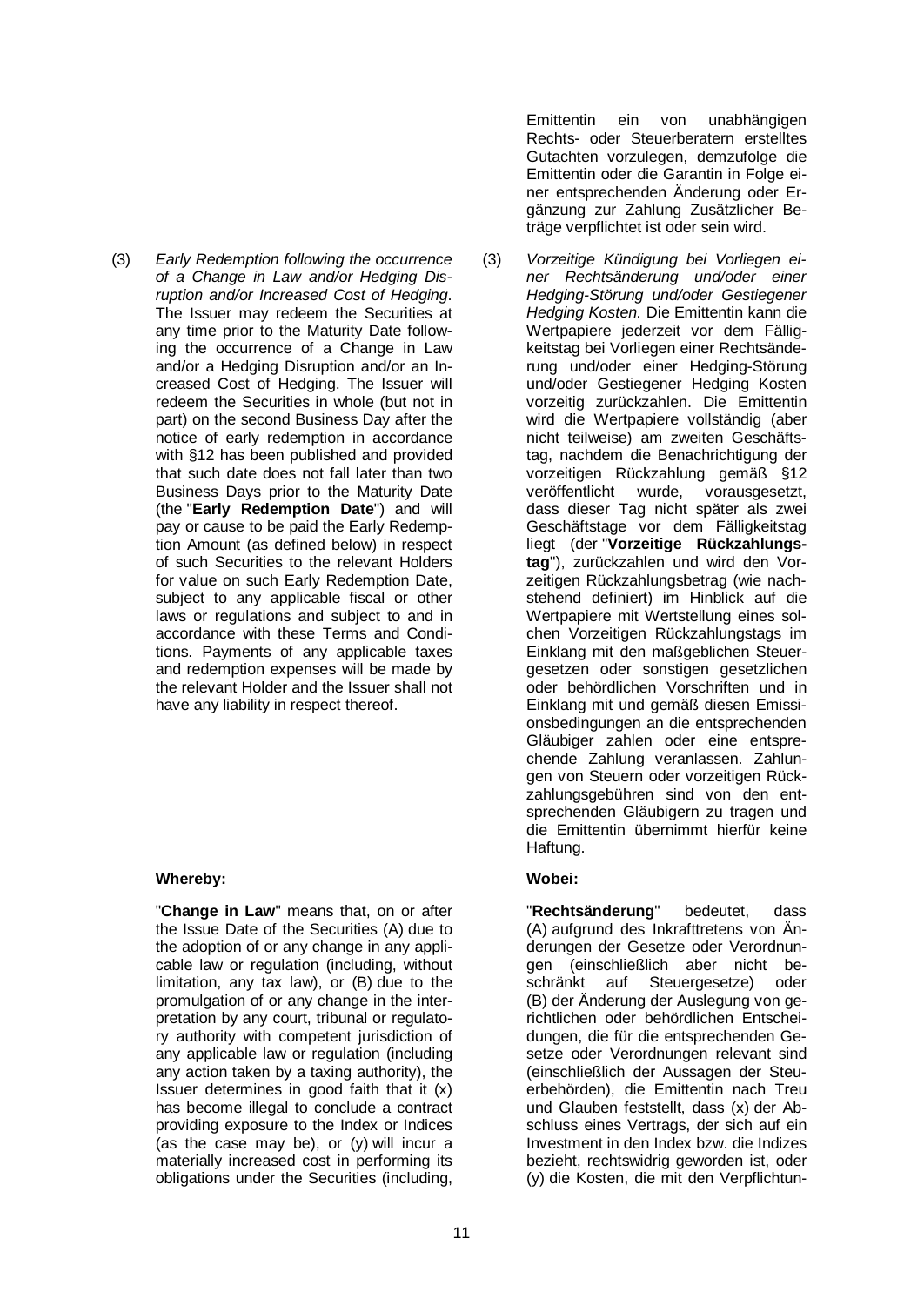Emittentin ein von unabhängigen Rechts- oder Steuerberatern erstelltes Gutachten vorzulegen, demzufolge die Emittentin oder die Garantin in Folge einer entsprechenden Änderung oder Ergänzung zur Zahlung Zusätzlicher Beträge verpflichtet ist oder sein wird.

(3) *Early Redemption following the occurrence of a Change in Law and/or Hedging Disruption and/or Increased Cost of Hedging*. The Issuer may redeem the Securities at any time prior to the Maturity Date following the occurrence of a Change in Law and/or a Hedging Disruption and/or an Increased Cost of Hedging. The Issuer will redeem the Securities in whole (but not in part) on the second Business Day after the notice of early redemption in accordance with §12 has been published and provided that such date does not fall later than two Business Days prior to the Maturity Date (the "**Early Redemption Date**") and will pay or cause to be paid the Early Redemption Amount (as defined below) in respect of such Securities to the relevant Holders for value on such Early Redemption Date, subject to any applicable fiscal or other laws or regulations and subject to and in accordance with these Terms and Conditions. Payments of any applicable taxes and redemption expenses will be made by the relevant Holder and the Issuer shall not have any liability in respect thereof.

(3) *Vorzeitige Kündigung bei Vorliegen einer Rechtsänderung und/oder einer Hedging-Störung und/oder Gestiegener Hedging Kosten.* Die Emittentin kann die Wertpapiere jederzeit vor dem Fälligkeitstag bei Vorliegen einer Rechtsänderung und/oder einer Hedging-Störung und/oder Gestiegener Hedging Kosten vorzeitig zurückzahlen. Die Emittentin wird die Wertpapiere vollständig (aber nicht teilweise) am zweiten Geschäftstag, nachdem die Benachrichtigung der vorzeitigen Rückzahlung gemäß §12 veröffentlicht wurde, vorausgesetzt, dass dieser Tag nicht später als zwei Geschäftstage vor dem Fälligkeitstag liegt (der "**Vorzeitige Rückzahlungstag**"), zurückzahlen und wird den Vorzeitigen Rückzahlungsbetrag (wie nachstehend definiert) im Hinblick auf die Wertpapiere mit Wertstellung eines solchen Vorzeitigen Rückzahlungstags im Einklang mit den maßgeblichen Steuergesetzen oder sonstigen gesetzlichen oder behördlichen Vorschriften und in Einklang mit und gemäß diesen Emissionsbedingungen an die entsprechenden Gläubiger zahlen oder eine entsprechende Zahlung veranlassen. Zahlungen von Steuern oder vorzeitigen Rückzahlungsgebühren sind von den entsprechenden Gläubigern zu tragen und die Emittentin übernimmt hierfür keine Haftung.

**Whereby:**

**Wobei:**

"**Change in Law**" means that, on or after the Issue Date of the Securities (A) due to the adoption of or any change in any applicable law or regulation (including, without limitation, any tax law), or (B) due to the promulgation of or any change in the interpretation by any court, tribunal or regulatory authority with competent jurisdiction of any applicable law or regulation (including any action taken by a taxing authority), the Issuer determines in good faith that it (x) has become illegal to conclude a contract providing exposure to the Index or Indices (as the case may be), or (y) will incur a materially increased cost in performing its obligations under the Securities (including,

"**Rechtsänderung**" bedeutet, dass (A) aufgrund des Inkrafttretens von Änderungen der Gesetze oder Verordnungen (einschließlich aber nicht beschränkt auf Steuergesetze) oder (B) der Änderung der Auslegung von gerichtlichen oder behördlichen Entscheidungen, die für die entsprechenden Gesetze oder Verordnungen relevant sind (einschließlich der Aussagen der Steuerbehörden), die Emittentin nach Treu und Glauben feststellt, dass (x) der Abschluss eines Vertrags, der sich auf ein Investment in den Index bzw. die Indizes bezieht, rechtswidrig geworden ist, oder (y) die Kosten, die mit den Verpflichtun-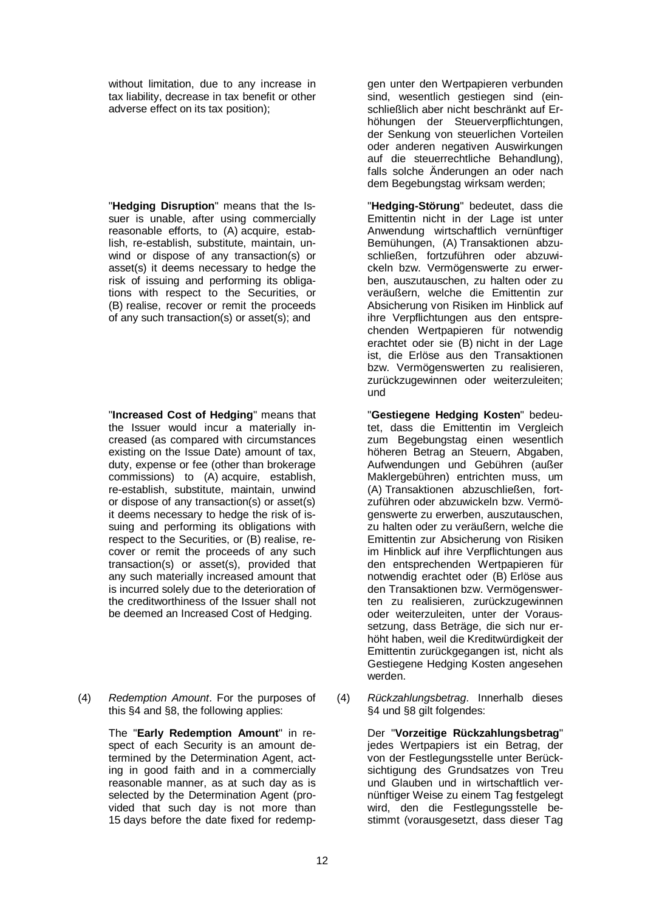without limitation, due to any increase in tax liability, decrease in tax benefit or other adverse effect on its tax position);

"**Hedging Disruption**" means that the Issuer is unable, after using commercially reasonable efforts, to (A) acquire, establish, re-establish, substitute, maintain, unwind or dispose of any transaction(s) or asset(s) it deems necessary to hedge the risk of issuing and performing its obligations with respect to the Securities, or (B) realise, recover or remit the proceeds of any such transaction(s) or asset(s); and

"**Increased Cost of Hedging**" means that the Issuer would incur a materially increased (as compared with circumstances existing on the Issue Date) amount of tax, duty, expense or fee (other than brokerage commissions) to (A) acquire, establish, re-establish, substitute, maintain, unwind or dispose of any transaction(s) or asset(s) it deems necessary to hedge the risk of issuing and performing its obligations with respect to the Securities, or (B) realise, recover or remit the proceeds of any such transaction(s) or asset(s), provided that any such materially increased amount that is incurred solely due to the deterioration of the creditworthiness of the Issuer shall not be deemed an Increased Cost of Hedging.

(4) *Redemption Amount*. For the purposes of this §4 and §8, the following applies:

The "**Early Redemption Amount**" in respect of each Security is an amount determined by the Determination Agent, acting in good faith and in a commercially reasonable manner, as at such day as is selected by the Determination Agent (provided that such day is not more than 15 days before the date fixed for redemp-

gen unter den Wertpapieren verbunden sind, wesentlich gestiegen sind (einschließlich aber nicht beschränkt auf Erhöhungen der Steuerverpflichtungen, der Senkung von steuerlichen Vorteilen oder anderen negativen Auswirkungen auf die steuerrechtliche Behandlung), falls solche Änderungen an oder nach dem Begebungstag wirksam werden;

"**Hedging-Störung**" bedeutet, dass die Emittentin nicht in der Lage ist unter Anwendung wirtschaftlich vernünftiger Bemühungen, (A) Transaktionen abzuschließen, fortzuführen oder abzuwickeln bzw. Vermögenswerte zu erwerben, auszutauschen, zu halten oder zu veräußern, welche die Emittentin zur Absicherung von Risiken im Hinblick auf ihre Verpflichtungen aus den entsprechenden Wertpapieren für notwendig erachtet oder sie (B) nicht in der Lage ist, die Erlöse aus den Transaktionen bzw. Vermögenswerten zu realisieren, zurückzugewinnen oder weiterzuleiten; und

"**Gestiegene Hedging Kosten**" bedeutet, dass die Emittentin im Vergleich zum Begebungstag einen wesentlich höheren Betrag an Steuern, Abgaben, Aufwendungen und Gebühren (außer Maklergebühren) entrichten muss, um (A) Transaktionen abzuschließen, fortzuführen oder abzuwickeln bzw. Vermögenswerte zu erwerben, auszutauschen, zu halten oder zu veräußern, welche die Emittentin zur Absicherung von Risiken im Hinblick auf ihre Verpflichtungen aus den entsprechenden Wertpapieren für notwendig erachtet oder (B) Erlöse aus den Transaktionen bzw. Vermögenswerten zu realisieren, zurückzugewinnen oder weiterzuleiten, unter der Voraussetzung, dass Beträge, die sich nur erhöht haben, weil die Kreditwürdigkeit der Emittentin zurückgegangen ist, nicht als Gestiegene Hedging Kosten angesehen werden.

(4) *Rückzahlungsbetrag*. Innerhalb dieses §4 und §8 gilt folgendes:

Der "**Vorzeitige Rückzahlungsbetrag**" jedes Wertpapiers ist ein Betrag, der von der Festlegungsstelle unter Berücksichtigung des Grundsatzes von Treu und Glauben und in wirtschaftlich vernünftiger Weise zu einem Tag festgelegt wird, den die Festlegungsstelle bestimmt (vorausgesetzt, dass dieser Tag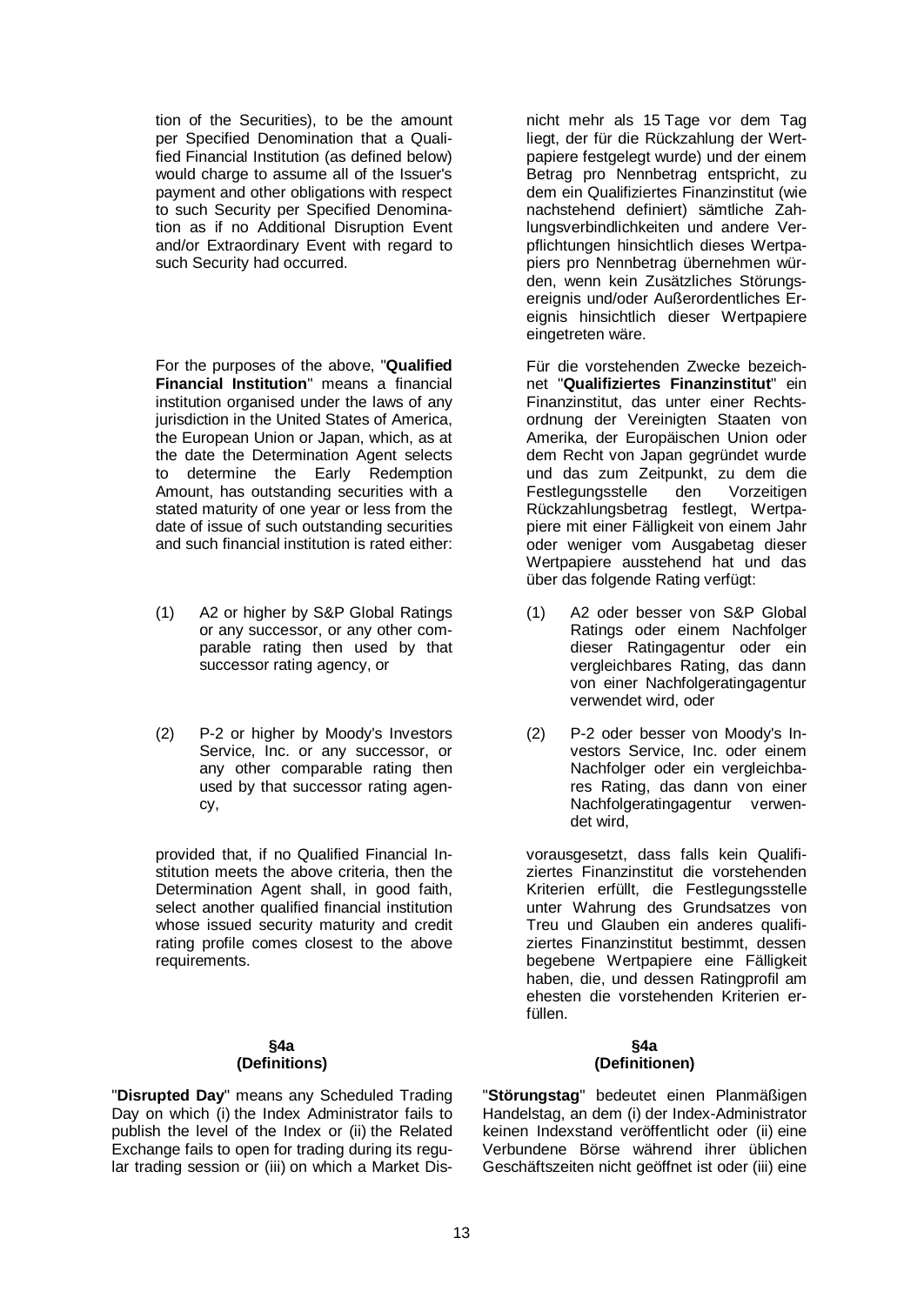tion of the Securities), to be the amount per Specified Denomination that a Qualified Financial Institution (as defined below) would charge to assume all of the Issuer's payment and other obligations with respect to such Security per Specified Denomination as if no Additional Disruption Event and/or Extraordinary Event with regard to such Security had occurred.

For the purposes of the above, "**Qualified Financial Institution**" means a financial institution organised under the laws of any jurisdiction in the United States of America, the European Union or Japan, which, as at the date the Determination Agent selects to determine the Early Redemption Amount, has outstanding securities with a stated maturity of one year or less from the date of issue of such outstanding securities and such financial institution is rated either:

(1) A2 or higher by S&P Global Ratings or any successor, or any other comparable rating then used by that successor rating agency, or

(2) P-2 or higher by Moody's Investors Service, Inc. or any successor, or any other comparable rating then used by that successor rating agency,

provided that, if no Qualified Financial Institution meets the above criteria, then the Determination Agent shall, in good faith, select another qualified financial institution whose issued security maturity and credit rating profile comes closest to the above requirements.

nicht mehr als 15 Tage vor dem Tag liegt, der für die Rückzahlung der Wertpapiere festgelegt wurde) und der einem Betrag pro Nennbetrag entspricht, zu dem ein Qualifiziertes Finanzinstitut (wie nachstehend definiert) sämtliche Zahlungsverbindlichkeiten und andere Verpflichtungen hinsichtlich dieses Wertpapiers pro Nennbetrag übernehmen würden, wenn kein Zusätzliches Störungsereignis und/oder Außerordentliches Ereignis hinsichtlich dieser Wertpapiere eingetreten wäre.

Für die vorstehenden Zwecke bezeichnet "**Qualifiziertes Finanzinstitut**" ein Finanzinstitut, das unter einer Rechtsordnung der Vereinigten Staaten von Amerika, der Europäischen Union oder dem Recht von Japan gegründet wurde und das zum Zeitpunkt, zu dem die Festlegungsstelle den Vorzeitigen Rückzahlungsbetrag festlegt, Wertpapiere mit einer Fälligkeit von einem Jahr oder weniger vom Ausgabetag dieser Wertpapiere ausstehend hat und das über das folgende Rating verfügt:

(1) A2 oder besser von S&P Global Ratings oder einem Nachfolger dieser Ratingagentur oder ein vergleichbares Rating, das dann von einer Nachfolgeratingagentur verwendet wird, oder

(2) P-2 oder besser von Moody's Investors Service, Inc. oder einem Nachfolger oder ein vergleichbares Rating, das dann von einer Nachfolgeratingagentur verwendet wird,

vorausgesetzt, dass falls kein Qualifiziertes Finanzinstitut die vorstehenden Kriterien erfüllt, die Festlegungsstelle unter Wahrung des Grundsatzes von Treu und Glauben ein anderes qualifiziertes Finanzinstitut bestimmt, dessen begebene Wertpapiere eine Fälligkeit haben, die, und dessen Ratingprofil am ehesten die vorstehenden Kriterien erfüllen.

## §4a (Definitions)

"**Disrupted Day**" means any Scheduled Trading Day on which (i) the Index Administrator fails to publish the level of the Index or (ii) the Related Exchange fails to open for trading during its regular trading session or (iii) on which a Market Dis-

## §4a (Definitionen)

"**Störungstag**" bedeutet einen Planmäßigen Handelstag, an dem (i) der Index-Administrator keinen Indexstand veröffentlicht oder (ii) eine Verbundene Börse während ihrer üblichen Geschäftszeiten nicht geöffnet ist oder (iii) eine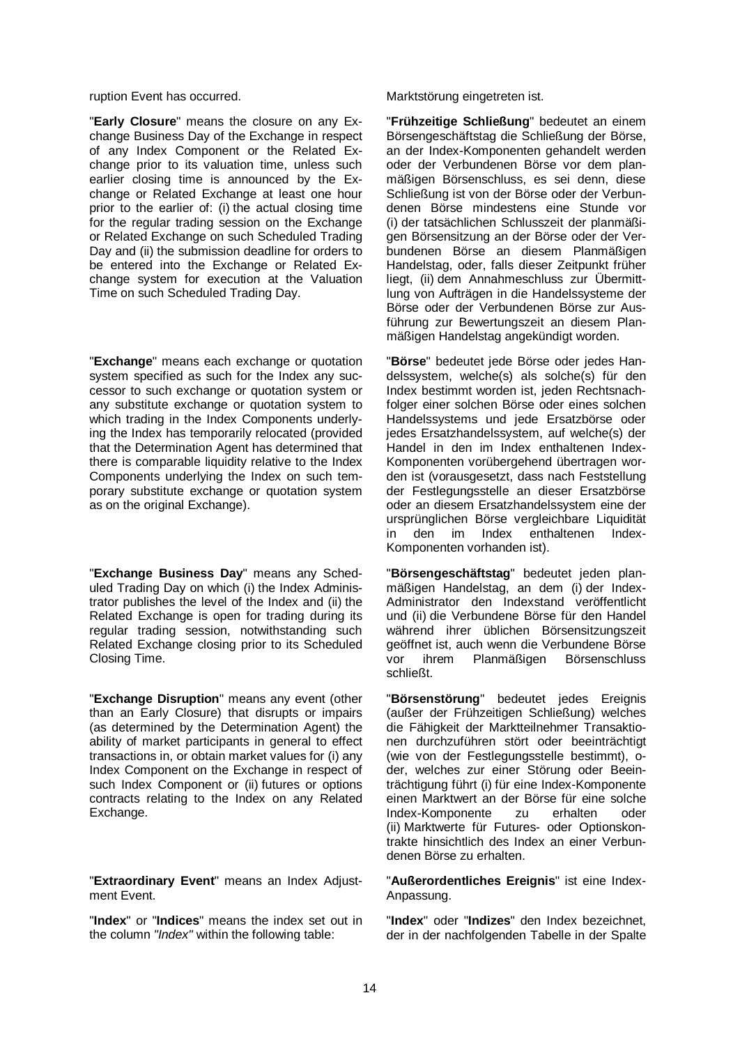ruption Event has occurred.

Marktstörung eingetreten ist.

"**Early Closure**" means the closure on any Exchange Business Day of the Exchange in respect of any Index Component or the Related Exchange prior to its valuation time, unless such earlier closing time is announced by the Exchange or Related Exchange at least one hour prior to the earlier of: (i) the actual closing time for the regular trading session on the Exchange or Related Exchange on such Scheduled Trading Day and (ii) the submission deadline for orders to be entered into the Exchange or Related Exchange system for execution at the Valuation Time on such Scheduled Trading Day.

"**Frühzeitige Schließung**" bedeutet an einem Börsengeschäftstag die Schließung der Börse, an der Index-Komponenten gehandelt werden oder der Verbundenen Börse vor dem planmäßigen Börsenschluss, es sei denn, diese Schließung ist von der Börse oder der Verbundenen Börse mindestens eine Stunde vor (i) der tatsächlichen Schlusszeit der planmäßigen Börsensitzung an der Börse oder der Verbundenen Börse an diesem Planmäßigen Handelstag, oder, falls dieser Zeitpunkt früher liegt, (ii) dem Annahmeschluss zur Übermittlung von Aufträgen in die Handelssysteme der Börse oder der Verbundenen Börse zur Ausführung zur Bewertungszeit an diesem Planmäßigen Handelstag angekündigt worden.

"**Exchange**" means each exchange or quotation system specified as such for the Index any successor to such exchange or quotation system or any substitute exchange or quotation system to which trading in the Index Components underlying the Index has temporarily relocated (provided that the Determination Agent has determined that there is comparable liquidity relative to the Index Components underlying the Index on such temporary substitute exchange or quotation system as on the original Exchange).

"**Börse**" bedeutet jede Börse oder jedes Handelssystem, welche(s) als solche(s) für den Index bestimmt worden ist, jeden Rechtsnachfolger einer solchen Börse oder eines solchen Handelssystems und jede Ersatzbörse oder jedes Ersatzhandelssystem, auf welche(s) der Handel in den im Index enthaltenen Index-Komponenten vorübergehend übertragen worden ist (vorausgesetzt, dass nach Feststellung der Festlegungsstelle an dieser Ersatzbörse oder an diesem Ersatzhandelssystem eine der ursprünglichen Börse vergleichbare Liquidität in den im Index enthaltenen Index-Komponenten vorhanden ist).

"**Exchange Business Day**" means any Scheduled Trading Day on which (i) the Index Administrator publishes the level of the Index and (ii) the Related Exchange is open for trading during its regular trading session, notwithstanding such Related Exchange closing prior to its Scheduled Closing Time.

"**Börsengeschäftstag**" bedeutet jeden planmäßigen Handelstag, an dem (i) der Index-Administrator den Indexstand veröffentlicht und (ii) die Verbundene Börse für den Handel während ihrer üblichen Börsensitzungszeit geöffnet ist, auch wenn die Verbundene Börse vor ihrem Planmäßigen Börsenschluss schließt.

"**Exchange Disruption**" means any event (other than an Early Closure) that disrupts or impairs (as determined by the Determination Agent) the ability of market participants in general to effect transactions in, or obtain market values for (i) any Index Component on the Exchange in respect of such Index Component or (ii) futures or options contracts relating to the Index on any Related Exchange.

"**Börsenstörung**" bedeutet jedes Ereignis (außer der Frühzeitigen Schließung) welches die Fähigkeit der Marktteilnehmer Transaktionen durchzuführen stört oder beeinträchtigt (wie von der Festlegungsstelle bestimmt), oder, welches zur einer Störung oder Beeinträchtigung führt (i) für eine Index-Komponente einen Marktwert an der Börse für eine solche Index-Komponente zu erhalten oder (ii) Marktwerte für Futures- oder Optionskontrakte hinsichtlich des Index an einer Verbundenen Börse zu erhalten.

"**Extraordinary Event**" means an Index Adjustment Event.

"**Außerordentliches Ereignis**" ist eine Index-Anpassung.

"**Index**" or "**Indices**" means the index set out in the column *"Index"* within the following table:

"**Index**" oder "**Indizes**" den Index bezeichnet, der in der nachfolgenden Tabelle in der Spalte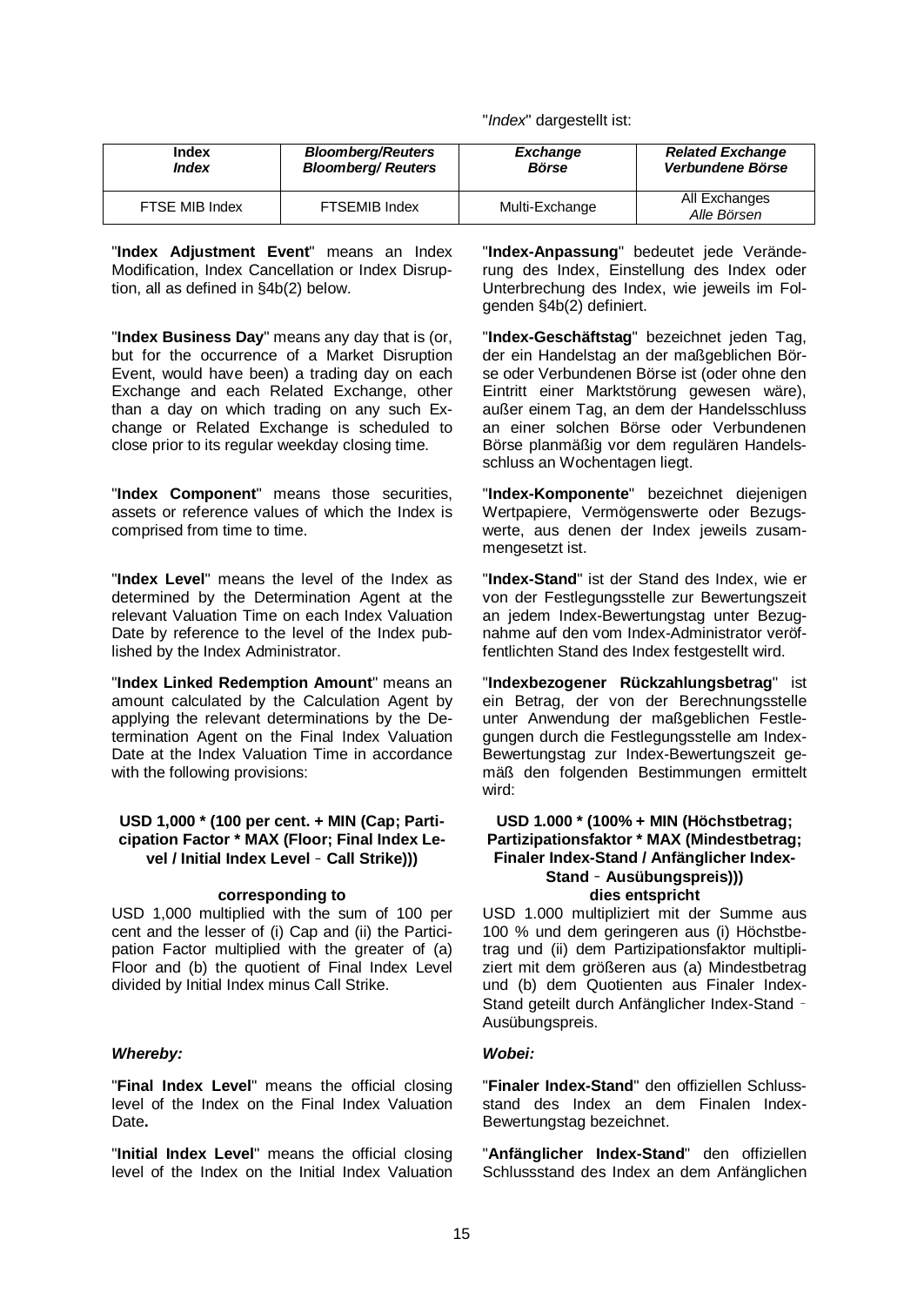"*Index*" dargestellt ist:

| Index<br>*Index* | *Bloomberg/Reuters*<br>*Bloomberg/ Reuters* | *Exchange*<br>*Börse* | *Related Exchange*<br>*Verbundene Börse* |
|---|---|---|---|
| FTSE MIB Index | FTSEMIB Index | Multi-Exchange | All Exchanges<br>*Alle Börsen* |

"**Index Adjustment Event**" means an Index Modification, Index Cancellation or Index Disruption, all as defined in §4b(2) below.

"**Index-Anpassung**" bedeutet jede Veränderung des Index, Einstellung des Index oder Unterbrechung des Index, wie jeweils im Folgenden §4b(2) definiert.

"**Index Business Day**" means any day that is (or, but for the occurrence of a Market Disruption Event, would have been) a trading day on each Exchange and each Related Exchange, other than a day on which trading on any such Exchange or Related Exchange is scheduled to close prior to its regular weekday closing time.

"**Index-Geschäftstag**" bezeichnet jeden Tag, der ein Handelstag an der maßgeblichen Börse oder Verbundenen Börse ist (oder ohne den Eintritt einer Marktstörung gewesen wäre), außer einem Tag, an dem der Handelsschluss an einer solchen Börse oder Verbundenen Börse planmäßig vor dem regulären Handelsschluss an Wochentagen liegt.

"**Index Component**" means those securities, assets or reference values of which the Index is comprised from time to time.

"**Index-Komponente**" bezeichnet diejenigen Wertpapiere, Vermögenswerte oder Bezugswerte, aus denen der Index jeweils zusammengesetzt ist.

"**Index Level**" means the level of the Index as determined by the Determination Agent at the relevant Valuation Time on each Index Valuation Date by reference to the level of the Index published by the Index Administrator.

"**Index-Stand**" ist der Stand des Index, wie er von der Festlegungsstelle zur Bewertungszeit an jedem Index-Bewertungstag unter Bezugnahme auf den vom Index-Administrator veröffentlichten Stand des Index festgestellt wird.

"**Index Linked Redemption Amount**" means an amount calculated by the Calculation Agent by applying the relevant determinations by the Determination Agent on the Final Index Valuation Date at the Index Valuation Time in accordance with the following provisions:

"**Indexbezogener Rückzahlungsbetrag**" ist ein Betrag, der von der Berechnungsstelle unter Anwendung der maßgeblichen Festlegungen durch die Festlegungsstelle am Index-Bewertungstag zur Index-Bewertungszeit gemäß den folgenden Bestimmungen ermittelt wird:

**USD 1,000 * (100 per cent. + MIN (Cap; Participation Factor * MAX (Floor; Final Index Level / Initial Index Level ‑ Call Strike)))**

**corresponding to**

USD 1,000 multiplied with the sum of 100 per cent and the lesser of (i) Cap and (ii) the Participation Factor multiplied with the greater of (a) Floor and (b) the quotient of Final Index Level divided by Initial Index minus Call Strike.

**USD 1.000 * (100% + MIN (Höchstbetrag; Partizipationsfaktor * MAX (Mindestbetrag; Finaler Index-Stand / Anfänglicher Index-Stand ‑ Ausübungspreis)))**

**dies entspricht**

USD 1.000 multipliziert mit der Summe aus 100 % und dem geringeren aus (i) Höchstbetrag und (ii) dem Partizipationsfaktor multipliziert mit dem größeren aus (a) Mindestbetrag und (b) dem Quotienten aus Finaler Index-Stand geteilt durch Anfänglicher Index-Stand ‑ Ausübungspreis.

***Whereby:***

***Wobei:***

"**Final Index Level**" means the official closing level of the Index on the Final Index Valuation Date**.**

"**Finaler Index-Stand**" den offiziellen Schlussstand des Index an dem Finalen Index-Bewertungstag bezeichnet.

"**Initial Index Level**" means the official closing level of the Index on the Initial Index Valuation

"**Anfänglicher Index-Stand**" den offiziellen Schlussstand des Index an dem Anfänglichen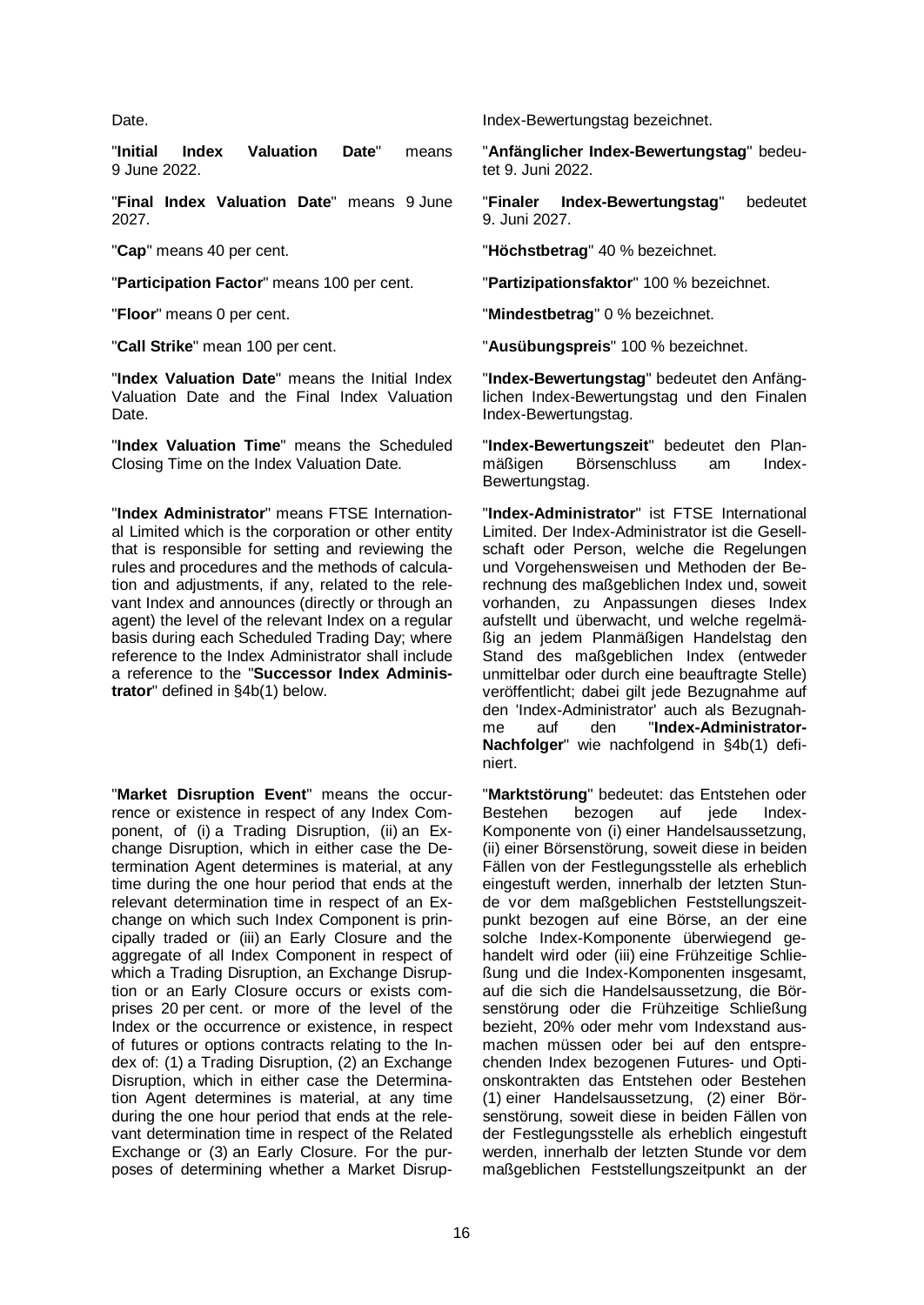Date.

"**Initial Index Valuation Date**" means 9 June 2022.

"**Final Index Valuation Date**" means 9 June 2027.

"**Cap**" means 40 per cent.

"**Participation Factor**" means 100 per cent.

"**Floor**" means 0 per cent.

"**Call Strike**" mean 100 per cent.

"**Index Valuation Date**" means the Initial Index Valuation Date and the Final Index Valuation Date.

"**Index Valuation Time**" means the Scheduled Closing Time on the Index Valuation Date.

"**Index Administrator**" means FTSE International Limited which is the corporation or other entity that is responsible for setting and reviewing the rules and procedures and the methods of calculation and adjustments, if any, related to the relevant Index and announces (directly or through an agent) the level of the relevant Index on a regular basis during each Scheduled Trading Day; where reference to the Index Administrator shall include a reference to the "**Successor Index Administrator**" defined in §4b(1) below.

"**Market Disruption Event**" means the occurrence or existence in respect of any Index Component, of (i) a Trading Disruption, (ii) an Exchange Disruption, which in either case the Determination Agent determines is material, at any time during the one hour period that ends at the relevant determination time in respect of an Exchange on which such Index Component is principally traded or (iii) an Early Closure and the aggregate of all Index Component in respect of which a Trading Disruption, an Exchange Disruption or an Early Closure occurs or exists comprises 20 per cent. or more of the level of the Index or the occurrence or existence, in respect of futures or options contracts relating to the Index of: (1) a Trading Disruption, (2) an Exchange Disruption, which in either case the Determination Agent determines is material, at any time during the one hour period that ends at the relevant determination time in respect of the Related Exchange or (3) an Early Closure. For the purposes of determining whether a Market Disrup-

Index-Bewertungstag bezeichnet.

"**Anfänglicher Index-Bewertungstag**" bedeutet 9. Juni 2022.

"**Finaler Index-Bewertungstag**" bedeutet 9. Juni 2027.

"**Höchstbetrag**" 40 % bezeichnet.

"**Partizipationsfaktor**" 100 % bezeichnet.

"**Mindestbetrag**" 0 % bezeichnet.

"**Ausübungspreis**" 100 % bezeichnet.

"**Index-Bewertungstag**" bedeutet den Anfänglichen Index-Bewertungstag und den Finalen Index-Bewertungstag.

"**Index-Bewertungszeit**" bedeutet den Planmäßigen Börsenschluss am Index-Bewertungstag.

"**Index-Administrator**" ist FTSE International Limited. Der Index-Administrator ist die Gesellschaft oder Person, welche die Regelungen und Vorgehensweisen und Methoden der Berechnung des maßgeblichen Index und, soweit vorhanden, zu Anpassungen dieses Index aufstellt und überwacht, und welche regelmäßig an jedem Planmäßigen Handelstag den Stand des maßgeblichen Index (entweder unmittelbar oder durch eine beauftragte Stelle) veröffentlicht; dabei gilt jede Bezugnahme auf den 'Index-Administrator' auch als Bezugnahme auf den "**Index-Administrator-Nachfolger**" wie nachfolgend in §4b(1) definiert.

"**Marktstörung**" bedeutet: das Entstehen oder Bestehen bezogen auf jede Index-Komponente von (i) einer Handelsaussetzung, (ii) einer Börsenstörung, soweit diese in beiden Fällen von der Festlegungsstelle als erheblich eingestuft werden, innerhalb der letzten Stunde vor dem maßgeblichen Feststellungszeitpunkt bezogen auf eine Börse, an der eine solche Index-Komponente überwiegend gehandelt wird oder (iii) eine Frühzeitige Schließung und die Index-Komponenten insgesamt, auf die sich die Handelsaussetzung, die Börsenstörung oder die Frühzeitige Schließung bezieht, 20% oder mehr vom Indexstand ausmachen müssen oder bei auf den entsprechenden Index bezogenen Futures- und Optionskontrakten das Entstehen oder Bestehen (1) einer Handelsaussetzung, (2) einer Börsenstörung, soweit diese in beiden Fällen von der Festlegungsstelle als erheblich eingestuft werden, innerhalb der letzten Stunde vor dem maßgeblichen Feststellungszeitpunkt an der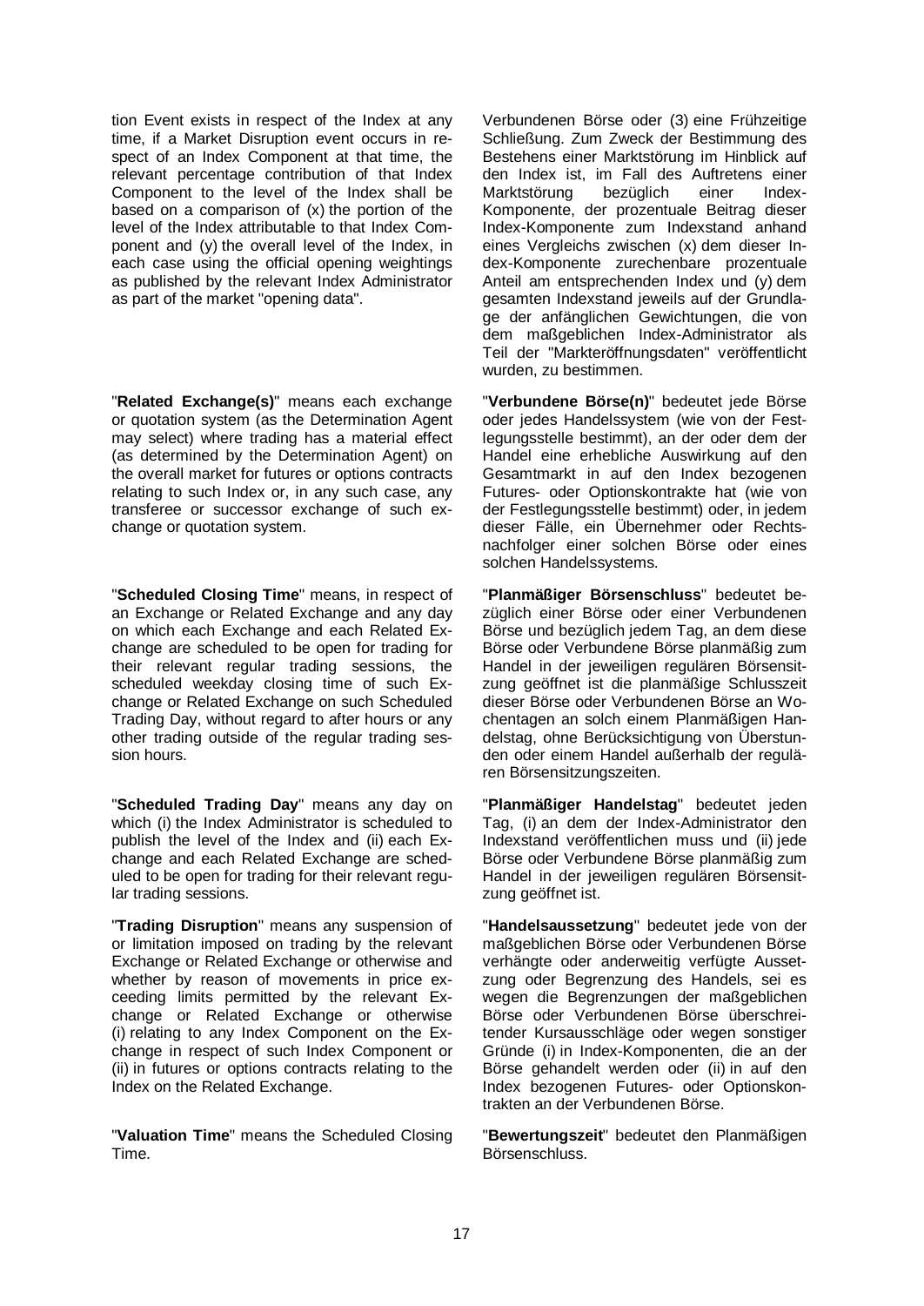tion Event exists in respect of the Index at any time, if a Market Disruption event occurs in respect of an Index Component at that time, the relevant percentage contribution of that Index Component to the level of the Index shall be based on a comparison of (x) the portion of the level of the Index attributable to that Index Component and (y) the overall level of the Index, in each case using the official opening weightings as published by the relevant Index Administrator as part of the market "opening data".

Verbundenen Börse oder (3) eine Frühzeitige Schließung. Zum Zweck der Bestimmung des Bestehens einer Marktstörung im Hinblick auf den Index ist, im Fall des Auftretens einer Marktstörung bezüglich einer Index-Komponente, der prozentuale Beitrag dieser Index-Komponente zum Indexstand anhand eines Vergleichs zwischen (x) dem dieser Index-Komponente zurechenbare prozentuale Anteil am entsprechenden Index und (y) dem gesamten Indexstand jeweils auf der Grundlage der anfänglichen Gewichtungen, die von dem maßgeblichen Index-Administrator als Teil der "Markteröffnungsdaten" veröffentlicht wurden, zu bestimmen.

"**Related Exchange(s)**" means each exchange or quotation system (as the Determination Agent may select) where trading has a material effect (as determined by the Determination Agent) on the overall market for futures or options contracts relating to such Index or, in any such case, any transferee or successor exchange of such exchange or quotation system.

"**Verbundene Börse(n)**" bedeutet jede Börse oder jedes Handelssystem (wie von der Festlegungsstelle bestimmt), an der oder dem der Handel eine erhebliche Auswirkung auf den Gesamtmarkt in auf den Index bezogenen Futures- oder Optionskontrakte hat (wie von der Festlegungsstelle bestimmt) oder, in jedem dieser Fälle, ein Übernehmer oder Rechtsnachfolger einer solchen Börse oder eines solchen Handelssystems.

"**Scheduled Closing Time**" means, in respect of an Exchange or Related Exchange and any day on which each Exchange and each Related Exchange are scheduled to be open for trading for their relevant regular trading sessions, the scheduled weekday closing time of such Exchange or Related Exchange on such Scheduled Trading Day, without regard to after hours or any other trading outside of the regular trading session hours.

"**Planmäßiger Börsenschluss**" bedeutet bezüglich einer Börse oder einer Verbundenen Börse und bezüglich jedem Tag, an dem diese Börse oder Verbundene Börse planmäßig zum Handel in der jeweiligen regulären Börsensitzung geöffnet ist die planmäßige Schlusszeit dieser Börse oder Verbundenen Börse an Wochentagen an solch einem Planmäßigen Handelstag, ohne Berücksichtigung von Überstunden oder einem Handel außerhalb der regulären Börsensitzungszeiten.

"**Scheduled Trading Day**" means any day on which (i) the Index Administrator is scheduled to publish the level of the Index and (ii) each Exchange and each Related Exchange are scheduled to be open for trading for their relevant regular trading sessions.

"**Planmäßiger Handelstag**" bedeutet jeden Tag, (i) an dem der Index-Administrator den Indexstand veröffentlichen muss und (ii) jede Börse oder Verbundene Börse planmäßig zum Handel in der jeweiligen regulären Börsensitzung geöffnet ist.

"**Trading Disruption**" means any suspension of or limitation imposed on trading by the relevant Exchange or Related Exchange or otherwise and whether by reason of movements in price exceeding limits permitted by the relevant Exchange or Related Exchange or otherwise (i) relating to any Index Component on the Exchange in respect of such Index Component or (ii) in futures or options contracts relating to the Index on the Related Exchange.

"**Handelsaussetzung**" bedeutet jede von der maßgeblichen Börse oder Verbundenen Börse verhängte oder anderweitig verfügte Aussetzung oder Begrenzung des Handels, sei es wegen die Begrenzungen der maßgeblichen Börse oder Verbundenen Börse überschreitender Kursausschläge oder wegen sonstiger Gründe (i) in Index-Komponenten, die an der Börse gehandelt werden oder (ii) in auf den Index bezogenen Futures- oder Optionskontrakten an der Verbundenen Börse.

"**Valuation Time**" means the Scheduled Closing Time.

"**Bewertungszeit**" bedeutet den Planmäßigen Börsenschluss.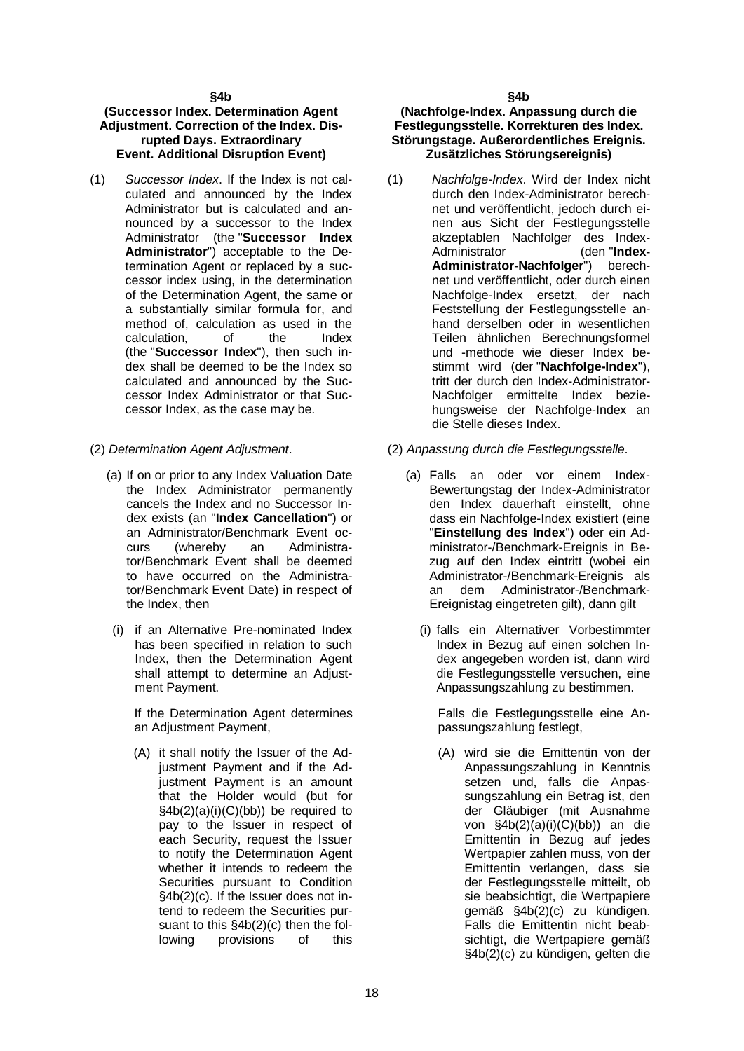**§4b**

**(Successor Index. Determination Agent Adjustment. Correction of the Index. Disrupted Days. Extraordinary Event. Additional Disruption Event)**

(1) *Successor Index*. If the Index is not calculated and announced by the Index Administrator but is calculated and announced by a successor to the Index Administrator (the "**Successor Index Administrator**") acceptable to the Determination Agent or replaced by a successor index using, in the determination of the Determination Agent, the same or a substantially similar formula for, and method of, calculation as used in the calculation, of the Index (the "**Successor Index**"), then such index shall be deemed to be the Index so calculated and announced by the Successor Index Administrator or that Successor Index, as the case may be.

(2) *Determination Agent Adjustment*.

(a) If on or prior to any Index Valuation Date the Index Administrator permanently cancels the Index and no Successor Index exists (an "**Index Cancellation**") or an Administrator/Benchmark Event occurs (whereby an Administrator/Benchmark Event shall be deemed to have occurred on the Administrator/Benchmark Event Date) in respect of the Index, then

(i) if an Alternative Pre-nominated Index has been specified in relation to such Index, then the Determination Agent shall attempt to determine an Adjustment Payment.

If the Determination Agent determines an Adjustment Payment,

(A) it shall notify the Issuer of the Adjustment Payment and if the Adjustment Payment is an amount that the Holder would (but for §4b(2)(a)(i)(C)(bb)) be required to pay to the Issuer in respect of each Security, request the Issuer to notify the Determination Agent whether it intends to redeem the Securities pursuant to Condition §4b(2)(c). If the Issuer does not intend to redeem the Securities pursuant to this §4b(2)(c) then the following provisions of this

**§4b**

**(Nachfolge-Index. Anpassung durch die Festlegungsstelle. Korrekturen des Index. Störungstage. Außerordentliches Ereignis. Zusätzliches Störungsereignis)**

(1) *Nachfolge-Index*. Wird der Index nicht durch den Index-Administrator berechnet und veröffentlicht, jedoch durch einen aus Sicht der Festlegungsstelle akzeptablen Nachfolger des Index-Administrator (den "**Index-Administrator-Nachfolger**") berechnet und veröffentlicht, oder durch einen Nachfolge-Index ersetzt, der nach Feststellung der Festlegungsstelle anhand derselben oder in wesentlichen Teilen ähnlichen Berechnungsformel und -methode wie dieser Index bestimmt wird (der "**Nachfolge-Index**"), tritt der durch den Index-Administrator-Nachfolger ermittelte Index beziehungsweise der Nachfolge-Index an die Stelle dieses Index.

(2) *Anpassung durch die Festlegungsstelle*.

(a) Falls an oder vor einem Index-Bewertungstag der Index-Administrator den Index dauerhaft einstellt, ohne dass ein Nachfolge-Index existiert (eine "**Einstellung des Index**") oder ein Administrator-/Benchmark-Ereignis in Bezug auf den Index eintritt (wobei ein Administrator-/Benchmark-Ereignis als an dem Administrator-/Benchmark-Ereignistag eingetreten gilt), dann gilt

(i) falls ein Alternativer Vorbestimmter Index in Bezug auf einen solchen Index angegeben worden ist, dann wird die Festlegungsstelle versuchen, eine Anpassungszahlung zu bestimmen.

Falls die Festlegungsstelle eine Anpassungszahlung festlegt,

(A) wird sie die Emittentin von der Anpassungszahlung in Kenntnis setzen und, falls die Anpassungszahlung ein Betrag ist, den der Gläubiger (mit Ausnahme von §4b(2)(a)(i)(C)(bb)) an die Emittentin in Bezug auf jedes Wertpapier zahlen muss, von der Emittentin verlangen, dass sie der Festlegungsstelle mitteilt, ob sie beabsichtigt, die Wertpapiere gemäß §4b(2)(c) zu kündigen. Falls die Emittentin nicht beabsichtigt, die Wertpapiere gemäß §4b(2)(c) zu kündigen, gelten die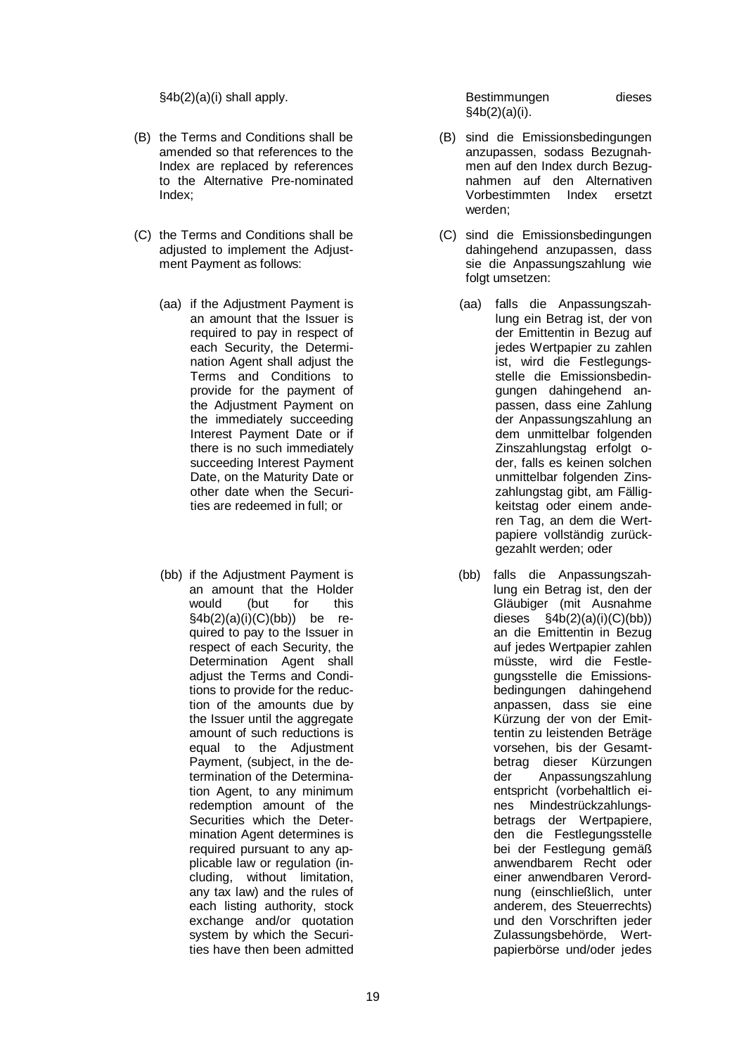§4b(2)(a)(i) shall apply.

(B) the Terms and Conditions shall be amended so that references to the Index are replaced by references to the Alternative Pre-nominated Index;

(C) the Terms and Conditions shall be adjusted to implement the Adjustment Payment as follows:

(aa) if the Adjustment Payment is an amount that the Issuer is required to pay in respect of each Security, the Determination Agent shall adjust the Terms and Conditions to provide for the payment of the Adjustment Payment on the immediately succeeding Interest Payment Date or if there is no such immediately succeeding Interest Payment Date, on the Maturity Date or other date when the Securities are redeemed in full; or

(bb) if the Adjustment Payment is an amount that the Holder would (but for this §4b(2)(a)(i)(C)(bb)) be required to pay to the Issuer in respect of each Security, the Determination Agent shall adjust the Terms and Conditions to provide for the reduction of the amounts due by the Issuer until the aggregate amount of such reductions is equal to the Adjustment Payment, (subject, in the determination of the Determination Agent, to any minimum redemption amount of the Securities which the Determination Agent determines is required pursuant to any applicable law or regulation (including, without limitation, any tax law) and the rules of each listing authority, stock exchange and/or quotation system by which the Securities have then been admitted

Bestimmungen dieses §4b(2)(a)(i).

(B) sind die Emissionsbedingungen anzupassen, sodass Bezugnahmen auf den Index durch Bezugnahmen auf den Alternativen Vorbestimmten Index ersetzt werden;

(C) sind die Emissionsbedingungen dahingehend anzupassen, dass sie die Anpassungszahlung wie folgt umsetzen:

(aa) falls die Anpassungszahlung ein Betrag ist, der von der Emittentin in Bezug auf jedes Wertpapier zu zahlen ist, wird die Festlegungsstelle die Emissionsbedingungen dahingehend anpassen, dass eine Zahlung der Anpassungszahlung an dem unmittelbar folgenden Zinszahlungstag erfolgt oder, falls es keinen solchen unmittelbar folgenden Zinszahlungstag gibt, am Fälligkeitstag oder einem anderen Tag, an dem die Wertpapiere vollständig zurückgezahlt werden; oder

(bb) falls die Anpassungszahlung ein Betrag ist, den der Gläubiger (mit Ausnahme dieses §4b(2)(a)(i)(C)(bb)) an die Emittentin in Bezug auf jedes Wertpapier zahlen müsste, wird die Festlegungsstelle die Emissionsbedingungen dahingehend anpassen, dass sie eine Kürzung der von der Emittentin zu leistenden Beträge vorsehen, bis der Gesamtbetrag dieser Kürzungen der Anpassungszahlung entspricht (vorbehaltlich eines Mindestrückzahlungsbetrags der Wertpapiere, den die Festlegungsstelle bei der Festlegung gemäß anwendbarem Recht oder einer anwendbaren Verordnung (einschließlich, unter anderem, des Steuerrechts) und den Vorschriften jeder Zulassungsbehörde, Wertpapierbörse und/oder jedes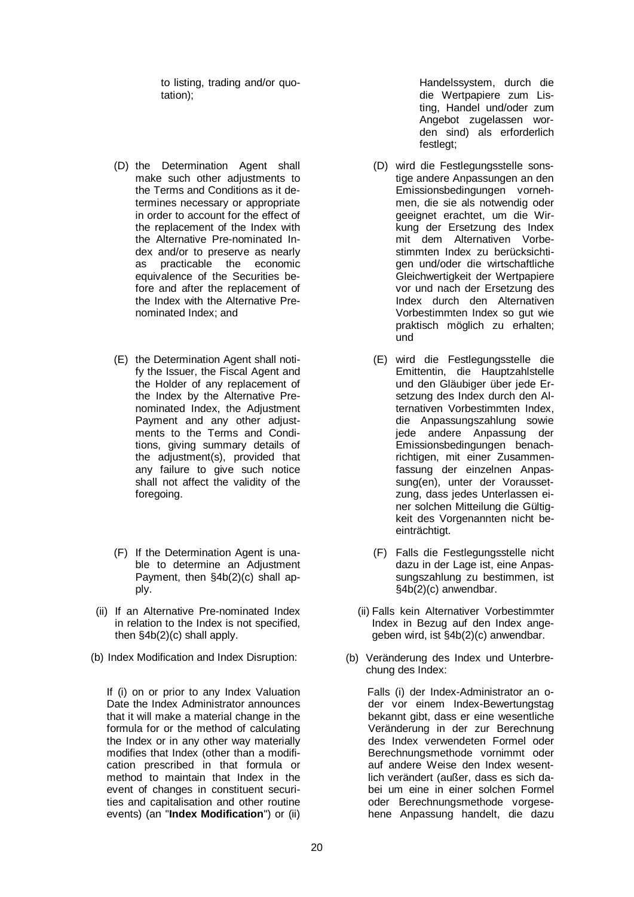to listing, trading and/or quotation);

Handelssystem, durch die die Wertpapiere zum Listing, Handel und/oder zum Angebot zugelassen worden sind) als erforderlich festlegt;

(D) the Determination Agent shall make such other adjustments to the Terms and Conditions as it determines necessary or appropriate in order to account for the effect of the replacement of the Index with the Alternative Pre-nominated Index and/or to preserve as nearly as practicable the economic equivalence of the Securities before and after the replacement of the Index with the Alternative Pre-nominated Index; and

(D) wird die Festlegungsstelle sonstige andere Anpassungen an den Emissionsbedingungen vornehmen, die sie als notwendig oder geeignet erachtet, um die Wirkung der Ersetzung des Index mit dem Alternativen Vorbestimmten Index zu berücksichtigen und/oder die wirtschaftliche Gleichwertigkeit der Wertpapiere vor und nach der Ersetzung des Index durch den Alternativen Vorbestimmten Index so gut wie praktisch möglich zu erhalten; und

(E) the Determination Agent shall notify the Issuer, the Fiscal Agent and the Holder of any replacement of the Index by the Alternative Pre-nominated Index, the Adjustment Payment and any other adjustments to the Terms and Conditions, giving summary details of the adjustment(s), provided that any failure to give such notice shall not affect the validity of the foregoing.

(E) wird die Festlegungsstelle die Emittentin, die Hauptzahlstelle und den Gläubiger über jede Ersetzung des Index durch den Alternativen Vorbestimmten Index, die Anpassungszahlung sowie jede andere Anpassung der Emissionsbedingungen benachrichtigen, mit einer Zusammenfassung der einzelnen Anpassung(en), unter der Voraussetzung, dass jedes Unterlassen einer solchen Mitteilung die Gültigkeit des Vorgenannten nicht beeinträchtigt.

(F) If the Determination Agent is unable to determine an Adjustment Payment, then §4b(2)(c) shall apply.

(F) Falls die Festlegungsstelle nicht dazu in der Lage ist, eine Anpassungszahlung zu bestimmen, ist §4b(2)(c) anwendbar.

(ii) If an Alternative Pre-nominated Index in relation to the Index is not specified, then §4b(2)(c) shall apply.

(ii) Falls kein Alternativer Vorbestimmter Index in Bezug auf den Index angegeben wird, ist §4b(2)(c) anwendbar.

(b) Index Modification and Index Disruption:

(b) Veränderung des Index und Unterbrechung des Index:

If (i) on or prior to any Index Valuation Date the Index Administrator announces that it will make a material change in the formula for or the method of calculating the Index or in any other way materially modifies that Index (other than a modification prescribed in that formula or method to maintain that Index in the event of changes in constituent securities and capitalisation and other routine events) (an "**Index Modification**") or (ii)

Falls (i) der Index-Administrator an oder vor einem Index-Bewertungstag bekannt gibt, dass er eine wesentliche Veränderung in der zur Berechnung des Index verwendeten Formel oder Berechnungsmethode vornimmt oder auf andere Weise den Index wesentlich verändert (außer, dass es sich dabei um eine in einer solchen Formel oder Berechnungsmethode vorgesehene Anpassung handelt, die dazu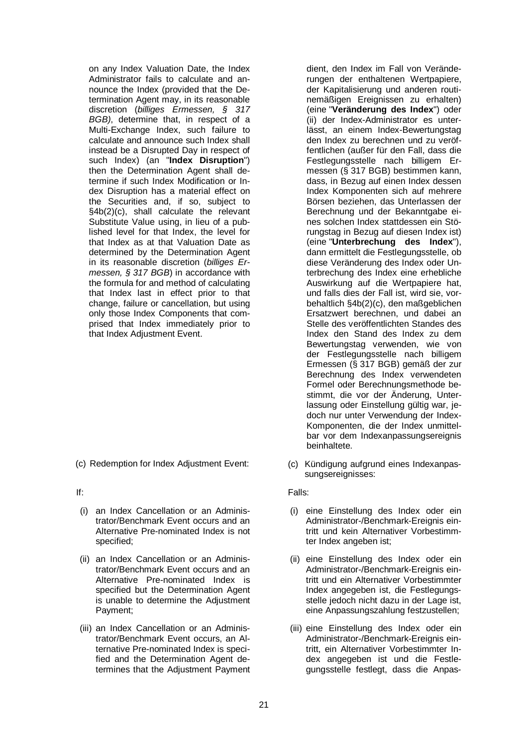on any Index Valuation Date, the Index Administrator fails to calculate and announce the Index (provided that the Determination Agent may, in its reasonable discretion (*billiges Ermessen, § 317 BGB)*, determine that, in respect of a Multi-Exchange Index, such failure to calculate and announce such Index shall instead be a Disrupted Day in respect of such Index) (an "**Index Disruption**") then the Determination Agent shall determine if such Index Modification or Index Disruption has a material effect on the Securities and, if so, subject to §4b(2)(c), shall calculate the relevant Substitute Value using, in lieu of a published level for that Index, the level for that Index as at that Valuation Date as determined by the Determination Agent in its reasonable discretion (*billiges Ermessen, § 317 BGB*) in accordance with the formula for and method of calculating that Index last in effect prior to that change, failure or cancellation, but using only those Index Components that comprised that Index immediately prior to that Index Adjustment Event.

dient, den Index im Fall von Veränderungen der enthaltenen Wertpapiere, der Kapitalisierung und anderen routinemäßigen Ereignissen zu erhalten) (eine "**Veränderung des Index**") oder (ii) der Index-Administrator es unterlässt, an einem Index-Bewertungstag den Index zu berechnen und zu veröffentlichen (außer für den Fall, dass die Festlegungsstelle nach billigem Ermessen (§ 317 BGB) bestimmen kann, dass, in Bezug auf einen Index dessen Index Komponenten sich auf mehrere Börsen beziehen, das Unterlassen der Berechnung und der Bekanntgabe eines solchen Index stattdessen ein Störungstag in Bezug auf diesen Index ist) (eine "**Unterbrechung des Index**"), dann ermittelt die Festlegungsstelle, ob diese Veränderung des Index oder Unterbrechung des Index eine erhebliche Auswirkung auf die Wertpapiere hat, und falls dies der Fall ist, wird sie, vorbehaltlich §4b(2)(c), den maßgeblichen Ersatzwert berechnen, und dabei an Stelle des veröffentlichten Standes des Index den Stand des Index zu dem Bewertungstag verwenden, wie von der Festlegungsstelle nach billigem Ermessen (§ 317 BGB) gemäß der zur Berechnung des Index verwendeten Formel oder Berechnungsmethode bestimmt, die vor der Änderung, Unterlassung oder Einstellung gültig war, jedoch nur unter Verwendung der Index-Komponenten, die der Index unmittelbar vor dem Indexanpassungsereignis beinhaltete.

(c) Redemption for Index Adjustment Event:

If:

(i) an Index Cancellation or an Administrator/Benchmark Event occurs and an Alternative Pre-nominated Index is not specified;

(ii) an Index Cancellation or an Administrator/Benchmark Event occurs and an Alternative Pre-nominated Index is specified but the Determination Agent is unable to determine the Adjustment Payment;

(iii) an Index Cancellation or an Administrator/Benchmark Event occurs, an Alternative Pre-nominated Index is specified and the Determination Agent determines that the Adjustment Payment

(c) Kündigung aufgrund eines Indexanpassungsereignisses:

Falls:

(i) eine Einstellung des Index oder ein Administrator-/Benchmark-Ereignis eintritt und kein Alternativer Vorbestimmter Index angeben ist;

(ii) eine Einstellung des Index oder ein Administrator-/Benchmark-Ereignis eintritt und ein Alternativer Vorbestimmter Index angegeben ist, die Festlegungsstelle jedoch nicht dazu in der Lage ist, eine Anpassungszahlung festzustellen;

(iii) eine Einstellung des Index oder ein Administrator-/Benchmark-Ereignis eintritt, ein Alternativer Vorbestimmter Index angegeben ist und die Festlegungsstelle festlegt, dass die Anpas-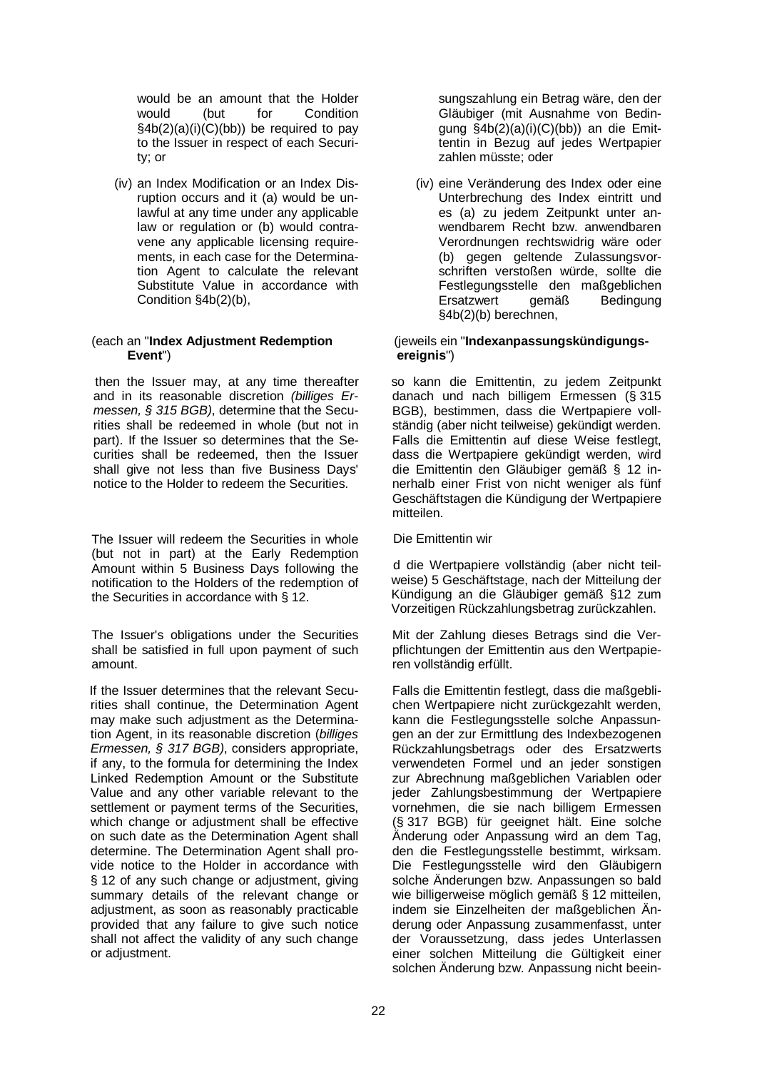would be an amount that the Holder would (but for Condition §4b(2)(a)(i)(C)(bb)) be required to pay to the Issuer in respect of each Security; or

(iv) an Index Modification or an Index Disruption occurs and it (a) would be unlawful at any time under any applicable law or regulation or (b) would contravene any applicable licensing requirements, in each case for the Determination Agent to calculate the relevant Substitute Value in accordance with Condition §4b(2)(b),

(each an "**Index Adjustment Redemption Event**")

then the Issuer may, at any time thereafter and in its reasonable discretion *(billiges Ermessen, § 315 BGB)*, determine that the Securities shall be redeemed in whole (but not in part). If the Issuer so determines that the Securities shall be redeemed, then the Issuer shall give not less than five Business Days' notice to the Holder to redeem the Securities.

The Issuer will redeem the Securities in whole (but not in part) at the Early Redemption Amount within 5 Business Days following the notification to the Holders of the redemption of the Securities in accordance with § 12.

The Issuer's obligations under the Securities shall be satisfied in full upon payment of such amount.

If the Issuer determines that the relevant Securities shall continue, the Determination Agent may make such adjustment as the Determination Agent, in its reasonable discretion (*billiges Ermessen, § 317 BGB)*, considers appropriate, if any, to the formula for determining the Index Linked Redemption Amount or the Substitute Value and any other variable relevant to the settlement or payment terms of the Securities, which change or adjustment shall be effective on such date as the Determination Agent shall determine. The Determination Agent shall provide notice to the Holder in accordance with § 12 of any such change or adjustment, giving summary details of the relevant change or adjustment, as soon as reasonably practicable provided that any failure to give such notice shall not affect the validity of any such change or adjustment.

sungszahlung ein Betrag wäre, den der Gläubiger (mit Ausnahme von Bedingung §4b(2)(a)(i)(C)(bb)) an die Emittentin in Bezug auf jedes Wertpapier zahlen müsste; oder

(iv) eine Veränderung des Index oder eine Unterbrechung des Index eintritt und es (a) zu jedem Zeitpunkt unter anwendbarem Recht bzw. anwendbaren Verordnungen rechtswidrig wäre oder (b) gegen geltende Zulassungsvorschriften verstoßen würde, sollte die Festlegungsstelle den maßgeblichen Ersatzwert gemäß Bedingung §4b(2)(b) berechnen,

(jeweils ein "**Indexanpassungskündigungsereignis**")

so kann die Emittentin, zu jedem Zeitpunkt danach und nach billigem Ermessen (§ 315 BGB), bestimmen, dass die Wertpapiere vollständig (aber nicht teilweise) gekündigt werden. Falls die Emittentin auf diese Weise festlegt, dass die Wertpapiere gekündigt werden, wird die Emittentin den Gläubiger gemäß § 12 innerhalb einer Frist von nicht weniger als fünf Geschäftstagen die Kündigung der Wertpapiere mitteilen.

Die Emittentin wir

d die Wertpapiere vollständig (aber nicht teilweise) 5 Geschäftstage, nach der Mitteilung der Kündigung an die Gläubiger gemäß §12 zum Vorzeitigen Rückzahlungsbetrag zurückzahlen.

Mit der Zahlung dieses Betrags sind die Verpflichtungen der Emittentin aus den Wertpapieren vollständig erfüllt.

Falls die Emittentin festlegt, dass die maßgeblichen Wertpapiere nicht zurückgezahlt werden, kann die Festlegungsstelle solche Anpassungen an der zur Ermittlung des Indexbezogenen Rückzahlungsbetrags oder des Ersatzwerts verwendeten Formel und an jeder sonstigen zur Abrechnung maßgeblichen Variablen oder jeder Zahlungsbestimmung der Wertpapiere vornehmen, die sie nach billigem Ermessen (§ 317 BGB) für geeignet hält. Eine solche Änderung oder Anpassung wird an dem Tag, den die Festlegungsstelle bestimmt, wirksam. Die Festlegungsstelle wird den Gläubigern solche Änderungen bzw. Anpassungen so bald wie billigerweise möglich gemäß § 12 mitteilen, indem sie Einzelheiten der maßgeblichen Änderung oder Anpassung zusammenfasst, unter der Voraussetzung, dass jedes Unterlassen einer solchen Mitteilung die Gültigkeit einer solchen Änderung bzw. Anpassung nicht beein-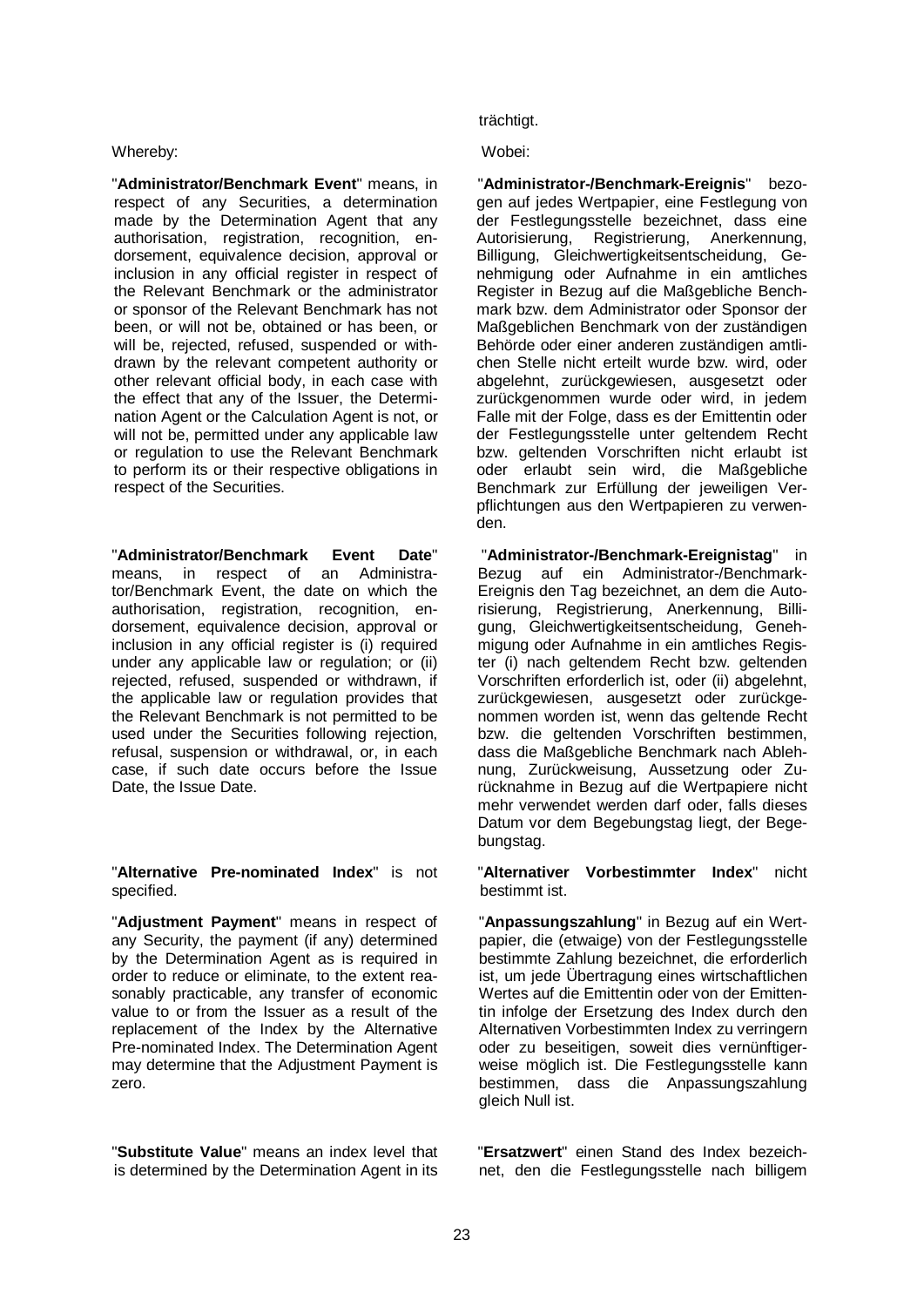trächtigt.

Whereby:

"**Administrator/Benchmark Event**" means, in respect of any Securities, a determination made by the Determination Agent that any authorisation, registration, recognition, endorsement, equivalence decision, approval or inclusion in any official register in respect of the Relevant Benchmark or the administrator or sponsor of the Relevant Benchmark has not been, or will not be, obtained or has been, or will be, rejected, refused, suspended or withdrawn by the relevant competent authority or other relevant official body, in each case with the effect that any of the Issuer, the Determination Agent or the Calculation Agent is not, or will not be, permitted under any applicable law or regulation to use the Relevant Benchmark to perform its or their respective obligations in respect of the Securities.

"**Administrator/Benchmark Event Date**" means, in respect of an Administrator/Benchmark Event, the date on which the authorisation, registration, recognition, endorsement, equivalence decision, approval or inclusion in any official register is (i) required under any applicable law or regulation; or (ii) rejected, refused, suspended or withdrawn, if the applicable law or regulation provides that the Relevant Benchmark is not permitted to be used under the Securities following rejection, refusal, suspension or withdrawal, or, in each case, if such date occurs before the Issue Date, the Issue Date.

"**Alternative Pre-nominated Index**" is not specified.

"**Adjustment Payment**" means in respect of any Security, the payment (if any) determined by the Determination Agent as is required in order to reduce or eliminate, to the extent reasonably practicable, any transfer of economic value to or from the Issuer as a result of the replacement of the Index by the Alternative Pre-nominated Index. The Determination Agent may determine that the Adjustment Payment is zero.

"**Substitute Value**" means an index level that is determined by the Determination Agent in its

Wobei:

"**Administrator-/Benchmark-Ereignis**" bezogen auf jedes Wertpapier, eine Festlegung von der Festlegungsstelle bezeichnet, dass eine Autorisierung, Registrierung, Anerkennung, Billigung, Gleichwertigkeitsentscheidung, Genehmigung oder Aufnahme in ein amtliches Register in Bezug auf die Maßgebliche Benchmark bzw. dem Administrator oder Sponsor der Maßgeblichen Benchmark von der zuständigen Behörde oder einer anderen zuständigen amtlichen Stelle nicht erteilt wurde bzw. wird, oder abgelehnt, zurückgewiesen, ausgesetzt oder zurückgenommen wurde oder wird, in jedem Falle mit der Folge, dass es der Emittentin oder der Festlegungsstelle unter geltendem Recht bzw. geltenden Vorschriften nicht erlaubt ist oder erlaubt sein wird, die Maßgebliche Benchmark zur Erfüllung der jeweiligen Verpflichtungen aus den Wertpapieren zu verwenden.

"**Administrator-/Benchmark-Ereignistag**" in Bezug auf ein Administrator-/Benchmark-Ereignis den Tag bezeichnet, an dem die Autorisierung, Registrierung, Anerkennung, Billigung, Gleichwertigkeitsentscheidung, Genehmigung oder Aufnahme in ein amtliches Register (i) nach geltendem Recht bzw. geltenden Vorschriften erforderlich ist, oder (ii) abgelehnt, zurückgewiesen, ausgesetzt oder zurückgenommen worden ist, wenn das geltende Recht bzw. die geltenden Vorschriften bestimmen, dass die Maßgebliche Benchmark nach Ablehnung, Zurückweisung, Aussetzung oder Zurücknahme in Bezug auf die Wertpapiere nicht mehr verwendet werden darf oder, falls dieses Datum vor dem Begebungstag liegt, der Begebungstag.

"**Alternativer Vorbestimmter Index**" nicht bestimmt ist.

"**Anpassungszahlung**" in Bezug auf ein Wertpapier, die (etwaige) von der Festlegungsstelle bestimmte Zahlung bezeichnet, die erforderlich ist, um jede Übertragung eines wirtschaftlichen Wertes auf die Emittentin oder von der Emittentin infolge der Ersetzung des Index durch den Alternativen Vorbestimmten Index zu verringern oder zu beseitigen, soweit dies vernünftigerweise möglich ist. Die Festlegungsstelle kann bestimmen, dass die Anpassungszahlung gleich Null ist.

"**Ersatzwert**" einen Stand des Index bezeichnet, den die Festlegungsstelle nach billigem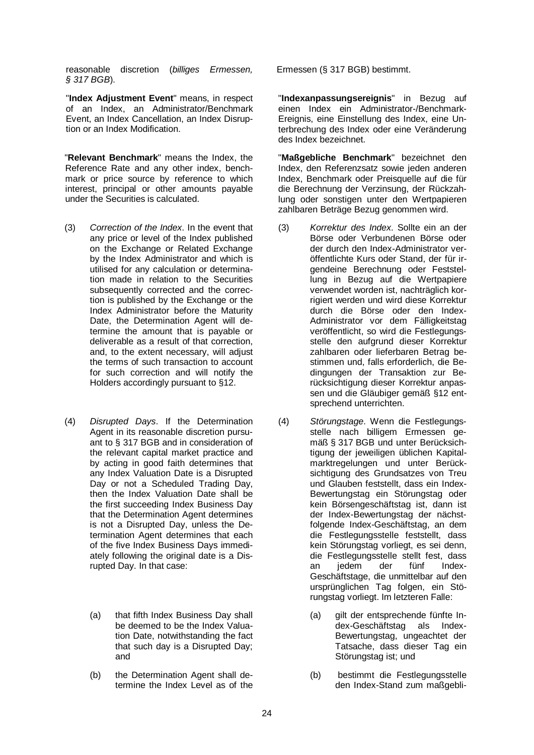reasonable discretion (*billiges Ermessen, § 317 BGB*).

"**Index Adjustment Event**" means, in respect of an Index, an Administrator/Benchmark Event, an Index Cancellation, an Index Disruption or an Index Modification.

"**Relevant Benchmark**" means the Index, the Reference Rate and any other index, benchmark or price source by reference to which interest, principal or other amounts payable under the Securities is calculated.

(3) *Correction of the Index*. In the event that any price or level of the Index published on the Exchange or Related Exchange by the Index Administrator and which is utilised for any calculation or determination made in relation to the Securities subsequently corrected and the correction is published by the Exchange or the Index Administrator before the Maturity Date, the Determination Agent will determine the amount that is payable or deliverable as a result of that correction, and, to the extent necessary, will adjust the terms of such transaction to account for such correction and will notify the Holders accordingly pursuant to §12.

(4) *Disrupted Days*. If the Determination Agent in its reasonable discretion pursuant to § 317 BGB and in consideration of the relevant capital market practice and by acting in good faith determines that any Index Valuation Date is a Disrupted Day or not a Scheduled Trading Day, then the Index Valuation Date shall be the first succeeding Index Business Day that the Determination Agent determines is not a Disrupted Day, unless the Determination Agent determines that each of the five Index Business Days immediately following the original date is a Disrupted Day. In that case:

(a) that fifth Index Business Day shall be deemed to be the Index Valuation Date, notwithstanding the fact that such day is a Disrupted Day; and

(b) the Determination Agent shall determine the Index Level as of the

Ermessen (§ 317 BGB) bestimmt.

"**Indexanpassungsereignis**" in Bezug auf einen Index ein Administrator-/Benchmark-Ereignis, eine Einstellung des Index, eine Unterbrechung des Index oder eine Veränderung des Index bezeichnet.

"**Maßgebliche Benchmark**" bezeichnet den Index, den Referenzsatz sowie jeden anderen Index, Benchmark oder Preisquelle auf die für die Berechnung der Verzinsung, der Rückzahlung oder sonstigen unter den Wertpapieren zahlbaren Beträge Bezug genommen wird.

(3) *Korrektur des Index*. Sollte ein an der Börse oder Verbundenen Börse oder der durch den Index-Administrator veröffentlichte Kurs oder Stand, der für irgendeine Berechnung oder Feststellung in Bezug auf die Wertpapiere verwendet worden ist, nachträglich korrigiert werden und wird diese Korrektur durch die Börse oder den Index-Administrator vor dem Fälligkeitstag veröffentlicht, so wird die Festlegungsstelle den aufgrund dieser Korrektur zahlbaren oder lieferbaren Betrag bestimmen und, falls erforderlich, die Bedingungen der Transaktion zur Berücksichtigung dieser Korrektur anpassen und die Gläubiger gemäß §12 entsprechend unterrichten.

(4) *Störungstage*. Wenn die Festlegungsstelle nach billigem Ermessen gemäß § 317 BGB und unter Berücksichtigung der jeweiligen üblichen Kapitalmarktregelungen und unter Berücksichtigung des Grundsatzes von Treu und Glauben feststellt, dass ein Index-Bewertungstag ein Störungstag oder kein Börsengeschäftstag ist, dann ist der Index-Bewertungstag der nächstfolgende Index-Geschäftstag, an dem die Festlegungsstelle feststellt, dass kein Störungstag vorliegt, es sei denn, die Festlegungsstelle stellt fest, dass an jedem der fünf Index-Geschäftstage, die unmittelbar auf den ursprünglichen Tag folgen, ein Störungstag vorliegt. Im letzteren Falle:

(a) gilt der entsprechende fünfte Index-Geschäftstag als Index-Bewertungstag, ungeachtet der Tatsache, dass dieser Tag ein Störungstag ist; und

(b) bestimmt die Festlegungsstelle den Index-Stand zum maßgebli-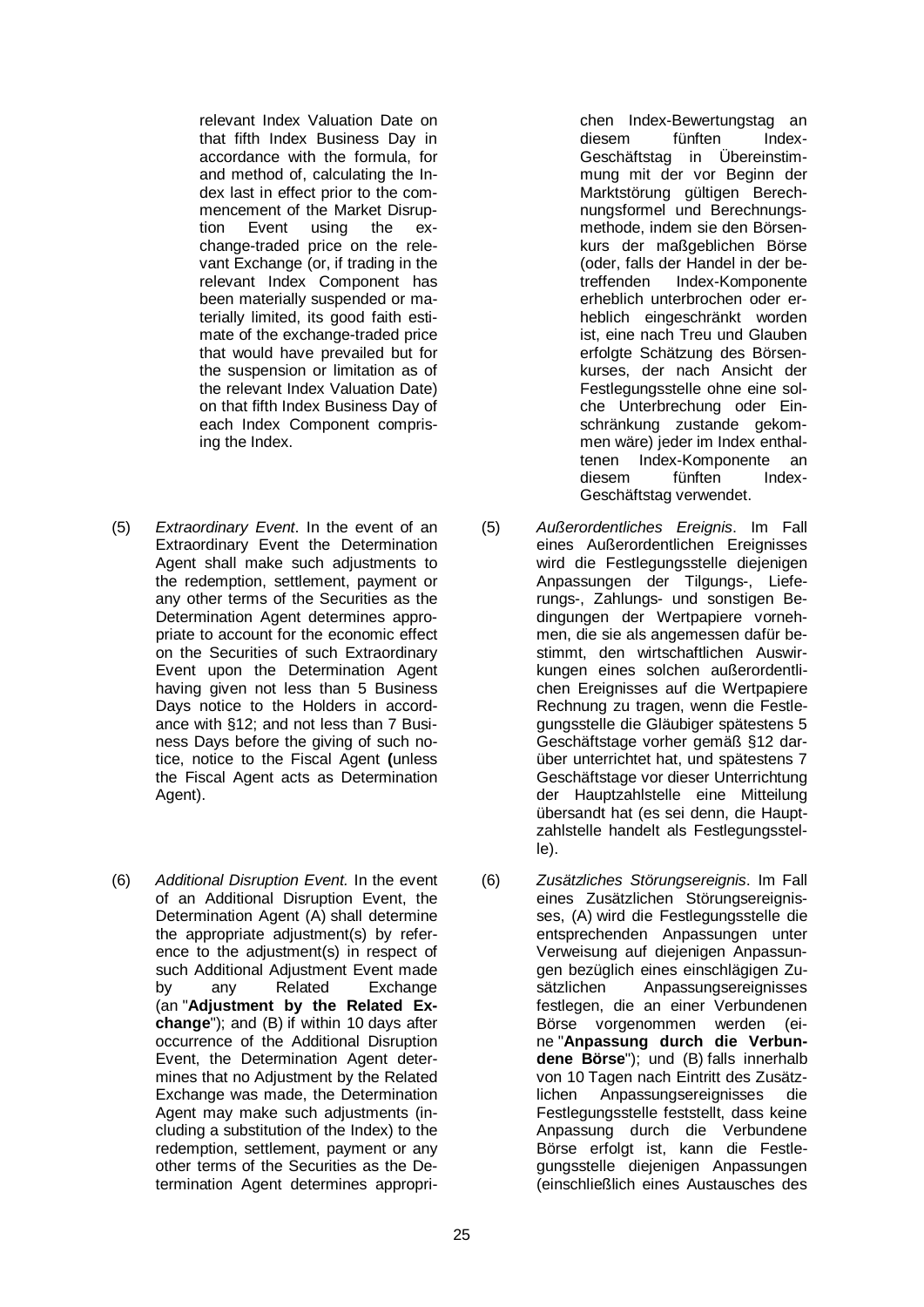relevant Index Valuation Date on that fifth Index Business Day in accordance with the formula, for and method of, calculating the Index last in effect prior to the commencement of the Market Disruption Event using the exchange-traded price on the relevant Exchange (or, if trading in the relevant Index Component has been materially suspended or materially limited, its good faith estimate of the exchange-traded price that would have prevailed but for the suspension or limitation as of the relevant Index Valuation Date) on that fifth Index Business Day of each Index Component comprising the Index.

chen Index-Bewertungstag an diesem fünften Index-Geschäftstag in Übereinstimmung mit der vor Beginn der Marktstörung gültigen Berechnungsformel und Berechnungsmethode, indem sie den Börsenkurs der maßgeblichen Börse (oder, falls der Handel in der betreffenden Index-Komponente erheblich unterbrochen oder erheblich eingeschränkt worden ist, eine nach Treu und Glauben erfolgte Schätzung des Börsenkurses, der nach Ansicht der Festlegungsstelle ohne eine solche Unterbrechung oder Einschränkung zustande gekommen wäre) jeder im Index enthaltenen Index-Komponente an diesem fünften Index-Geschäftstag verwendet.

(5) *Extraordinary Event*. In the event of an Extraordinary Event the Determination Agent shall make such adjustments to the redemption, settlement, payment or any other terms of the Securities as the Determination Agent determines appropriate to account for the economic effect on the Securities of such Extraordinary Event upon the Determination Agent having given not less than 5 Business Days notice to the Holders in accordance with §12; and not less than 7 Business Days before the giving of such notice, notice to the Fiscal Agent (unless the Fiscal Agent acts as Determination Agent).

(5) *Außerordentliches Ereignis*. Im Fall eines Außerordentlichen Ereignisses wird die Festlegungsstelle diejenigen Anpassungen der Tilgungs-, Lieferungs-, Zahlungs- und sonstigen Bedingungen der Wertpapiere vornehmen, die sie als angemessen dafür bestimmt, den wirtschaftlichen Auswirkungen eines solchen außerordentlichen Ereignisses auf die Wertpapiere Rechnung zu tragen, wenn die Festlegungsstelle die Gläubiger spätestens 5 Geschäftstage vorher gemäß §12 darüber unterrichtet hat, und spätestens 7 Geschäftstage vor dieser Unterrichtung der Hauptzahlstelle eine Mitteilung übersandt hat (es sei denn, die Hauptzahlstelle handelt als Festlegungsstelle).

(6) *Additional Disruption Event.* In the event of an Additional Disruption Event, the Determination Agent (A) shall determine the appropriate adjustment(s) by reference to the adjustment(s) in respect of such Additional Adjustment Event made by any Related Exchange (an "**Adjustment by the Related Exchange**"); and (B) if within 10 days after occurrence of the Additional Disruption Event, the Determination Agent determines that no Adjustment by the Related Exchange was made, the Determination Agent may make such adjustments (including a substitution of the Index) to the redemption, settlement, payment or any other terms of the Securities as the Determination Agent determines appropri-

(6) *Zusätzliches Störungsereignis*. Im Fall eines Zusätzlichen Störungsereignisses, (A) wird die Festlegungsstelle die entsprechenden Anpassungen unter Verweisung auf diejenigen Anpassungen bezüglich eines einschlägigen Zusätzlichen Anpassungsereignisses festlegen, die an einer Verbundenen Börse vorgenommen werden (eine "**Anpassung durch die Verbundene Börse**"); und (B) falls innerhalb von 10 Tagen nach Eintritt des Zusätzlichen Anpassungsereignisses die Festlegungsstelle feststellt, dass keine Anpassung durch die Verbundene Börse erfolgt ist, kann die Festlegungsstelle diejenigen Anpassungen (einschließlich eines Austausches des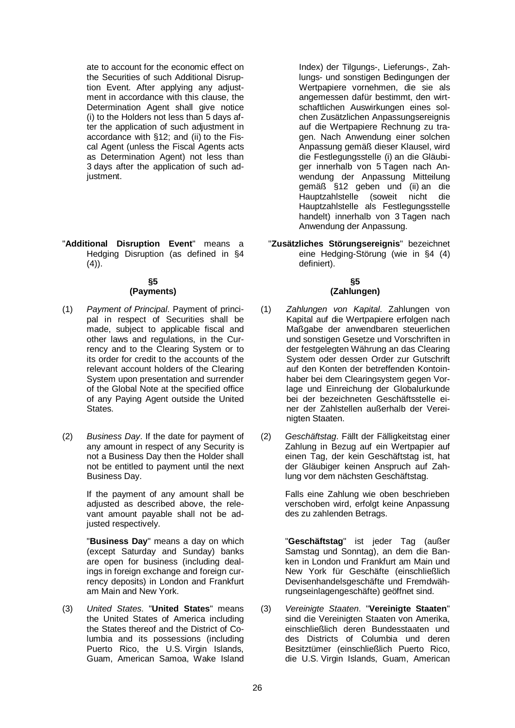ate to account for the economic effect on the Securities of such Additional Disruption Event. After applying any adjustment in accordance with this clause, the Determination Agent shall give notice (i) to the Holders not less than 5 days after the application of such adjustment in accordance with §12; and (ii) to the Fiscal Agent (unless the Fiscal Agents acts as Determination Agent) not less than 3 days after the application of such adjustment.

"**Additional Disruption Event**" means a Hedging Disruption (as defined in §4 (4)).

### §5 (Payments)

(1) *Payment of Principal*. Payment of principal in respect of Securities shall be made, subject to applicable fiscal and other laws and regulations, in the Currency and to the Clearing System or to its order for credit to the accounts of the relevant account holders of the Clearing System upon presentation and surrender of the Global Note at the specified office of any Paying Agent outside the United States.

(2) *Business Day*. If the date for payment of any amount in respect of any Security is not a Business Day then the Holder shall not be entitled to payment until the next Business Day.

If the payment of any amount shall be adjusted as described above, the relevant amount payable shall not be adjusted respectively.

"**Business Day**" means a day on which (except Saturday and Sunday) banks are open for business (including dealings in foreign exchange and foreign currency deposits) in London and Frankfurt am Main and New York.

(3) *United States*. "**United States**" means the United States of America including the States thereof and the District of Columbia and its possessions (including Puerto Rico, the U.S. Virgin Islands, Guam, American Samoa, Wake Island

Index) der Tilgungs-, Lieferungs-, Zahlungs- und sonstigen Bedingungen der Wertpapiere vornehmen, die sie als angemessen dafür bestimmt, den wirtschaftlichen Auswirkungen eines solchen Zusätzlichen Anpassungsereignis auf die Wertpapiere Rechnung zu tragen. Nach Anwendung einer solchen Anpassung gemäß dieser Klausel, wird die Festlegungsstelle (i) an die Gläubiger innerhalb von 5 Tagen nach Anwendung der Anpassung Mitteilung gemäß §12 geben und (ii) an die Hauptzahlstelle (soweit nicht die Hauptzahlstelle als Festlegungsstelle handelt) innerhalb von 3 Tagen nach Anwendung der Anpassung.

"**Zusätzliches Störungsereignis**" bezeichnet eine Hedging-Störung (wie in §4 (4) definiert).

### §5 (Zahlungen)

(1) *Zahlungen von Kapital*. Zahlungen von Kapital auf die Wertpapiere erfolgen nach Maßgabe der anwendbaren steuerlichen und sonstigen Gesetze und Vorschriften in der festgelegten Währung an das Clearing System oder dessen Order zur Gutschrift auf den Konten der betreffenden Kontoinhaber bei dem Clearingsystem gegen Vorlage und Einreichung der Globalurkunde bei der bezeichneten Geschäftsstelle einer der Zahlstellen außerhalb der Vereinigten Staaten.

(2) *Geschäftstag*. Fällt der Fälligkeitstag einer Zahlung in Bezug auf ein Wertpapier auf einen Tag, der kein Geschäftstag ist, hat der Gläubiger keinen Anspruch auf Zahlung vor dem nächsten Geschäftstag.

Falls eine Zahlung wie oben beschrieben verschoben wird, erfolgt keine Anpassung des zu zahlenden Betrags.

"**Geschäftstag**" ist jeder Tag (außer Samstag und Sonntag), an dem die Banken in London und Frankfurt am Main und New York für Geschäfte (einschließlich Devisenhandelsgeschäfte und Fremdwährungseinlagengeschäfte) geöffnet sind.

(3) *Vereinigte Staaten*. "**Vereinigte Staaten**" sind die Vereinigten Staaten von Amerika, einschließlich deren Bundesstaaten und des Districts of Columbia und deren Besitztümer (einschließlich Puerto Rico, die U.S. Virgin Islands, Guam, American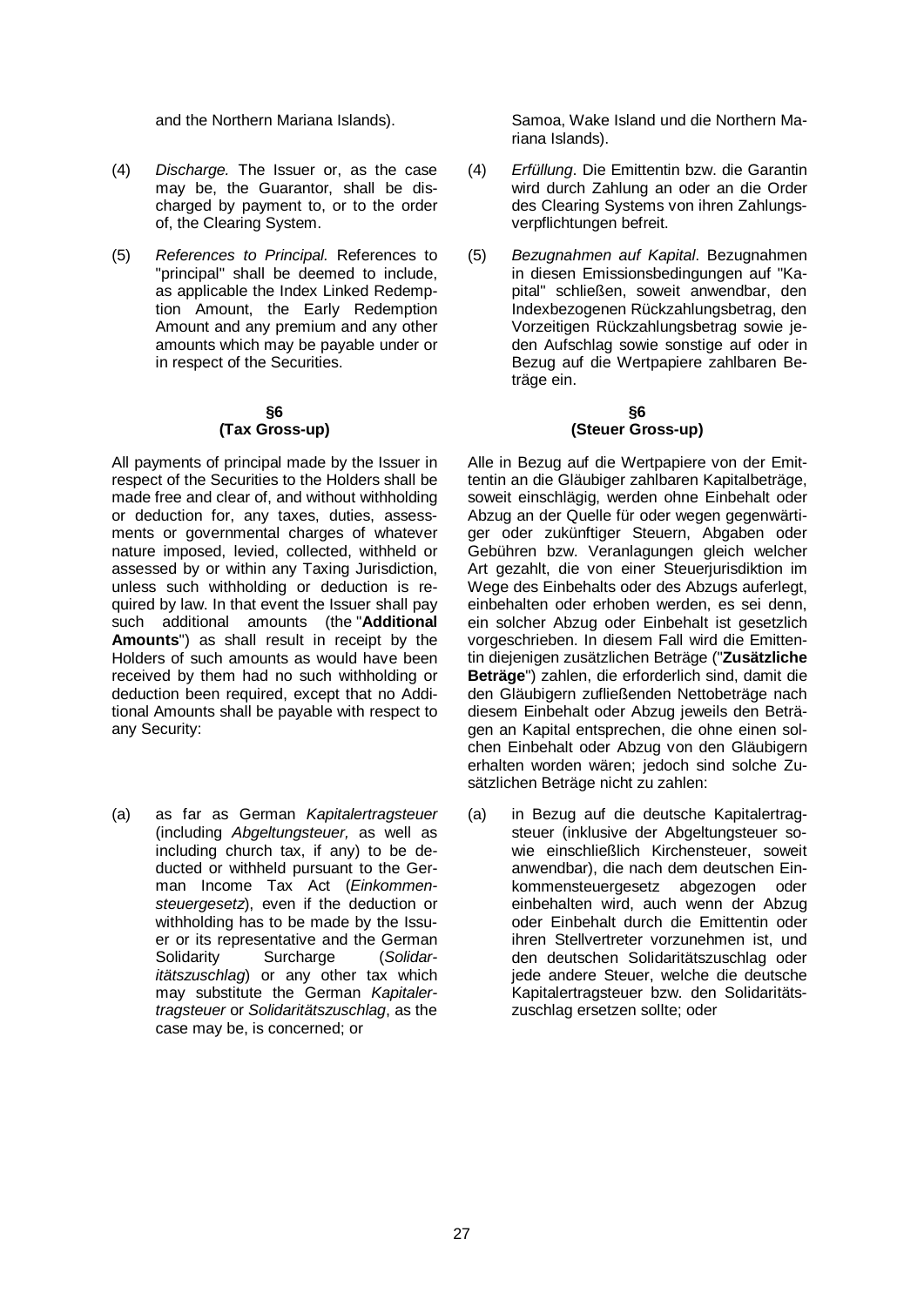and the Northern Mariana Islands).

Samoa, Wake Island und die Northern Mariana Islands).

(4) *Discharge.* The Issuer or, as the case may be, the Guarantor, shall be discharged by payment to, or to the order of, the Clearing System.

(4) *Erfüllung*. Die Emittentin bzw. die Garantin wird durch Zahlung an oder an die Order des Clearing Systems von ihren Zahlungsverpflichtungen befreit.

(5) *References to Principal.* References to "principal" shall be deemed to include, as applicable the Index Linked Redemption Amount, the Early Redemption Amount and any premium and any other amounts which may be payable under or in respect of the Securities.

(5) *Bezugnahmen auf Kapital*. Bezugnahmen in diesen Emissionsbedingungen auf "Kapital" schließen, soweit anwendbar, den Indexbezogenen Rückzahlungsbetrag, den Vorzeitigen Rückzahlungsbetrag sowie jeden Aufschlag sowie sonstige auf oder in Bezug auf die Wertpapiere zahlbaren Beträge ein.

## §6 (Tax Gross-up)

All payments of principal made by the Issuer in respect of the Securities to the Holders shall be made free and clear of, and without withholding or deduction for, any taxes, duties, assessments or governmental charges of whatever nature imposed, levied, collected, withheld or assessed by or within any Taxing Jurisdiction, unless such withholding or deduction is required by law. In that event the Issuer shall pay such additional amounts (the "**Additional Amounts**") as shall result in receipt by the Holders of such amounts as would have been received by them had no such withholding or deduction been required, except that no Additional Amounts shall be payable with respect to any Security:

(a) as far as German *Kapitalertragsteuer* (including *Abgeltungsteuer,* as well as including church tax, if any) to be deducted or withheld pursuant to the German Income Tax Act (*Einkommensteuergesetz*), even if the deduction or withholding has to be made by the Issuer or its representative and the German Solidarity Surcharge (*Solidaritätszuschlag*) or any other tax which may substitute the German *Kapitalertragsteuer* or *Solidaritätszuschlag*, as the case may be, is concerned; or

## §6 (Steuer Gross-up)

Alle in Bezug auf die Wertpapiere von der Emittentin an die Gläubiger zahlbaren Kapitalbeträge, soweit einschlägig, werden ohne Einbehalt oder Abzug an der Quelle für oder wegen gegenwärtiger oder zukünftiger Steuern, Abgaben oder Gebühren bzw. Veranlagungen gleich welcher Art gezahlt, die von einer Steuerjurisdiktion im Wege des Einbehalts oder des Abzugs auferlegt, einbehalten oder erhoben werden, es sei denn, ein solcher Abzug oder Einbehalt ist gesetzlich vorgeschrieben. In diesem Fall wird die Emittentin diejenigen zusätzlichen Beträge ("**Zusätzliche Beträge**") zahlen, die erforderlich sind, damit die den Gläubigern zufließenden Nettobeträge nach diesem Einbehalt oder Abzug jeweils den Beträgen an Kapital entsprechen, die ohne einen solchen Einbehalt oder Abzug von den Gläubigern erhalten worden wären; jedoch sind solche Zusätzlichen Beträge nicht zu zahlen:

(a) in Bezug auf die deutsche Kapitalertragsteuer (inklusive der Abgeltungsteuer sowie einschließlich Kirchensteuer, soweit anwendbar), die nach dem deutschen Einkommensteuergesetz abgezogen oder einbehalten wird, auch wenn der Abzug oder Einbehalt durch die Emittentin oder ihren Stellvertreter vorzunehmen ist, und den deutschen Solidaritätszuschlag oder jede andere Steuer, welche die deutsche Kapitalertragsteuer bzw. den Solidaritätszuschlag ersetzen sollte; oder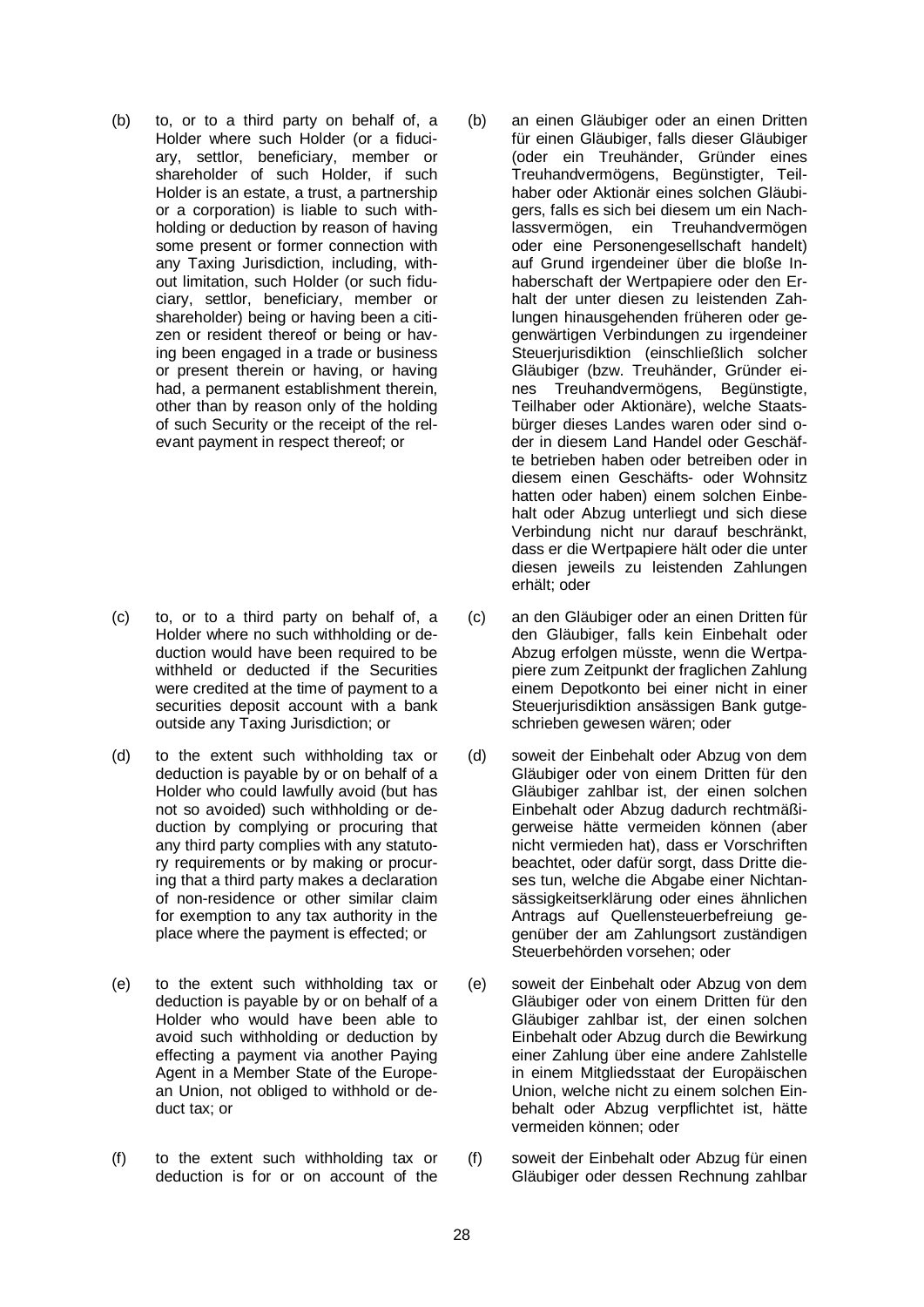(b) to, or to a third party on behalf of, a Holder where such Holder (or a fiduciary, settlor, beneficiary, member or shareholder of such Holder, if such Holder is an estate, a trust, a partnership or a corporation) is liable to such withholding or deduction by reason of having some present or former connection with any Taxing Jurisdiction, including, without limitation, such Holder (or such fiduciary, settlor, beneficiary, member or shareholder) being or having been a citizen or resident thereof or being or having been engaged in a trade or business or present therein or having, or having had, a permanent establishment therein, other than by reason only of the holding of such Security or the receipt of the relevant payment in respect thereof; or

(c) to, or to a third party on behalf of, a Holder where no such withholding or deduction would have been required to be withheld or deducted if the Securities were credited at the time of payment to a securities deposit account with a bank outside any Taxing Jurisdiction; or

(d) to the extent such withholding tax or deduction is payable by or on behalf of a Holder who could lawfully avoid (but has not so avoided) such withholding or deduction by complying or procuring that any third party complies with any statutory requirements or by making or procuring that a third party makes a declaration of non-residence or other similar claim for exemption to any tax authority in the place where the payment is effected; or

(e) to the extent such withholding tax or deduction is payable by or on behalf of a Holder who would have been able to avoid such withholding or deduction by effecting a payment via another Paying Agent in a Member State of the European Union, not obliged to withhold or deduct tax; or

(f) to the extent such withholding tax or deduction is for or on account of the

(b) an einen Gläubiger oder an einen Dritten für einen Gläubiger, falls dieser Gläubiger (oder ein Treuhänder, Gründer eines Treuhandvermögens, Begünstigter, Teilhaber oder Aktionär eines solchen Gläubigers, falls es sich bei diesem um ein Nachlassvermögen, ein Treuhandvermögen oder eine Personengesellschaft handelt) auf Grund irgendeiner über die bloße Inhaberschaft der Wertpapiere oder den Erhalt der unter diesen zu leistenden Zahlungen hinausgehenden früheren oder gegenwärtigen Verbindungen zu irgendeiner Steuerjurisdiktion (einschließlich solcher Gläubiger (bzw. Treuhänder, Gründer eines Treuhandvermögens, Begünstigte, Teilhaber oder Aktionäre), welche Staatsbürger dieses Landes waren oder sind oder in diesem Land Handel oder Geschäfte betrieben haben oder betreiben oder in diesem einen Geschäfts- oder Wohnsitz hatten oder haben) einem solchen Einbehalt oder Abzug unterliegt und sich diese Verbindung nicht nur darauf beschränkt, dass er die Wertpapiere hält oder die unter diesen jeweils zu leistenden Zahlungen erhält; oder

(c) an den Gläubiger oder an einen Dritten für den Gläubiger, falls kein Einbehalt oder Abzug erfolgen müsste, wenn die Wertpapiere zum Zeitpunkt der fraglichen Zahlung einem Depotkonto bei einer nicht in einer Steuerjurisdiktion ansässigen Bank gutgeschrieben gewesen wären; oder

(d) soweit der Einbehalt oder Abzug von dem Gläubiger oder von einem Dritten für den Gläubiger zahlbar ist, der einen solchen Einbehalt oder Abzug dadurch rechtmäßigerweise hätte vermeiden können (aber nicht vermieden hat), dass er Vorschriften beachtet, oder dafür sorgt, dass Dritte dieses tun, welche die Abgabe einer Nichtansässigkeitserklärung oder eines ähnlichen Antrags auf Quellensteuerbefreiung gegenüber der am Zahlungsort zuständigen Steuerbehörden vorsehen; oder

(e) soweit der Einbehalt oder Abzug von dem Gläubiger oder von einem Dritten für den Gläubiger zahlbar ist, der einen solchen Einbehalt oder Abzug durch die Bewirkung einer Zahlung über eine andere Zahlstelle in einem Mitgliedsstaat der Europäischen Union, welche nicht zu einem solchen Einbehalt oder Abzug verpflichtet ist, hätte vermeiden können; oder

(f) soweit der Einbehalt oder Abzug für einen Gläubiger oder dessen Rechnung zahlbar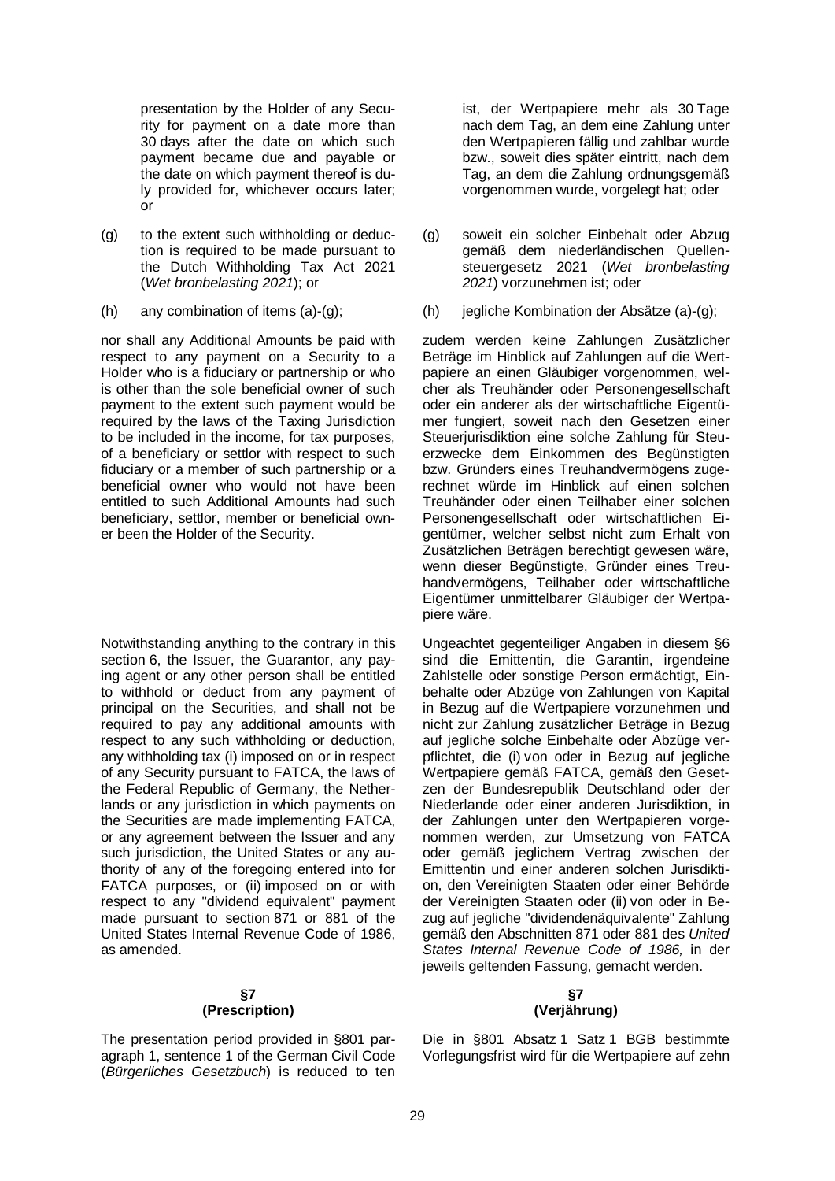presentation by the Holder of any Security for payment on a date more than 30 days after the date on which such payment became due and payable or the date on which payment thereof is duly provided for, whichever occurs later; or

(g) to the extent such withholding or deduction is required to be made pursuant to the Dutch Withholding Tax Act 2021 (*Wet bronbelasting 2021*); or

(h) any combination of items (a)-(g);

nor shall any Additional Amounts be paid with respect to any payment on a Security to a Holder who is a fiduciary or partnership or who is other than the sole beneficial owner of such payment to the extent such payment would be required by the laws of the Taxing Jurisdiction to be included in the income, for tax purposes, of a beneficiary or settlor with respect to such fiduciary or a member of such partnership or a beneficial owner who would not have been entitled to such Additional Amounts had such beneficiary, settlor, member or beneficial owner been the Holder of the Security.

Notwithstanding anything to the contrary in this section 6, the Issuer, the Guarantor, any paying agent or any other person shall be entitled to withhold or deduct from any payment of principal on the Securities, and shall not be required to pay any additional amounts with respect to any such withholding or deduction, any withholding tax (i) imposed on or in respect of any Security pursuant to FATCA, the laws of the Federal Republic of Germany, the Netherlands or any jurisdiction in which payments on the Securities are made implementing FATCA, or any agreement between the Issuer and any such jurisdiction, the United States or any authority of any of the foregoing entered into for FATCA purposes, or (ii) imposed on or with respect to any "dividend equivalent" payment made pursuant to section 871 or 881 of the United States Internal Revenue Code of 1986, as amended.

**§7**
**(Prescription)**

The presentation period provided in §801 paragraph 1, sentence 1 of the German Civil Code (*Bürgerliches Gesetzbuch*) is reduced to ten

ist, der Wertpapiere mehr als 30 Tage nach dem Tag, an dem eine Zahlung unter den Wertpapieren fällig und zahlbar wurde bzw., soweit dies später eintritt, nach dem Tag, an dem die Zahlung ordnungsgemäß vorgenommen wurde, vorgelegt hat; oder

(g) soweit ein solcher Einbehalt oder Abzug gemäß dem niederländischen Quellensteuergesetz 2021 (*Wet bronbelasting 2021*) vorzunehmen ist; oder

(h) jegliche Kombination der Absätze (a)-(g);

zudem werden keine Zahlungen Zusätzlicher Beträge im Hinblick auf Zahlungen auf die Wertpapiere an einen Gläubiger vorgenommen, welcher als Treuhänder oder Personengesellschaft oder ein anderer als der wirtschaftliche Eigentümer fungiert, soweit nach den Gesetzen einer Steuerjurisdiktion eine solche Zahlung für Steuerzwecke dem Einkommen des Begünstigten bzw. Gründers eines Treuhandvermögens zugerechnet würde im Hinblick auf einen solchen Treuhänder oder einen Teilhaber einer solchen Personengesellschaft oder wirtschaftlichen Eigentümer, welcher selbst nicht zum Erhalt von Zusätzlichen Beträgen berechtigt gewesen wäre, wenn dieser Begünstigte, Gründer eines Treuhandvermögens, Teilhaber oder wirtschaftliche Eigentümer unmittelbarer Gläubiger der Wertpapiere wäre.

Ungeachtet gegenteiliger Angaben in diesem §6 sind die Emittentin, die Garantin, irgendeine Zahlstelle oder sonstige Person ermächtigt, Einbehalte oder Abzüge von Zahlungen von Kapital in Bezug auf die Wertpapiere vorzunehmen und nicht zur Zahlung zusätzlicher Beträge in Bezug auf jegliche solche Einbehalte oder Abzüge verpflichtet, die (i) von oder in Bezug auf jegliche Wertpapiere gemäß FATCA, gemäß den Gesetzen der Bundesrepublik Deutschland oder der Niederlande oder einer anderen Jurisdiktion, in der Zahlungen unter den Wertpapieren vorgenommen werden, zur Umsetzung von FATCA oder gemäß jeglichem Vertrag zwischen der Emittentin und einer anderen solchen Jurisdiktion, den Vereinigten Staaten oder einer Behörde der Vereinigten Staaten oder (ii) von oder in Bezug auf jegliche "dividendenäquivalente" Zahlung gemäß den Abschnitten 871 oder 881 des *United States Internal Revenue Code of 1986,* in der jeweils geltenden Fassung, gemacht werden.

**§7**
**(Verjährung)**

Die in §801 Absatz 1 Satz 1 BGB bestimmte Vorlegungsfrist wird für die Wertpapiere auf zehn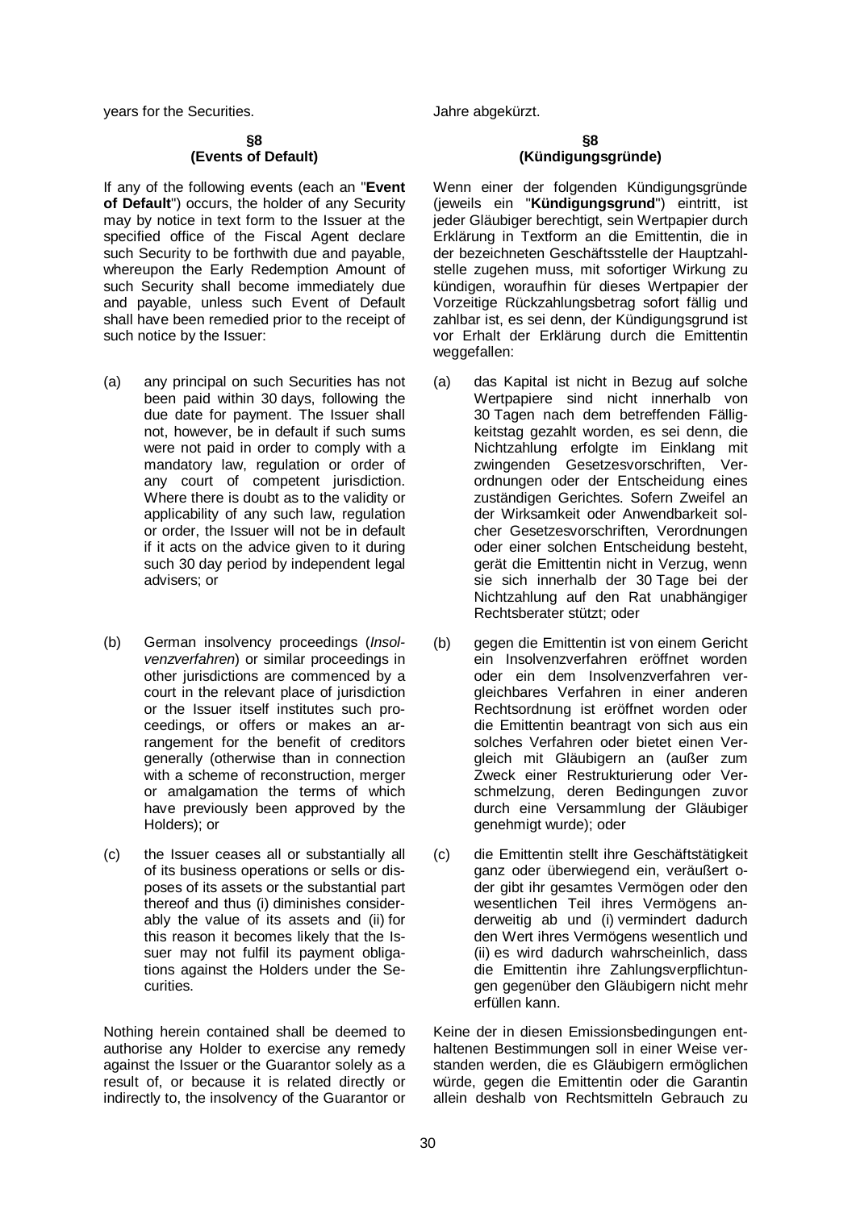years for the Securities.

Jahre abgekürzt.

### §8
### (Events of Default)

If any of the following events (each an "**Event of Default**") occurs, the holder of any Security may by notice in text form to the Issuer at the specified office of the Fiscal Agent declare such Security to be forthwith due and payable, whereupon the Early Redemption Amount of such Security shall become immediately due and payable, unless such Event of Default shall have been remedied prior to the receipt of such notice by the Issuer:

(a) any principal on such Securities has not been paid within 30 days, following the due date for payment. The Issuer shall not, however, be in default if such sums were not paid in order to comply with a mandatory law, regulation or order of any court of competent jurisdiction. Where there is doubt as to the validity or applicability of any such law, regulation or order, the Issuer will not be in default if it acts on the advice given to it during such 30 day period by independent legal advisers; or

(b) German insolvency proceedings (*Insolvenzverfahren*) or similar proceedings in other jurisdictions are commenced by a court in the relevant place of jurisdiction or the Issuer itself institutes such proceedings, or offers or makes an arrangement for the benefit of creditors generally (otherwise than in connection with a scheme of reconstruction, merger or amalgamation the terms of which have previously been approved by the Holders); or

(c) the Issuer ceases all or substantially all of its business operations or sells or disposes of its assets or the substantial part thereof and thus (i) diminishes considerably the value of its assets and (ii) for this reason it becomes likely that the Issuer may not fulfil its payment obligations against the Holders under the Securities.

Nothing herein contained shall be deemed to authorise any Holder to exercise any remedy against the Issuer or the Guarantor solely as a result of, or because it is related directly or indirectly to, the insolvency of the Guarantor or

### §8
### (Kündigungsgründe)

Wenn einer der folgenden Kündigungsgründe (jeweils ein "**Kündigungsgrund**") eintritt, ist jeder Gläubiger berechtigt, sein Wertpapier durch Erklärung in Textform an die Emittentin, die in der bezeichneten Geschäftsstelle der Hauptzahlstelle zugehen muss, mit sofortiger Wirkung zu kündigen, woraufhin für dieses Wertpapier der Vorzeitige Rückzahlungsbetrag sofort fällig und zahlbar ist, es sei denn, der Kündigungsgrund ist vor Erhalt der Erklärung durch die Emittentin weggefallen:

(a) das Kapital ist nicht in Bezug auf solche Wertpapiere sind nicht innerhalb von 30 Tagen nach dem betreffenden Fälligkeitstag gezahlt worden, es sei denn, die Nichtzahlung erfolgte im Einklang mit zwingenden Gesetzesvorschriften, Verordnungen oder der Entscheidung eines zuständigen Gerichtes. Sofern Zweifel an der Wirksamkeit oder Anwendbarkeit solcher Gesetzesvorschriften, Verordnungen oder einer solchen Entscheidung besteht, gerät die Emittentin nicht in Verzug, wenn sie sich innerhalb der 30 Tage bei der Nichtzahlung auf den Rat unabhängiger Rechtsberater stützt; oder

(b) gegen die Emittentin ist von einem Gericht ein Insolvenzverfahren eröffnet worden oder ein dem Insolvenzverfahren vergleichbares Verfahren in einer anderen Rechtsordnung ist eröffnet worden oder die Emittentin beantragt von sich aus ein solches Verfahren oder bietet einen Vergleich mit Gläubigern an (außer zum Zweck einer Restrukturierung oder Verschmelzung, deren Bedingungen zuvor durch eine Versammlung der Gläubiger genehmigt wurde); oder

(c) die Emittentin stellt ihre Geschäftstätigkeit ganz oder überwiegend ein, veräußert oder gibt ihr gesamtes Vermögen oder den wesentlichen Teil ihres Vermögens anderweitig ab und (i) vermindert dadurch den Wert ihres Vermögens wesentlich und (ii) es wird dadurch wahrscheinlich, dass die Emittentin ihre Zahlungsverpflichtungen gegenüber den Gläubigern nicht mehr erfüllen kann.

Keine der in diesen Emissionsbedingungen enthaltenen Bestimmungen soll in einer Weise verstanden werden, die es Gläubigern ermöglichen würde, gegen die Emittentin oder die Garantin allein deshalb von Rechtsmitteln Gebrauch zu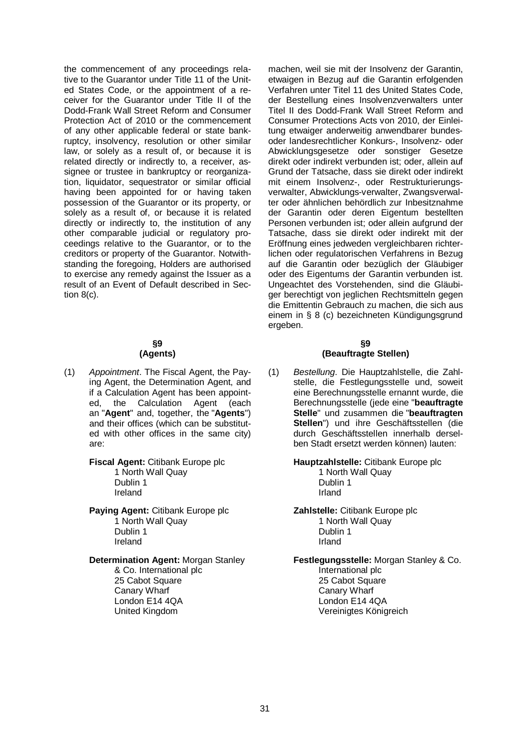the commencement of any proceedings relative to the Guarantor under Title 11 of the United States Code, or the appointment of a receiver for the Guarantor under Title II of the Dodd-Frank Wall Street Reform and Consumer Protection Act of 2010 or the commencement of any other applicable federal or state bankruptcy, insolvency, resolution or other similar law, or solely as a result of, or because it is related directly or indirectly to, a receiver, assignee or trustee in bankruptcy or reorganization, liquidator, sequestrator or similar official having been appointed for or having taken possession of the Guarantor or its property, or solely as a result of, or because it is related directly or indirectly to, the institution of any other comparable judicial or regulatory proceedings relative to the Guarantor, or to the creditors or property of the Guarantor. Notwithstanding the foregoing, Holders are authorised to exercise any remedy against the Issuer as a result of an Event of Default described in Section 8(c).

machen, weil sie mit der Insolvenz der Garantin, etwaigen in Bezug auf die Garantin erfolgenden Verfahren unter Titel 11 des United States Code, der Bestellung eines Insolvenzverwalters unter Titel II des Dodd-Frank Wall Street Reform and Consumer Protections Acts von 2010, der Einleitung etwaiger anderweitig anwendbarer bundes- oder landesrechtlicher Konkurs-, Insolvenz- oder Abwicklungsgesetze oder sonstiger Gesetze direkt oder indirekt verbunden ist; oder, allein auf Grund der Tatsache, dass sie direkt oder indirekt mit einem Insolvenz-, oder Restrukturierungsverwalter, Abwicklungs-verwalter, Zwangsverwalter oder ähnlichen behördlich zur Inbesitznahme der Garantin oder deren Eigentum bestellten Personen verbunden ist; oder allein aufgrund der Tatsache, dass sie direkt oder indirekt mit der Eröffnung eines jedweden vergleichbaren richterlichen oder regulatorischen Verfahrens in Bezug auf die Garantin oder bezüglich der Gläubiger oder des Eigentums der Garantin verbunden ist. Ungeachtet des Vorstehenden, sind die Gläubiger berechtigt von jeglichen Rechtsmitteln gegen die Emittentin Gebrauch zu machen, die sich aus einem in § 8 (c) bezeichneten Kündigungsgrund ergeben.

## §9 (Agents)

(1) *Appointment*. The Fiscal Agent, the Paying Agent, the Determination Agent, and if a Calculation Agent has been appointed, the Calculation Agent (each an "**Agent**" and, together, the "**Agents**") and their offices (which can be substituted with other offices in the same city) are:

**Fiscal Agent:** Citibank Europe plc
1 North Wall Quay
Dublin 1
Ireland

**Paying Agent:** Citibank Europe plc
1 North Wall Quay
Dublin 1
Ireland

**Determination Agent:** Morgan Stanley & Co. International plc
25 Cabot Square
Canary Wharf
London E14 4QA
United Kingdom

## §9 (Beauftragte Stellen)

(1) *Bestellung*. Die Hauptzahlstelle, die Zahlstelle, die Festlegungsstelle und, soweit eine Berechnungsstelle ernannt wurde, die Berechnungsstelle (jede eine "**beauftragte Stelle**" und zusammen die "**beauftragten Stellen**") und ihre Geschäftsstellen (die durch Geschäftsstellen innerhalb derselben Stadt ersetzt werden können) lauten:

**Hauptzahlstelle:** Citibank Europe plc
1 North Wall Quay
Dublin 1
Irland

**Zahlstelle:** Citibank Europe plc
1 North Wall Quay
Dublin 1
Irland

**Festlegungsstelle:** Morgan Stanley & Co. International plc
25 Cabot Square
Canary Wharf
London E14 4QA
Vereinigtes Königreich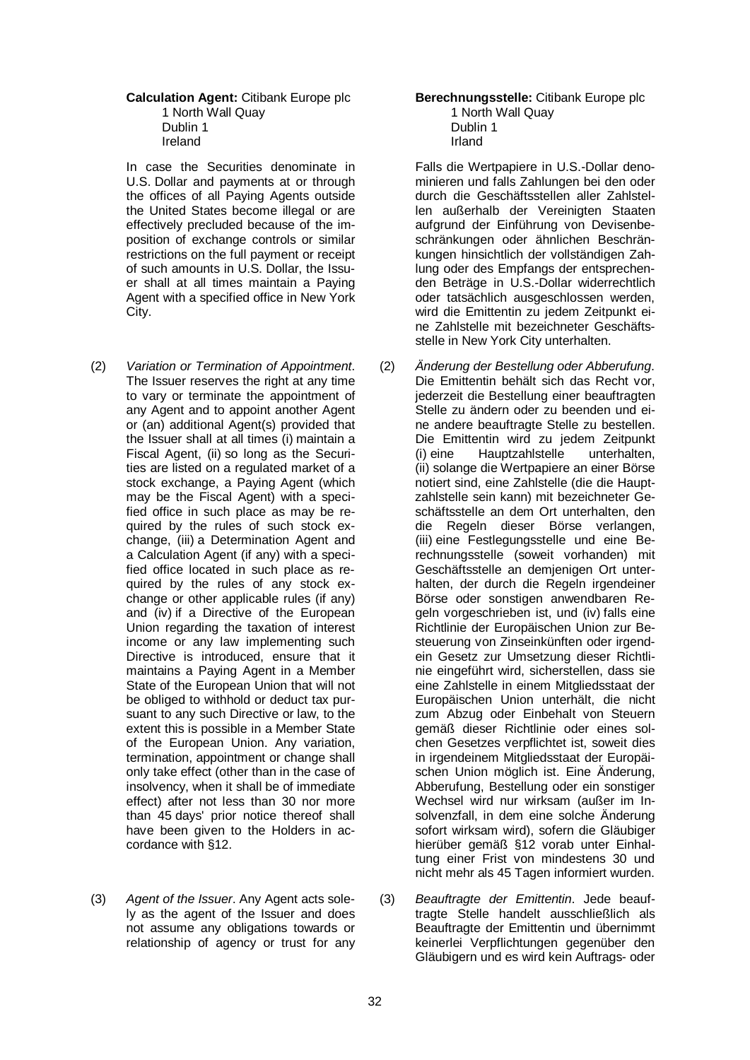**Calculation Agent:** Citibank Europe plc
1 North Wall Quay
Dublin 1
Ireland

In case the Securities denominate in U.S. Dollar and payments at or through the offices of all Paying Agents outside the United States become illegal or are effectively precluded because of the imposition of exchange controls or similar restrictions on the full payment or receipt of such amounts in U.S. Dollar, the Issuer shall at all times maintain a Paying Agent with a specified office in New York City.

(2) *Variation or Termination of Appointment*. The Issuer reserves the right at any time to vary or terminate the appointment of any Agent and to appoint another Agent or (an) additional Agent(s) provided that the Issuer shall at all times (i) maintain a Fiscal Agent, (ii) so long as the Securities are listed on a regulated market of a stock exchange, a Paying Agent (which may be the Fiscal Agent) with a specified office in such place as may be required by the rules of such stock exchange, (iii) a Determination Agent and a Calculation Agent (if any) with a specified office located in such place as required by the rules of any stock exchange or other applicable rules (if any) and (iv) if a Directive of the European Union regarding the taxation of interest income or any law implementing such Directive is introduced, ensure that it maintains a Paying Agent in a Member State of the European Union that will not be obliged to withhold or deduct tax pursuant to any such Directive or law, to the extent this is possible in a Member State of the European Union. Any variation, termination, appointment or change shall only take effect (other than in the case of insolvency, when it shall be of immediate effect) after not less than 30 nor more than 45 days' prior notice thereof shall have been given to the Holders in accordance with §12.

(3) *Agent of the Issuer*. Any Agent acts solely as the agent of the Issuer and does not assume any obligations towards or relationship of agency or trust for any

**Berechnungsstelle:** Citibank Europe plc
1 North Wall Quay
Dublin 1
Irland

Falls die Wertpapiere in U.S.-Dollar denominieren und falls Zahlungen bei den oder durch die Geschäftsstellen aller Zahlstellen außerhalb der Vereinigten Staaten aufgrund der Einführung von Devisenbeschränkungen oder ähnlichen Beschränkungen hinsichtlich der vollständigen Zahlung oder des Empfangs der entsprechenden Beträge in U.S.-Dollar widerrechtlich oder tatsächlich ausgeschlossen werden, wird die Emittentin zu jedem Zeitpunkt eine Zahlstelle mit bezeichneter Geschäftsstelle in New York City unterhalten.

(2) *Änderung der Bestellung oder Abberufung*. Die Emittentin behält sich das Recht vor, jederzeit die Bestellung einer beauftragten Stelle zu ändern oder zu beenden und eine andere beauftragte Stelle zu bestellen. Die Emittentin wird zu jedem Zeitpunkt (i) eine Hauptzahlstelle unterhalten, (ii) solange die Wertpapiere an einer Börse notiert sind, eine Zahlstelle (die die Hauptzahlstelle sein kann) mit bezeichneter Geschäftsstelle an dem Ort unterhalten, den die Regeln dieser Börse verlangen, (iii) eine Festlegungsstelle und eine Berechnungsstelle (soweit vorhanden) mit Geschäftsstelle an demjenigen Ort unterhalten, der durch die Regeln irgendeiner Börse oder sonstigen anwendbaren Regeln vorgeschrieben ist, und (iv) falls eine Richtlinie der Europäischen Union zur Besteuerung von Zinseinkünften oder irgendein Gesetz zur Umsetzung dieser Richtlinie eingeführt wird, sicherstellen, dass sie eine Zahlstelle in einem Mitgliedsstaat der Europäischen Union unterhält, die nicht zum Abzug oder Einbehalt von Steuern gemäß dieser Richtlinie oder eines solchen Gesetzes verpflichtet ist, soweit dies in irgendeinem Mitgliedsstaat der Europäischen Union möglich ist. Eine Änderung, Abberufung, Bestellung oder ein sonstiger Wechsel wird nur wirksam (außer im Insolvenzfall, in dem eine solche Änderung sofort wirksam wird), sofern die Gläubiger hierüber gemäß §12 vorab unter Einhaltung einer Frist von mindestens 30 und nicht mehr als 45 Tagen informiert wurden.

(3) *Beauftragte der Emittentin*. Jede beauftragte Stelle handelt ausschließlich als Beauftragte der Emittentin und übernimmt keinerlei Verpflichtungen gegenüber den Gläubigern und es wird kein Auftrags- oder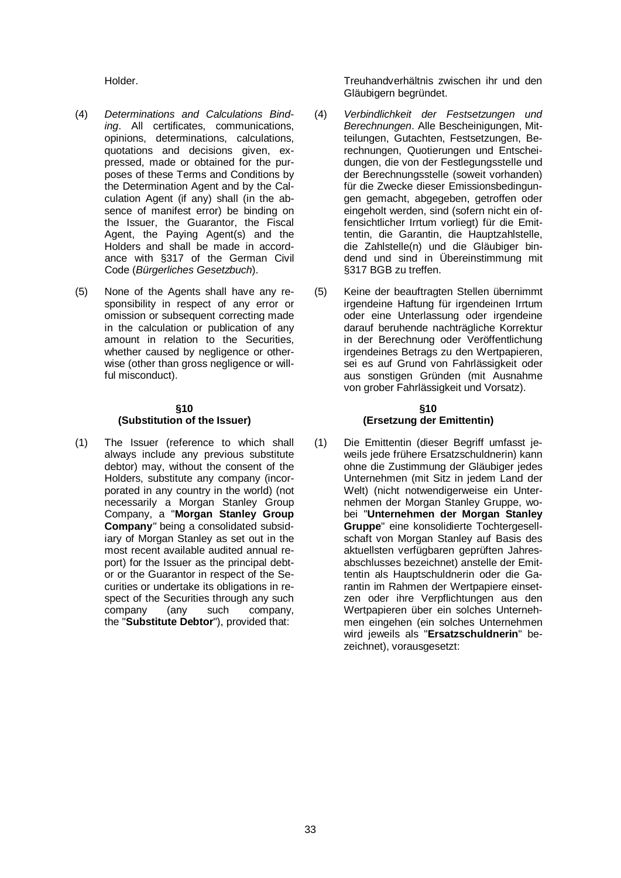Holder.

Treuhandverhältnis zwischen ihr und den Gläubigern begründet.

(4) *Determinations and Calculations Binding*. All certificates, communications, opinions, determinations, calculations, quotations and decisions given, expressed, made or obtained for the purposes of these Terms and Conditions by the Determination Agent and by the Calculation Agent (if any) shall (in the absence of manifest error) be binding on the Issuer, the Guarantor, the Fiscal Agent, the Paying Agent(s) and the Holders and shall be made in accordance with §317 of the German Civil Code (*Bürgerliches Gesetzbuch*).

(4) *Verbindlichkeit der Festsetzungen und Berechnungen*. Alle Bescheinigungen, Mitteilungen, Gutachten, Festsetzungen, Berechnungen, Quotierungen und Entscheidungen, die von der Festlegungsstelle und der Berechnungsstelle (soweit vorhanden) für die Zwecke dieser Emissionsbedingungen gemacht, abgegeben, getroffen oder eingeholt werden, sind (sofern nicht ein offensichtlicher Irrtum vorliegt) für die Emittentin, die Garantin, die Hauptzahlstelle, die Zahlstelle(n) und die Gläubiger bindend und sind in Übereinstimmung mit §317 BGB zu treffen.

(5) None of the Agents shall have any responsibility in respect of any error or omission or subsequent correcting made in the calculation or publication of any amount in relation to the Securities, whether caused by negligence or otherwise (other than gross negligence or willful misconduct).

(5) Keine der beauftragten Stellen übernimmt irgendeine Haftung für irgendeinen Irrtum oder eine Unterlassung oder irgendeine darauf beruhende nachträgliche Korrektur in der Berechnung oder Veröffentlichung irgendeines Betrags zu den Wertpapieren, sei es auf Grund von Fahrlässigkeit oder aus sonstigen Gründen (mit Ausnahme von grober Fahrlässigkeit und Vorsatz).

## §10 (Substitution of the Issuer)

(1) The Issuer (reference to which shall always include any previous substitute debtor) may, without the consent of the Holders, substitute any company (incorporated in any country in the world) (not necessarily a Morgan Stanley Group Company, a "**Morgan Stanley Group Company**" being a consolidated subsidiary of Morgan Stanley as set out in the most recent available audited annual report) for the Issuer as the principal debtor or the Guarantor in respect of the Securities or undertake its obligations in respect of the Securities through any such company (any such company, the "**Substitute Debtor**"), provided that:

## §10 (Ersetzung der Emittentin)

(1) Die Emittentin (dieser Begriff umfasst jeweils jede frühere Ersatzschuldnerin) kann ohne die Zustimmung der Gläubiger jedes Unternehmen (mit Sitz in jedem Land der Welt) (nicht notwendigerweise ein Unternehmen der Morgan Stanley Gruppe, wobei "**Unternehmen der Morgan Stanley Gruppe**" eine konsolidierte Tochtergesellschaft von Morgan Stanley auf Basis des aktuellsten verfügbaren geprüften Jahresabschlusses bezeichnet) anstelle der Emittentin als Hauptschuldnerin oder die Garantin im Rahmen der Wertpapiere einsetzen oder ihre Verpflichtungen aus den Wertpapieren über ein solches Unternehmen eingehen (ein solches Unternehmen wird jeweils als "**Ersatzschuldnerin**" bezeichnet), vorausgesetzt: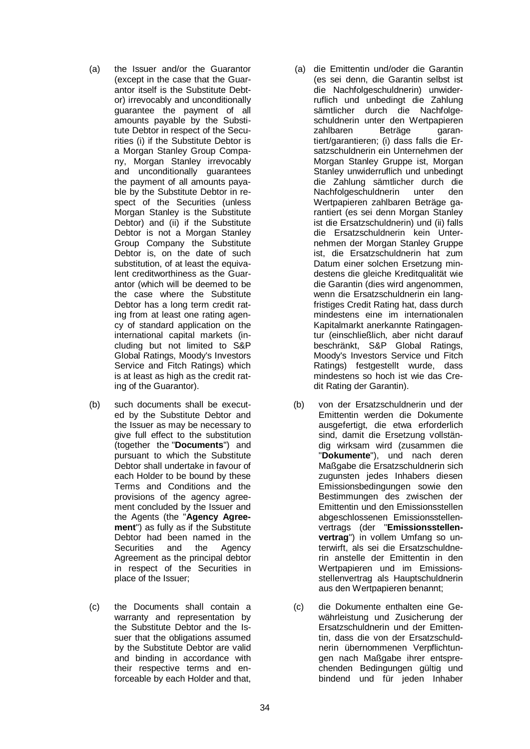(a) the Issuer and/or the Guarantor (except in the case that the Guarantor itself is the Substitute Debtor) irrevocably and unconditionally guarantee the payment of all amounts payable by the Substitute Debtor in respect of the Securities (i) if the Substitute Debtor is a Morgan Stanley Group Company, Morgan Stanley irrevocably and unconditionally guarantees the payment of all amounts payable by the Substitute Debtor in respect of the Securities (unless Morgan Stanley is the Substitute Debtor) and (ii) if the Substitute Debtor is not a Morgan Stanley Group Company the Substitute Debtor is, on the date of such substitution, of at least the equivalent creditworthiness as the Guarantor (which will be deemed to be the case where the Substitute Debtor has a long term credit rating from at least one rating agency of standard application on the international capital markets (including but not limited to S&P Global Ratings, Moody's Investors Service and Fitch Ratings) which is at least as high as the credit rating of the Guarantor).

(b) such documents shall be executed by the Substitute Debtor and the Issuer as may be necessary to give full effect to the substitution (together the "**Documents**") and pursuant to which the Substitute Debtor shall undertake in favour of each Holder to be bound by these Terms and Conditions and the provisions of the agency agreement concluded by the Issuer and the Agents (the "**Agency Agreement**") as fully as if the Substitute Debtor had been named in the Securities and the Agency Agreement as the principal debtor in respect of the Securities in place of the Issuer;

(c) the Documents shall contain a warranty and representation by the Substitute Debtor and the Issuer that the obligations assumed by the Substitute Debtor are valid and binding in accordance with their respective terms and enforceable by each Holder and that,

(a) die Emittentin und/oder die Garantin (es sei denn, die Garantin selbst ist die Nachfolgeschuldnerin) unwiderruflich und unbedingt die Zahlung sämtlicher durch die Nachfolgeschuldnerin unter den Wertpapieren zahlbaren Beträge garantiert/garantieren; (i) dass falls die Ersatzschuldnerin ein Unternehmen der Morgan Stanley Gruppe ist, Morgan Stanley unwiderruflich und unbedingt die Zahlung sämtlicher durch die Nachfolgeschuldnerin unter den Wertpapieren zahlbaren Beträge garantiert (es sei denn Morgan Stanley ist die Ersatzschuldnerin) und (ii) falls die Ersatzschuldnerin kein Unternehmen der Morgan Stanley Gruppe ist, die Ersatzschuldnerin hat zum Datum einer solchen Ersetzung mindestens die gleiche Kreditqualität wie die Garantin (dies wird angenommen, wenn die Ersatzschuldnerin ein langfristiges Credit Rating hat, dass durch mindestens eine im internationalen Kapitalmarkt anerkannte Ratingagentur (einschließlich, aber nicht darauf beschränkt, S&P Global Ratings, Moody's Investors Service und Fitch Ratings) festgestellt wurde, dass mindestens so hoch ist wie das Credit Rating der Garantin).

(b) von der Ersatzschuldnerin und der Emittentin werden die Dokumente ausgefertigt, die etwa erforderlich sind, damit die Ersetzung vollständig wirksam wird (zusammen die "**Dokumente**"), und nach deren Maßgabe die Ersatzschuldnerin sich zugunsten jedes Inhabers diesen Emissionsbedingungen sowie den Bestimmungen des zwischen der Emittentin und den Emissionsstellen abgeschlossenen Emissionsstellenvertrags (der "**Emissionsstellenvertrag**") in vollem Umfang so unterwirft, als sei die Ersatzschuldnerin anstelle der Emittentin in den Wertpapieren und im Emissionsstellenvertrag als Hauptschuldnerin aus den Wertpapieren benannt;

(c) die Dokumente enthalten eine Gewährleistung und Zusicherung der Ersatzschuldnerin und der Emittentin, dass die von der Ersatzschuldnerin übernommenen Verpflichtungen nach Maßgabe ihrer entsprechenden Bedingungen gültig und bindend und für jeden Inhaber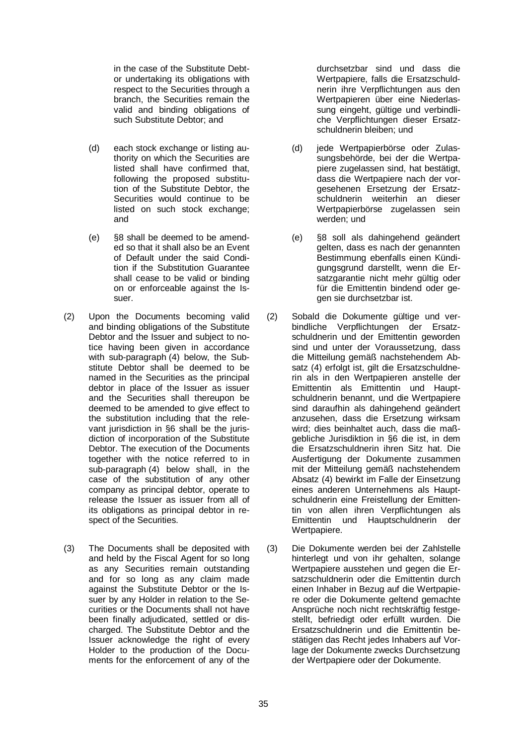in the case of the Substitute Debtor undertaking its obligations with respect to the Securities through a branch, the Securities remain the valid and binding obligations of such Substitute Debtor; and

(d) each stock exchange or listing authority on which the Securities are listed shall have confirmed that, following the proposed substitution of the Substitute Debtor, the Securities would continue to be listed on such stock exchange; and

(e) §8 shall be deemed to be amended so that it shall also be an Event of Default under the said Condition if the Substitution Guarantee shall cease to be valid or binding on or enforceable against the Issuer.

(2) Upon the Documents becoming valid and binding obligations of the Substitute Debtor and the Issuer and subject to notice having been given in accordance with sub-paragraph (4) below, the Substitute Debtor shall be deemed to be named in the Securities as the principal debtor in place of the Issuer as issuer and the Securities shall thereupon be deemed to be amended to give effect to the substitution including that the relevant jurisdiction in §6 shall be the jurisdiction of incorporation of the Substitute Debtor. The execution of the Documents together with the notice referred to in sub-paragraph (4) below shall, in the case of the substitution of any other company as principal debtor, operate to release the Issuer as issuer from all of its obligations as principal debtor in respect of the Securities.

(3) The Documents shall be deposited with and held by the Fiscal Agent for so long as any Securities remain outstanding and for so long as any claim made against the Substitute Debtor or the Issuer by any Holder in relation to the Securities or the Documents shall not have been finally adjudicated, settled or discharged. The Substitute Debtor and the Issuer acknowledge the right of every Holder to the production of the Documents for the enforcement of any of the

durchsetzbar sind und dass die Wertpapiere, falls die Ersatzschuldnerin ihre Verpflichtungen aus den Wertpapieren über eine Niederlassung eingeht, gültige und verbindliche Verpflichtungen dieser Ersatzschuldnerin bleiben; und

(d) jede Wertpapierbörse oder Zulassungsbehörde, bei der die Wertpapiere zugelassen sind, hat bestätigt, dass die Wertpapiere nach der vorgesehenen Ersetzung der Ersatzschuldnerin weiterhin an dieser Wertpapierbörse zugelassen sein werden; und

(e) §8 soll als dahingehend geändert gelten, dass es nach der genannten Bestimmung ebenfalls einen Kündigungsgrund darstellt, wenn die Ersatzgarantie nicht mehr gültig oder für die Emittentin bindend oder gegen sie durchsetzbar ist.

(2) Sobald die Dokumente gültige und verbindliche Verpflichtungen der Ersatzschuldnerin und der Emittentin geworden sind und unter der Voraussetzung, dass die Mitteilung gemäß nachstehendem Absatz (4) erfolgt ist, gilt die Ersatzschuldnerin als in den Wertpapieren anstelle der Emittentin als Emittentin und Hauptschuldnerin benannt, und die Wertpapiere sind daraufhin als dahingehend geändert anzusehen, dass die Ersetzung wirksam wird; dies beinhaltet auch, dass die maßgebliche Jurisdiktion in §6 die ist, in dem die Ersatzschuldnerin ihren Sitz hat. Die Ausfertigung der Dokumente zusammen mit der Mitteilung gemäß nachstehendem Absatz (4) bewirkt im Falle der Einsetzung eines anderen Unternehmens als Hauptschuldnerin eine Freistellung der Emittentin von allen ihren Verpflichtungen als Emittentin und Hauptschuldnerin der Wertpapiere.

(3) Die Dokumente werden bei der Zahlstelle hinterlegt und von ihr gehalten, solange Wertpapiere ausstehen und gegen die Ersatzschuldnerin oder die Emittentin durch einen Inhaber in Bezug auf die Wertpapiere oder die Dokumente geltend gemachte Ansprüche noch nicht rechtskräftig festgestellt, befriedigt oder erfüllt wurden. Die Ersatzschuldnerin und die Emittentin bestätigen das Recht jedes Inhabers auf Vorlage der Dokumente zwecks Durchsetzung der Wertpapiere oder der Dokumente.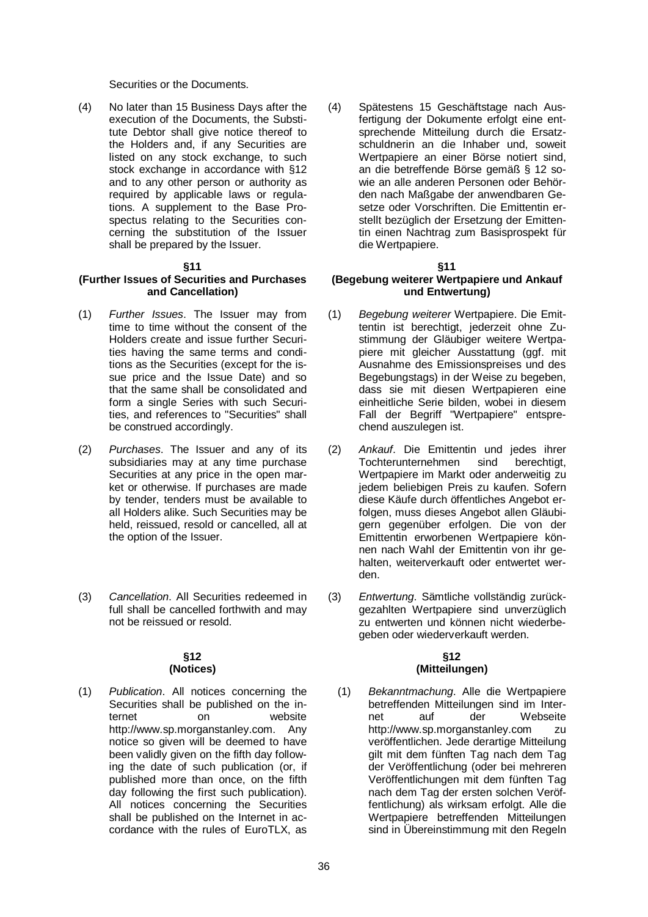Securities or the Documents.

(4) No later than 15 Business Days after the execution of the Documents, the Substitute Debtor shall give notice thereof to the Holders and, if any Securities are listed on any stock exchange, to such stock exchange in accordance with §12 and to any other person or authority as required by applicable laws or regulations. A supplement to the Base Prospectus relating to the Securities concerning the substitution of the Issuer shall be prepared by the Issuer.

**§11**
**(Further Issues of Securities and Purchases and Cancellation)**

(1) *Further Issues*. The Issuer may from time to time without the consent of the Holders create and issue further Securities having the same terms and conditions as the Securities (except for the issue price and the Issue Date) and so that the same shall be consolidated and form a single Series with such Securities, and references to "Securities" shall be construed accordingly.

(2) *Purchases*. The Issuer and any of its subsidiaries may at any time purchase Securities at any price in the open market or otherwise. If purchases are made by tender, tenders must be available to all Holders alike. Such Securities may be held, reissued, resold or cancelled, all at the option of the Issuer.

(3) *Cancellation*. All Securities redeemed in full shall be cancelled forthwith and may not be reissued or resold.

**§12**
**(Notices)**

(1) *Publication*. All notices concerning the Securities shall be published on the internet on website http://www.sp.morganstanley.com. Any notice so given will be deemed to have been validly given on the fifth day following the date of such publication (or, if published more than once, on the fifth day following the first such publication). All notices concerning the Securities shall be published on the Internet in accordance with the rules of EuroTLX, as

(4) Spätestens 15 Geschäftstage nach Ausfertigung der Dokumente erfolgt eine entsprechende Mitteilung durch die Ersatzschuldnerin an die Inhaber und, soweit Wertpapiere an einer Börse notiert sind, an die betreffende Börse gemäß § 12 sowie an alle anderen Personen oder Behörden nach Maßgabe der anwendbaren Gesetze oder Vorschriften. Die Emittentin erstellt bezüglich der Ersetzung der Emittentin einen Nachtrag zum Basisprospekt für die Wertpapiere.

**§11**
**(Begebung weiterer Wertpapiere und Ankauf und Entwertung)**

(1) *Begebung weiterer* Wertpapiere. Die Emittentin ist berechtigt, jederzeit ohne Zustimmung der Gläubiger weitere Wertpapiere mit gleicher Ausstattung (ggf. mit Ausnahme des Emissionspreises und des Begebungstags) in der Weise zu begeben, dass sie mit diesen Wertpapieren eine einheitliche Serie bilden, wobei in diesem Fall der Begriff "Wertpapiere" entsprechend auszulegen ist.

(2) *Ankauf*. Die Emittentin und jedes ihrer Tochterunternehmen sind berechtigt, Wertpapiere im Markt oder anderweitig zu jedem beliebigen Preis zu kaufen. Sofern diese Käufe durch öffentliches Angebot erfolgen, muss dieses Angebot allen Gläubigern gegenüber erfolgen. Die von der Emittentin erworbenen Wertpapiere können nach Wahl der Emittentin von ihr gehalten, weiterverkauft oder entwertet werden.

(3) *Entwertung*. Sämtliche vollständig zurückgezahlten Wertpapiere sind unverzüglich zu entwerten und können nicht wiederbegeben oder wiederverkauft werden.

**§12**
**(Mitteilungen)**

(1) *Bekanntmachung*. Alle die Wertpapiere betreffenden Mitteilungen sind im Internet auf der Webseite http://www.sp.morganstanley.com zu veröffentlichen. Jede derartige Mitteilung gilt mit dem fünften Tag nach dem Tag der Veröffentlichung (oder bei mehreren Veröffentlichungen mit dem fünften Tag nach dem Tag der ersten solchen Veröffentlichung) als wirksam erfolgt. Alle die Wertpapiere betreffenden Mitteilungen sind in Übereinstimmung mit den Regeln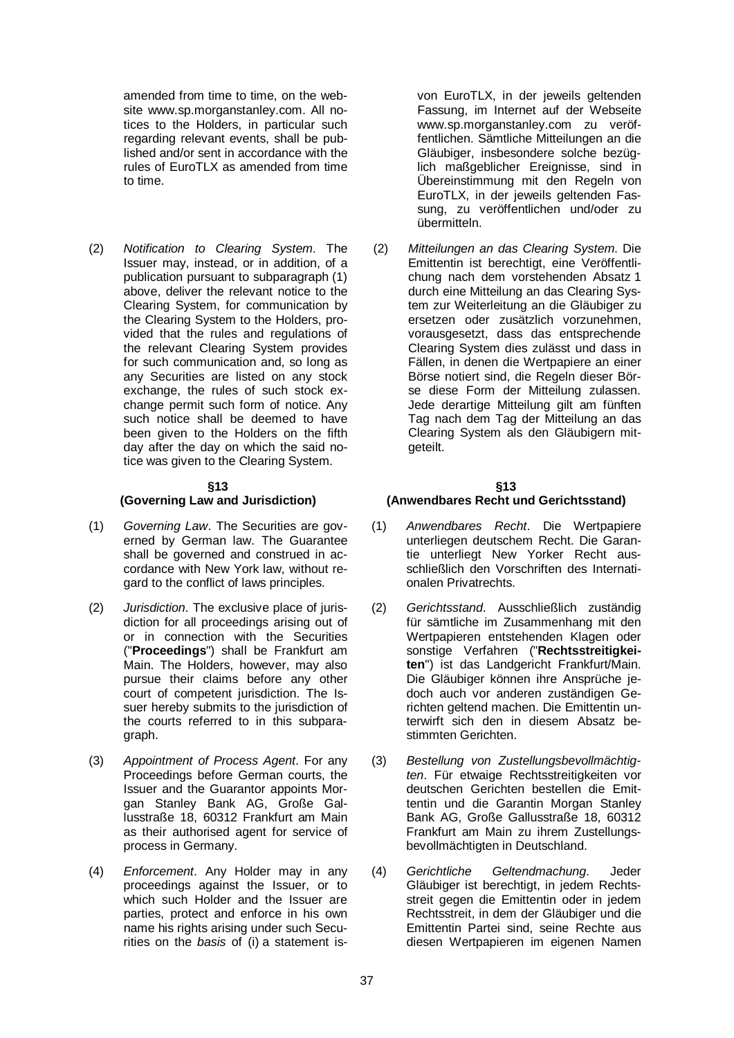amended from time to time, on the website www.sp.morganstanley.com. All notices to the Holders, in particular such regarding relevant events, shall be published and/or sent in accordance with the rules of EuroTLX as amended from time to time.

(2) *Notification to Clearing System*. The Issuer may, instead, or in addition, of a publication pursuant to subparagraph (1) above, deliver the relevant notice to the Clearing System, for communication by the Clearing System to the Holders, provided that the rules and regulations of the relevant Clearing System provides for such communication and, so long as any Securities are listed on any stock exchange, the rules of such stock exchange permit such form of notice. Any such notice shall be deemed to have been given to the Holders on the fifth day after the day on which the said notice was given to the Clearing System.

### §13
### (Governing Law and Jurisdiction)

(1) *Governing Law*. The Securities are governed by German law. The Guarantee shall be governed and construed in accordance with New York law, without regard to the conflict of laws principles.

(2) *Jurisdiction*. The exclusive place of jurisdiction for all proceedings arising out of or in connection with the Securities ("**Proceedings**") shall be Frankfurt am Main. The Holders, however, may also pursue their claims before any other court of competent jurisdiction. The Issuer hereby submits to the jurisdiction of the courts referred to in this subparagraph.

(3) *Appointment of Process Agent*. For any Proceedings before German courts, the Issuer and the Guarantor appoints Morgan Stanley Bank AG, Große Gallusstraße 18, 60312 Frankfurt am Main as their authorised agent for service of process in Germany.

(4) *Enforcement*. Any Holder may in any proceedings against the Issuer, or to which such Holder and the Issuer are parties, protect and enforce in his own name his rights arising under such Securities on the *basis* of (i) a statement is-

von EuroTLX, in der jeweils geltenden Fassung, im Internet auf der Webseite www.sp.morganstanley.com zu veröffentlichen. Sämtliche Mitteilungen an die Gläubiger, insbesondere solche bezüglich maßgeblicher Ereignisse, sind in Übereinstimmung mit den Regeln von EuroTLX, in der jeweils geltenden Fassung, zu veröffentlichen und/oder zu übermitteln.

(2) *Mitteilungen an das Clearing System*. Die Emittentin ist berechtigt, eine Veröffentlichung nach dem vorstehenden Absatz 1 durch eine Mitteilung an das Clearing System zur Weiterleitung an die Gläubiger zu ersetzen oder zusätzlich vorzunehmen, vorausgesetzt, dass das entsprechende Clearing System dies zulässt und dass in Fällen, in denen die Wertpapiere an einer Börse notiert sind, die Regeln dieser Börse diese Form der Mitteilung zulassen. Jede derartige Mitteilung gilt am fünften Tag nach dem Tag der Mitteilung an das Clearing System als den Gläubigern mitgeteilt.

### §13
### (Anwendbares Recht und Gerichtsstand)

(1) *Anwendbares Recht*. Die Wertpapiere unterliegen deutschem Recht. Die Garantie unterliegt New Yorker Recht ausschließlich den Vorschriften des Internationalen Privatrechts.

(2) *Gerichtsstand*. Ausschließlich zuständig für sämtliche im Zusammenhang mit den Wertpapieren entstehenden Klagen oder sonstige Verfahren ("**Rechtsstreitigkeiten**") ist das Landgericht Frankfurt/Main. Die Gläubiger können ihre Ansprüche jedoch auch vor anderen zuständigen Gerichten geltend machen. Die Emittentin unterwirft sich den in diesem Absatz bestimmten Gerichten.

(3) *Bestellung von Zustellungsbevollmächtigten*. Für etwaige Rechtsstreitigkeiten vor deutschen Gerichten bestellen die Emittentin und die Garantin Morgan Stanley Bank AG, Große Gallusstraße 18, 60312 Frankfurt am Main zu ihrem Zustellungsbevollmächtigten in Deutschland.

(4) *Gerichtliche Geltendmachung*. Jeder Gläubiger ist berechtigt, in jedem Rechtsstreit gegen die Emittentin oder in jedem Rechtsstreit, in dem der Gläubiger und die Emittentin Partei sind, seine Rechte aus diesen Wertpapieren im eigenen Namen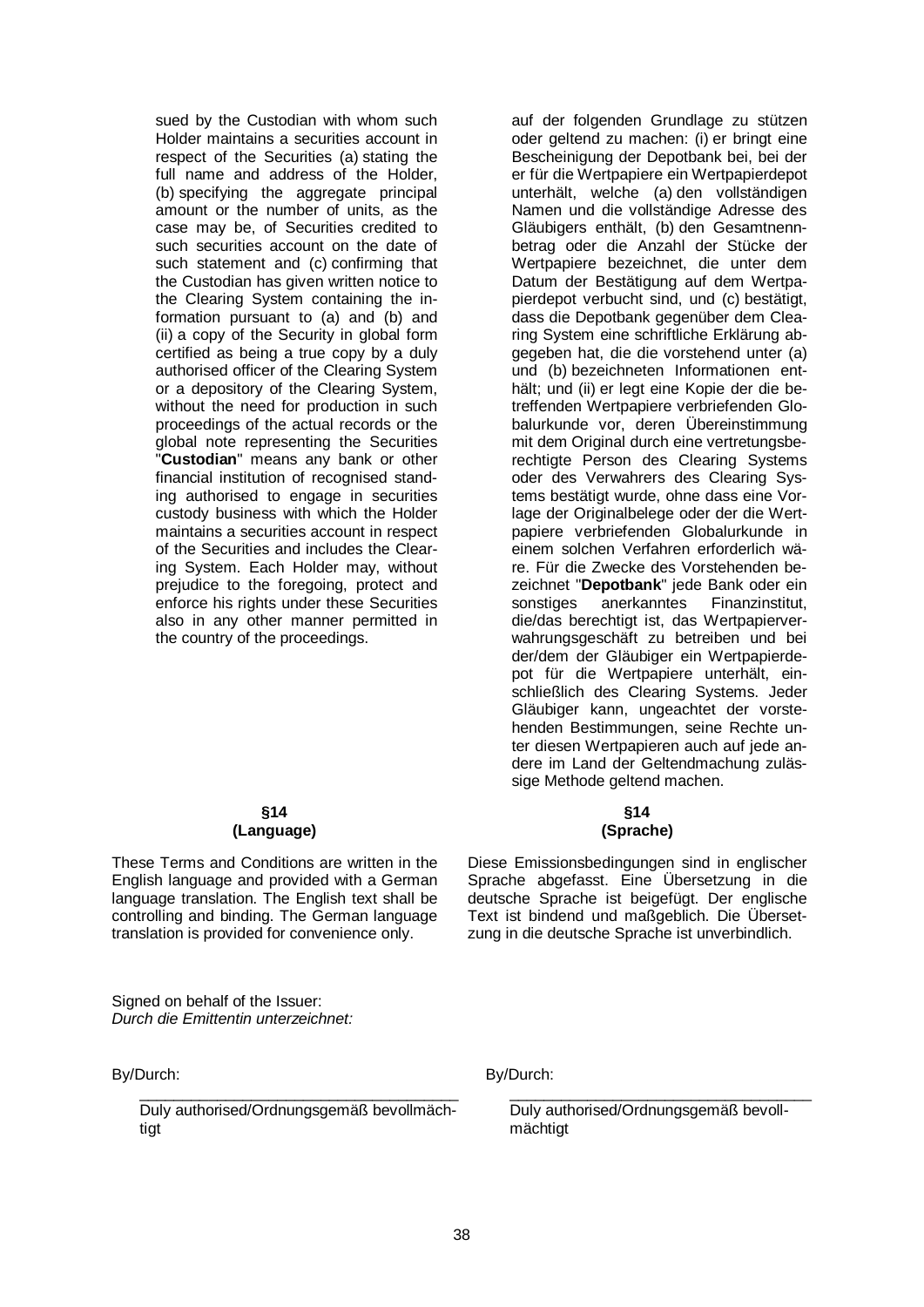sued by the Custodian with whom such Holder maintains a securities account in respect of the Securities (a) stating the full name and address of the Holder, (b) specifying the aggregate principal amount or the number of units, as the case may be, of Securities credited to such securities account on the date of such statement and (c) confirming that the Custodian has given written notice to the Clearing System containing the information pursuant to (a) and (b) and (ii) a copy of the Security in global form certified as being a true copy by a duly authorised officer of the Clearing System or a depository of the Clearing System, without the need for production in such proceedings of the actual records or the global note representing the Securities "**Custodian**" means any bank or other financial institution of recognised standing authorised to engage in securities custody business with which the Holder maintains a securities account in respect of the Securities and includes the Clearing System. Each Holder may, without prejudice to the foregoing, protect and enforce his rights under these Securities also in any other manner permitted in the country of the proceedings.

auf der folgenden Grundlage zu stützen oder geltend zu machen: (i) er bringt eine Bescheinigung der Depotbank bei, bei der er für die Wertpapiere ein Wertpapierdepot unterhält, welche (a) den vollständigen Namen und die vollständige Adresse des Gläubigers enthält, (b) den Gesamtnennbetrag oder die Anzahl der Stücke der Wertpapiere bezeichnet, die unter dem Datum der Bestätigung auf dem Wertpapierdepot verbucht sind, und (c) bestätigt, dass die Depotbank gegenüber dem Clearing System eine schriftliche Erklärung abgegeben hat, die die vorstehend unter (a) und (b) bezeichneten Informationen enthält; und (ii) er legt eine Kopie der die betreffenden Wertpapiere verbriefenden Globalurkunde vor, deren Übereinstimmung mit dem Original durch eine vertretungsberechtigte Person des Clearing Systems oder des Verwahrers des Clearing Systems bestätigt wurde, ohne dass eine Vorlage der Originalbelege oder der die Wertpapiere verbriefenden Globalurkunde in einem solchen Verfahren erforderlich wäre. Für die Zwecke des Vorstehenden bezeichnet "**Depotbank**" jede Bank oder ein sonstiges anerkanntes Finanzinstitut, die/das berechtigt ist, das Wertpapierverwahrungsgeschäft zu betreiben und bei der/dem der Gläubiger ein Wertpapierdepot für die Wertpapiere unterhält, einschließlich des Clearing Systems. Jeder Gläubiger kann, ungeachtet der vorstehenden Bestimmungen, seine Rechte unter diesen Wertpapieren auch auf jede andere im Land der Geltendmachung zulässige Methode geltend machen.

**§14**
**(Language)**

These Terms and Conditions are written in the English language and provided with a German language translation. The English text shall be controlling and binding. The German language translation is provided for convenience only.

**§14**
**(Sprache)**

Diese Emissionsbedingungen sind in englischer Sprache abgefasst. Eine Übersetzung in die deutsche Sprache ist beigefügt. Der englische Text ist bindend und maßgeblich. Die Übersetzung in die deutsche Sprache ist unverbindlich.

Signed on behalf of the Issuer:
*Durch die Emittentin unterzeichnet:*

By/Durch:

\_\_\_\_\_\_\_\_\_\_\_\_\_\_\_\_\_\_\_\_\_\_\_\_\_\_\_\_\_\_\_\_\_\_\_\_

Duly authorised/Ordnungsgemäß bevollmächtigt

By/Durch:

\_\_\_\_\_\_\_\_\_\_\_\_\_\_\_\_\_\_\_\_\_\_\_\_\_\_\_\_\_\_\_\_\_\_\_\_

Duly authorised/Ordnungsgemäß bevollmächtigt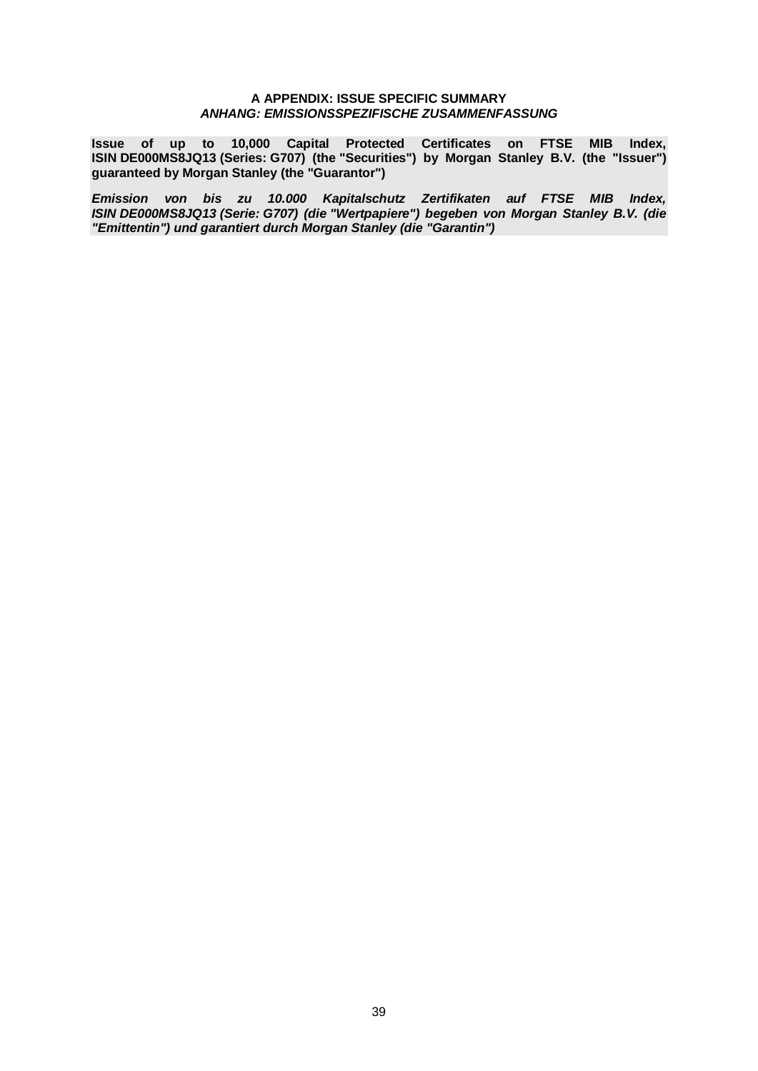## A APPENDIX: ISSUE SPECIFIC SUMMARY
## *ANHANG: EMISSIONSSPEZIFISCHE ZUSAMMENFASSUNG*

**Issue of up to 10,000 Capital Protected Certificates on FTSE MIB Index, ISIN DE000MS8JQ13 (Series: G707) (the "Securities") by Morgan Stanley B.V. (the "Issuer") guaranteed by Morgan Stanley (the "Guarantor")**

***Emission von bis zu 10.000 Kapitalschutz Zertifikaten auf FTSE MIB Index, ISIN DE000MS8JQ13 (Serie: G707) (die "Wertpapiere") begeben von Morgan Stanley B.V. (die "Emittentin") und garantiert durch Morgan Stanley (die "Garantin")***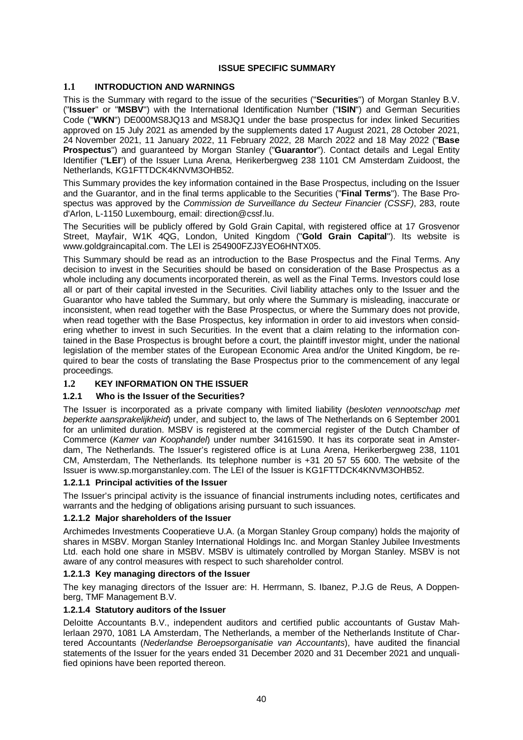## ISSUE SPECIFIC SUMMARY

### 1.1 INTRODUCTION AND WARNINGS

This is the Summary with regard to the issue of the securities ("**Securities**") of Morgan Stanley B.V. ("**Issuer**" or "**MSBV**") with the International Identification Number ("**ISIN**") and German Securities Code ("**WKN**") DE000MS8JQ13 and MS8JQ1 under the base prospectus for index linked Securities approved on 15 July 2021 as amended by the supplements dated 17 August 2021, 28 October 2021, 24 November 2021, 11 January 2022, 11 February 2022, 28 March 2022 and 18 May 2022 ("**Base Prospectus**") and guaranteed by Morgan Stanley ("**Guarantor**"). Contact details and Legal Entity Identifier ("**LEI**") of the Issuer Luna Arena, Herikerbergweg 238 1101 CM Amsterdam Zuidoost, the Netherlands, KG1FTTDCK4KNVM3OHB52.

This Summary provides the key information contained in the Base Prospectus, including on the Issuer and the Guarantor, and in the final terms applicable to the Securities ("**Final Terms**"). The Base Prospectus was approved by the *Commission de Surveillance du Secteur Financier (CSSF)*, 283, route d'Arlon, L-1150 Luxembourg, email: direction@cssf.lu.

The Securities will be publicly offered by Gold Grain Capital, with registered office at 17 Grosvenor Street, Mayfair, W1K 4QG, London, United Kingdom ("**Gold Grain Capital**"). Its website is www.goldgraincapital.com. The LEI is 254900FZJ3YEO6HNTX05.

This Summary should be read as an introduction to the Base Prospectus and the Final Terms. Any decision to invest in the Securities should be based on consideration of the Base Prospectus as a whole including any documents incorporated therein, as well as the Final Terms. Investors could lose all or part of their capital invested in the Securities. Civil liability attaches only to the Issuer and the Guarantor who have tabled the Summary, but only where the Summary is misleading, inaccurate or inconsistent, when read together with the Base Prospectus, or where the Summary does not provide, when read together with the Base Prospectus, key information in order to aid investors when considering whether to invest in such Securities. In the event that a claim relating to the information contained in the Base Prospectus is brought before a court, the plaintiff investor might, under the national legislation of the member states of the European Economic Area and/or the United Kingdom, be required to bear the costs of translating the Base Prospectus prior to the commencement of any legal proceedings.

### 1.2 KEY INFORMATION ON THE ISSUER

#### 1.2.1 Who is the Issuer of the Securities?

The Issuer is incorporated as a private company with limited liability (*besloten vennootschap met beperkte aansprakelijkheid*) under, and subject to, the laws of The Netherlands on 6 September 2001 for an unlimited duration. MSBV is registered at the commercial register of the Dutch Chamber of Commerce (*Kamer van Koophandel*) under number 34161590. It has its corporate seat in Amsterdam, The Netherlands. The Issuer's registered office is at Luna Arena, Herikerbergweg 238, 1101 CM, Amsterdam, The Netherlands. Its telephone number is +31 20 57 55 600. The website of the Issuer is www.sp.morganstanley.com. The LEI of the Issuer is KG1FTTDCK4KNVM3OHB52.

##### 1.2.1.1 Principal activities of the Issuer

The Issuer's principal activity is the issuance of financial instruments including notes, certificates and warrants and the hedging of obligations arising pursuant to such issuances.

##### 1.2.1.2 Major shareholders of the Issuer

Archimedes Investments Cooperatieve U.A. (a Morgan Stanley Group company) holds the majority of shares in MSBV. Morgan Stanley International Holdings Inc. and Morgan Stanley Jubilee Investments Ltd. each hold one share in MSBV. MSBV is ultimately controlled by Morgan Stanley. MSBV is not aware of any control measures with respect to such shareholder control.

##### 1.2.1.3 Key managing directors of the Issuer

The key managing directors of the Issuer are: H. Herrmann, S. Ibanez, P.J.G de Reus, A Doppenberg, TMF Management B.V.

##### 1.2.1.4 Statutory auditors of the Issuer

Deloitte Accountants B.V., independent auditors and certified public accountants of Gustav Mahlerlaan 2970, 1081 LA Amsterdam, The Netherlands, a member of the Netherlands Institute of Chartered Accountants (*Nederlandse Beroepsorganisatie van Accountants*), have audited the financial statements of the Issuer for the years ended 31 December 2020 and 31 December 2021 and unqualified opinions have been reported thereon.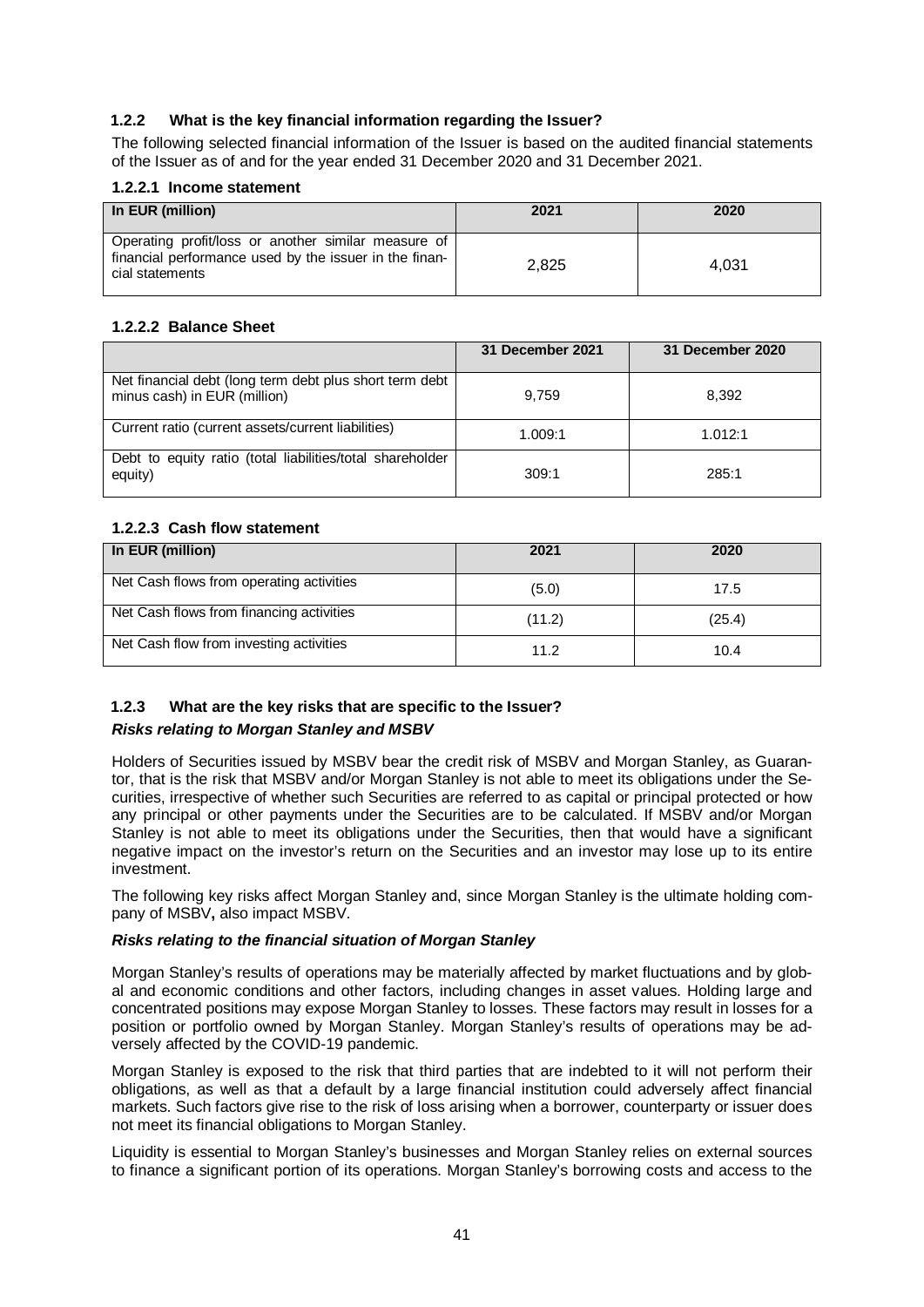### 1.2.2 What is the key financial information regarding the Issuer?

The following selected financial information of the Issuer is based on the audited financial statements of the Issuer as of and for the year ended 31 December 2020 and 31 December 2021.

#### 1.2.2.1 Income statement

| In EUR (million) | 2021 | 2020 |
|---|---|---|
| Operating profit/loss or another similar measure of financial performance used by the issuer in the financial statements | 2,825 | 4,031 |

#### 1.2.2.2 Balance Sheet

| | 31 December 2021 | 31 December 2020 |
|---|---|---|
| Net financial debt (long term debt plus short term debt minus cash) in EUR (million) | 9,759 | 8,392 |
| Current ratio (current assets/current liabilities) | 1.009:1 | 1.012:1 |
| Debt to equity ratio (total liabilities/total shareholder equity) | 309:1 | 285:1 |

#### 1.2.2.3 Cash flow statement

| In EUR (million) | 2021 | 2020 |
|---|---|---|
| Net Cash flows from operating activities | (5.0) | 17.5 |
| Net Cash flows from financing activities | (11.2) | (25.4) |
| Net Cash flow from investing activities | 11.2 | 10.4 |

### 1.2.3 What are the key risks that are specific to the Issuer?

***Risks relating to Morgan Stanley and MSBV***

Holders of Securities issued by MSBV bear the credit risk of MSBV and Morgan Stanley, as Guarantor, that is the risk that MSBV and/or Morgan Stanley is not able to meet its obligations under the Securities, irrespective of whether such Securities are referred to as capital or principal protected or how any principal or other payments under the Securities are to be calculated. If MSBV and/or Morgan Stanley is not able to meet its obligations under the Securities, then that would have a significant negative impact on the investor's return on the Securities and an investor may lose up to its entire investment.

The following key risks affect Morgan Stanley and, since Morgan Stanley is the ultimate holding company of MSBV**,** also impact MSBV.

***Risks relating to the financial situation of Morgan Stanley***

Morgan Stanley's results of operations may be materially affected by market fluctuations and by global and economic conditions and other factors, including changes in asset values. Holding large and concentrated positions may expose Morgan Stanley to losses. These factors may result in losses for a position or portfolio owned by Morgan Stanley. Morgan Stanley's results of operations may be adversely affected by the COVID-19 pandemic.

Morgan Stanley is exposed to the risk that third parties that are indebted to it will not perform their obligations, as well as that a default by a large financial institution could adversely affect financial markets. Such factors give rise to the risk of loss arising when a borrower, counterparty or issuer does not meet its financial obligations to Morgan Stanley.

Liquidity is essential to Morgan Stanley's businesses and Morgan Stanley relies on external sources to finance a significant portion of its operations. Morgan Stanley's borrowing costs and access to the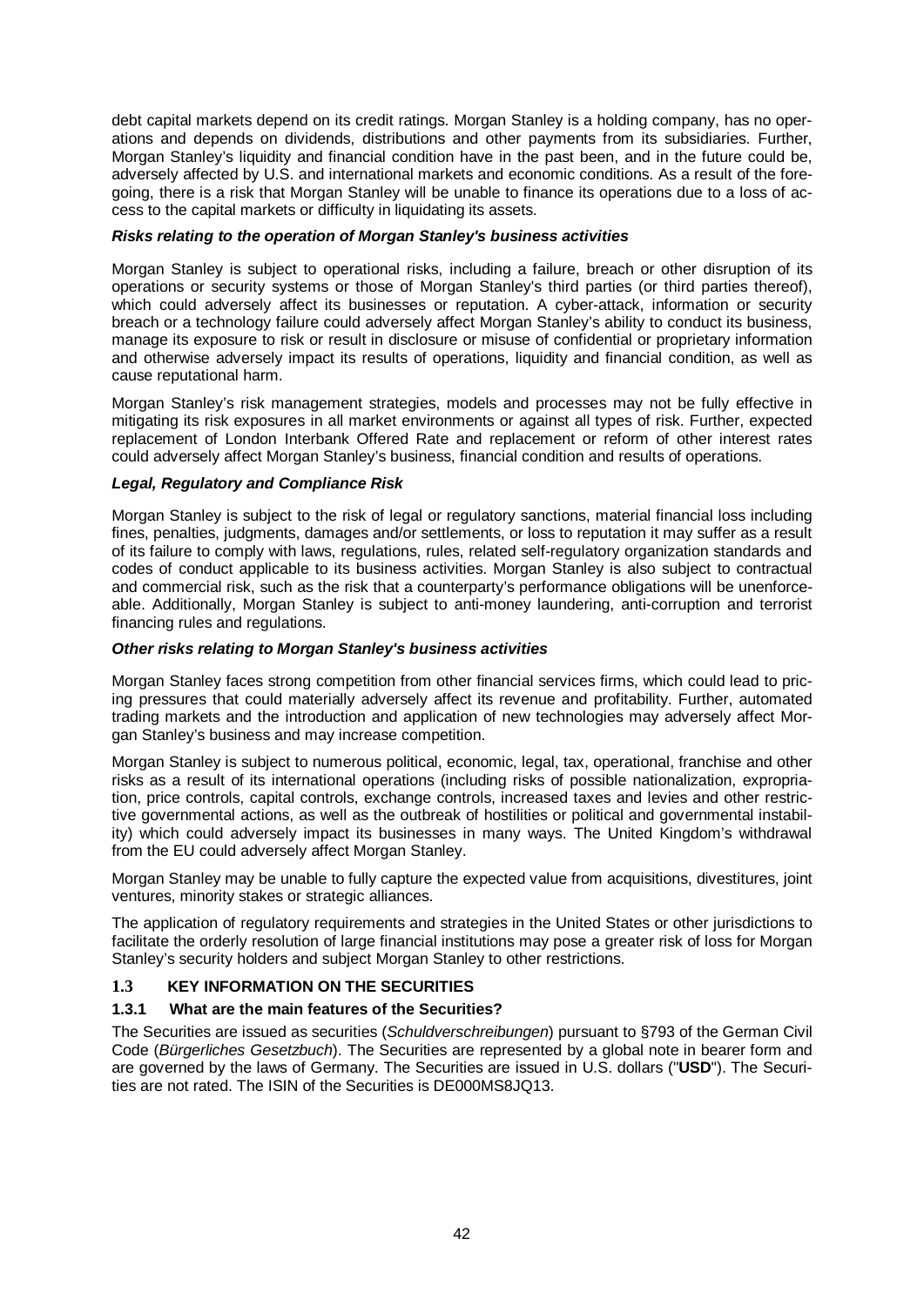debt capital markets depend on its credit ratings. Morgan Stanley is a holding company, has no operations and depends on dividends, distributions and other payments from its subsidiaries. Further, Morgan Stanley's liquidity and financial condition have in the past been, and in the future could be, adversely affected by U.S. and international markets and economic conditions. As a result of the foregoing, there is a risk that Morgan Stanley will be unable to finance its operations due to a loss of access to the capital markets or difficulty in liquidating its assets.

***Risks relating to the operation of Morgan Stanley's business activities***

Morgan Stanley is subject to operational risks, including a failure, breach or other disruption of its operations or security systems or those of Morgan Stanley's third parties (or third parties thereof), which could adversely affect its businesses or reputation. A cyber-attack, information or security breach or a technology failure could adversely affect Morgan Stanley's ability to conduct its business, manage its exposure to risk or result in disclosure or misuse of confidential or proprietary information and otherwise adversely impact its results of operations, liquidity and financial condition, as well as cause reputational harm.

Morgan Stanley's risk management strategies, models and processes may not be fully effective in mitigating its risk exposures in all market environments or against all types of risk. Further, expected replacement of London Interbank Offered Rate and replacement or reform of other interest rates could adversely affect Morgan Stanley's business, financial condition and results of operations.

***Legal, Regulatory and Compliance Risk***

Morgan Stanley is subject to the risk of legal or regulatory sanctions, material financial loss including fines, penalties, judgments, damages and/or settlements, or loss to reputation it may suffer as a result of its failure to comply with laws, regulations, rules, related self-regulatory organization standards and codes of conduct applicable to its business activities. Morgan Stanley is also subject to contractual and commercial risk, such as the risk that a counterparty's performance obligations will be unenforceable. Additionally, Morgan Stanley is subject to anti-money laundering, anti-corruption and terrorist financing rules and regulations.

***Other risks relating to Morgan Stanley's business activities***

Morgan Stanley faces strong competition from other financial services firms, which could lead to pricing pressures that could materially adversely affect its revenue and profitability. Further, automated trading markets and the introduction and application of new technologies may adversely affect Morgan Stanley's business and may increase competition.

Morgan Stanley is subject to numerous political, economic, legal, tax, operational, franchise and other risks as a result of its international operations (including risks of possible nationalization, expropriation, price controls, capital controls, exchange controls, increased taxes and levies and other restrictive governmental actions, as well as the outbreak of hostilities or political and governmental instability) which could adversely impact its businesses in many ways. The United Kingdom's withdrawal from the EU could adversely affect Morgan Stanley.

Morgan Stanley may be unable to fully capture the expected value from acquisitions, divestitures, joint ventures, minority stakes or strategic alliances.

The application of regulatory requirements and strategies in the United States or other jurisdictions to facilitate the orderly resolution of large financial institutions may pose a greater risk of loss for Morgan Stanley's security holders and subject Morgan Stanley to other restrictions.

## 1.3 KEY INFORMATION ON THE SECURITIES

### 1.3.1 What are the main features of the Securities?

The Securities are issued as securities (*Schuldverschreibungen*) pursuant to §793 of the German Civil Code (*Bürgerliches Gesetzbuch*). The Securities are represented by a global note in bearer form and are governed by the laws of Germany. The Securities are issued in U.S. dollars ("**USD**"). The Securities are not rated. The ISIN of the Securities is DE000MS8JQ13.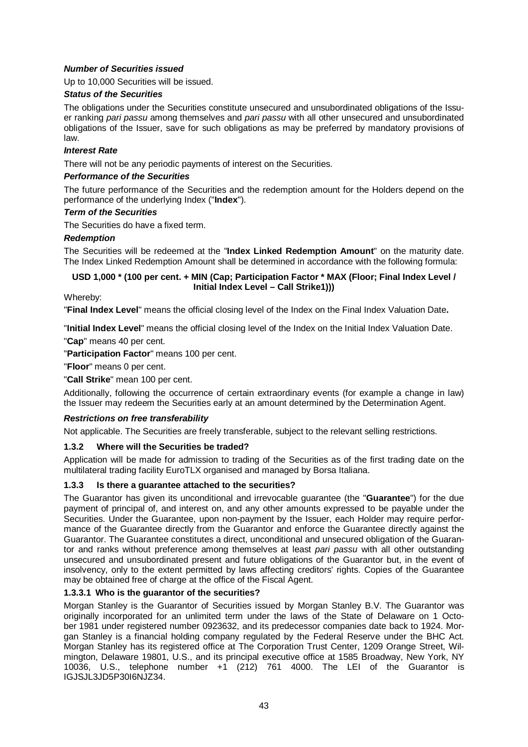***Number of Securities issued***

Up to 10,000 Securities will be issued.

***Status of the Securities***

The obligations under the Securities constitute unsecured and unsubordinated obligations of the Issuer ranking *pari passu* among themselves and *pari passu* with all other unsecured and unsubordinated obligations of the Issuer, save for such obligations as may be preferred by mandatory provisions of law.

***Interest Rate***

There will not be any periodic payments of interest on the Securities.

***Performance of the Securities***

The future performance of the Securities and the redemption amount for the Holders depend on the performance of the underlying Index ("**Index**").

***Term of the Securities***

The Securities do have a fixed term.

***Redemption***

The Securities will be redeemed at the "**Index Linked Redemption Amount**" on the maturity date. The Index Linked Redemption Amount shall be determined in accordance with the following formula:

**USD 1,000 * (100 per cent. + MIN (Cap; Participation Factor * MAX (Floor; Final Index Level / Initial Index Level – Call Strike1)))**

Whereby:

"**Final Index Level**" means the official closing level of the Index on the Final Index Valuation Date**.**

"**Initial Index Level**" means the official closing level of the Index on the Initial Index Valuation Date.

"**Cap**" means 40 per cent.

"**Participation Factor**" means 100 per cent.

"**Floor**" means 0 per cent.

"**Call Strike**" mean 100 per cent.

Additionally, following the occurrence of certain extraordinary events (for example a change in law) the Issuer may redeem the Securities early at an amount determined by the Determination Agent.

***Restrictions on free transferability***

Not applicable. The Securities are freely transferable, subject to the relevant selling restrictions.

### 1.3.2 Where will the Securities be traded?

Application will be made for admission to trading of the Securities as of the first trading date on the multilateral trading facility EuroTLX organised and managed by Borsa Italiana.

### 1.3.3 Is there a guarantee attached to the securities?

The Guarantor has given its unconditional and irrevocable guarantee (the "**Guarantee**") for the due payment of principal of, and interest on, and any other amounts expressed to be payable under the Securities. Under the Guarantee, upon non-payment by the Issuer, each Holder may require performance of the Guarantee directly from the Guarantor and enforce the Guarantee directly against the Guarantor. The Guarantee constitutes a direct, unconditional and unsecured obligation of the Guarantor and ranks without preference among themselves at least *pari passu* with all other outstanding unsecured and unsubordinated present and future obligations of the Guarantor but, in the event of insolvency, only to the extent permitted by laws affecting creditors' rights. Copies of the Guarantee may be obtained free of charge at the office of the Fiscal Agent.

#### 1.3.3.1 Who is the guarantor of the securities?

Morgan Stanley is the Guarantor of Securities issued by Morgan Stanley B.V. The Guarantor was originally incorporated for an unlimited term under the laws of the State of Delaware on 1 October 1981 under registered number 0923632, and its predecessor companies date back to 1924. Morgan Stanley is a financial holding company regulated by the Federal Reserve under the BHC Act. Morgan Stanley has its registered office at The Corporation Trust Center, 1209 Orange Street, Wilmington, Delaware 19801, U.S., and its principal executive office at 1585 Broadway, New York, NY 10036, U.S., telephone number +1 (212) 761 4000. The LEI of the Guarantor is IGJSJL3JD5P30I6NJZ34.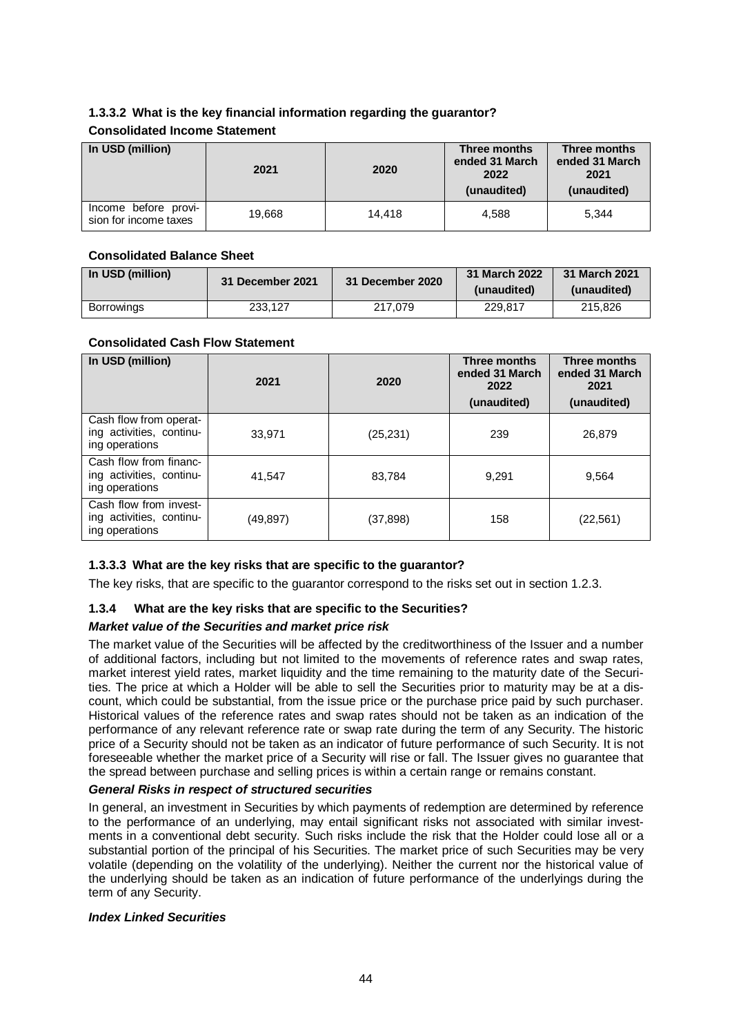#### 1.3.3.2 What is the key financial information regarding the guarantor?

**Consolidated Income Statement**

| In USD (million) | 2021 | 2020 | Three months ended 31 March 2022 (unaudited) | Three months ended 31 March 2021 (unaudited) |
|---|---|---|---|---|
| Income before provision for income taxes | 19,668 | 14,418 | 4,588 | 5,344 |

**Consolidated Balance Sheet**

| In USD (million) | 31 December 2021 | 31 December 2020 | 31 March 2022 (unaudited) | 31 March 2021 (unaudited) |
|---|---|---|---|---|
| Borrowings | 233,127 | 217,079 | 229,817 | 215,826 |

**Consolidated Cash Flow Statement**

| In USD (million) | 2021 | 2020 | Three months ended 31 March 2022 (unaudited) | Three months ended 31 March 2021 (unaudited) |
|---|---|---|---|---|
| Cash flow from operating activities, continuing operations | 33,971 | (25,231) | 239 | 26,879 |
| Cash flow from financing activities, continuing operations | 41,547 | 83,784 | 9,291 | 9,564 |
| Cash flow from investing activities, continuing operations | (49,897) | (37,898) | 158 | (22,561) |

#### 1.3.3.3 What are the key risks that are specific to the guarantor?

The key risks, that are specific to the guarantor correspond to the risks set out in section 1.2.3.

### 1.3.4 What are the key risks that are specific to the Securities?

***Market value of the Securities and market price risk***

The market value of the Securities will be affected by the creditworthiness of the Issuer and a number of additional factors, including but not limited to the movements of reference rates and swap rates, market interest yield rates, market liquidity and the time remaining to the maturity date of the Securities. The price at which a Holder will be able to sell the Securities prior to maturity may be at a discount, which could be substantial, from the issue price or the purchase price paid by such purchaser. Historical values of the reference rates and swap rates should not be taken as an indication of the performance of any relevant reference rate or swap rate during the term of any Security. The historic price of a Security should not be taken as an indicator of future performance of such Security. It is not foreseeable whether the market price of a Security will rise or fall. The Issuer gives no guarantee that the spread between purchase and selling prices is within a certain range or remains constant.

***General Risks in respect of structured securities***

In general, an investment in Securities by which payments of redemption are determined by reference to the performance of an underlying, may entail significant risks not associated with similar investments in a conventional debt security. Such risks include the risk that the Holder could lose all or a substantial portion of the principal of his Securities. The market price of such Securities may be very volatile (depending on the volatility of the underlying). Neither the current nor the historical value of the underlying should be taken as an indication of future performance of the underlyings during the term of any Security.

***Index Linked Securities***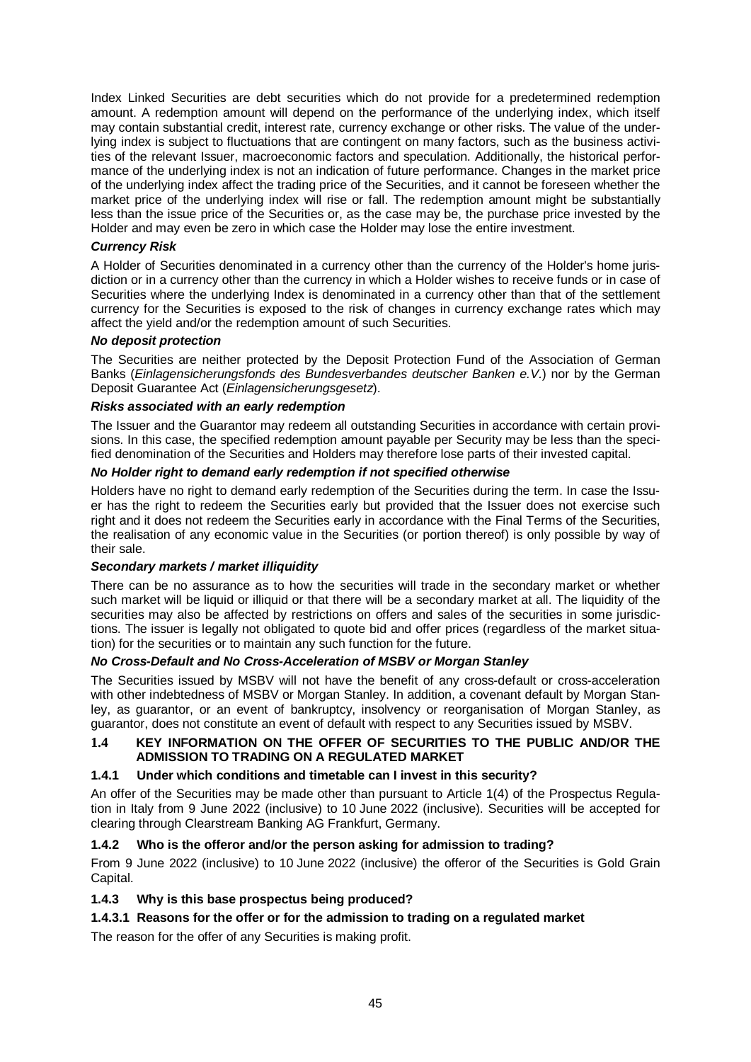Index Linked Securities are debt securities which do not provide for a predetermined redemption amount. A redemption amount will depend on the performance of the underlying index, which itself may contain substantial credit, interest rate, currency exchange or other risks. The value of the underlying index is subject to fluctuations that are contingent on many factors, such as the business activities of the relevant Issuer, macroeconomic factors and speculation. Additionally, the historical performance of the underlying index is not an indication of future performance. Changes in the market price of the underlying index affect the trading price of the Securities, and it cannot be foreseen whether the market price of the underlying index will rise or fall. The redemption amount might be substantially less than the issue price of the Securities or, as the case may be, the purchase price invested by the Holder and may even be zero in which case the Holder may lose the entire investment.

***Currency Risk***

A Holder of Securities denominated in a currency other than the currency of the Holder's home jurisdiction or in a currency other than the currency in which a Holder wishes to receive funds or in case of Securities where the underlying Index is denominated in a currency other than that of the settlement currency for the Securities is exposed to the risk of changes in currency exchange rates which may affect the yield and/or the redemption amount of such Securities.

***No deposit protection***

The Securities are neither protected by the Deposit Protection Fund of the Association of German Banks (*Einlagensicherungsfonds des Bundesverbandes deutscher Banken e.V.*) nor by the German Deposit Guarantee Act (*Einlagensicherungsgesetz*).

***Risks associated with an early redemption***

The Issuer and the Guarantor may redeem all outstanding Securities in accordance with certain provisions. In this case, the specified redemption amount payable per Security may be less than the specified denomination of the Securities and Holders may therefore lose parts of their invested capital.

***No Holder right to demand early redemption if not specified otherwise***

Holders have no right to demand early redemption of the Securities during the term. In case the Issuer has the right to redeem the Securities early but provided that the Issuer does not exercise such right and it does not redeem the Securities early in accordance with the Final Terms of the Securities, the realisation of any economic value in the Securities (or portion thereof) is only possible by way of their sale.

***Secondary markets / market illiquidity***

There can be no assurance as to how the securities will trade in the secondary market or whether such market will be liquid or illiquid or that there will be a secondary market at all. The liquidity of the securities may also be affected by restrictions on offers and sales of the securities in some jurisdictions. The issuer is legally not obligated to quote bid and offer prices (regardless of the market situation) for the securities or to maintain any such function for the future.

***No Cross-Default and No Cross-Acceleration of MSBV or Morgan Stanley***

The Securities issued by MSBV will not have the benefit of any cross-default or cross-acceleration with other indebtedness of MSBV or Morgan Stanley. In addition, a covenant default by Morgan Stanley, as guarantor, or an event of bankruptcy, insolvency or reorganisation of Morgan Stanley, as guarantor, does not constitute an event of default with respect to any Securities issued by MSBV.

## 1.4 KEY INFORMATION ON THE OFFER OF SECURITIES TO THE PUBLIC AND/OR THE ADMISSION TO TRADING ON A REGULATED MARKET

### 1.4.1 Under which conditions and timetable can I invest in this security?

An offer of the Securities may be made other than pursuant to Article 1(4) of the Prospectus Regulation in Italy from 9 June 2022 (inclusive) to 10 June 2022 (inclusive). Securities will be accepted for clearing through Clearstream Banking AG Frankfurt, Germany.

### 1.4.2 Who is the offeror and/or the person asking for admission to trading?

From 9 June 2022 (inclusive) to 10 June 2022 (inclusive) the offeror of the Securities is Gold Grain Capital.

### 1.4.3 Why is this base prospectus being produced?

#### 1.4.3.1 Reasons for the offer or for the admission to trading on a regulated market

The reason for the offer of any Securities is making profit.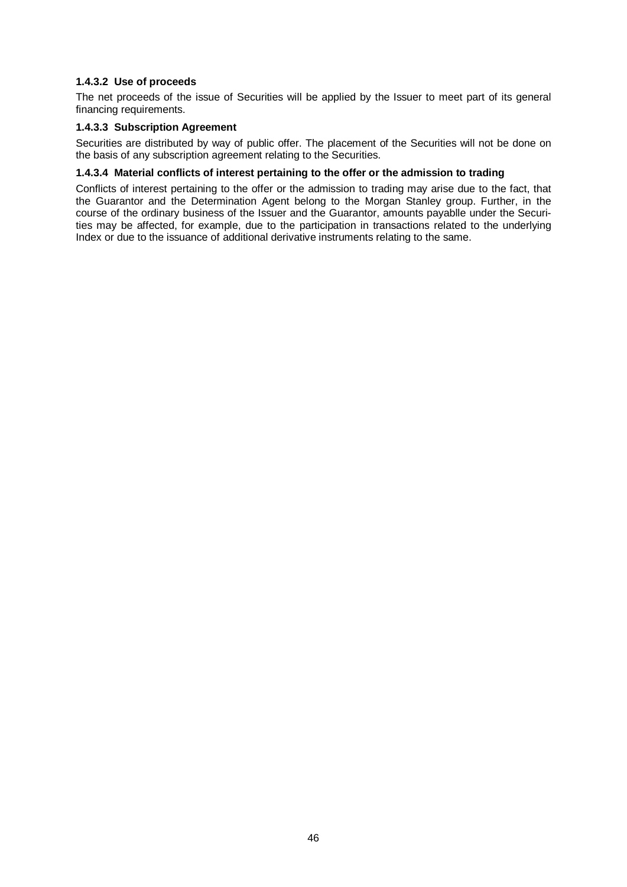#### 1.4.3.2 Use of proceeds

The net proceeds of the issue of Securities will be applied by the Issuer to meet part of its general financing requirements.

#### 1.4.3.3 Subscription Agreement

Securities are distributed by way of public offer. The placement of the Securities will not be done on the basis of any subscription agreement relating to the Securities.

#### 1.4.3.4 Material conflicts of interest pertaining to the offer or the admission to trading

Conflicts of interest pertaining to the offer or the admission to trading may arise due to the fact, that the Guarantor and the Determination Agent belong to the Morgan Stanley group. Further, in the course of the ordinary business of the Issuer and the Guarantor, amounts payablle under the Securities may be affected, for example, due to the participation in transactions related to the underlying Index or due to the issuance of additional derivative instruments relating to the same.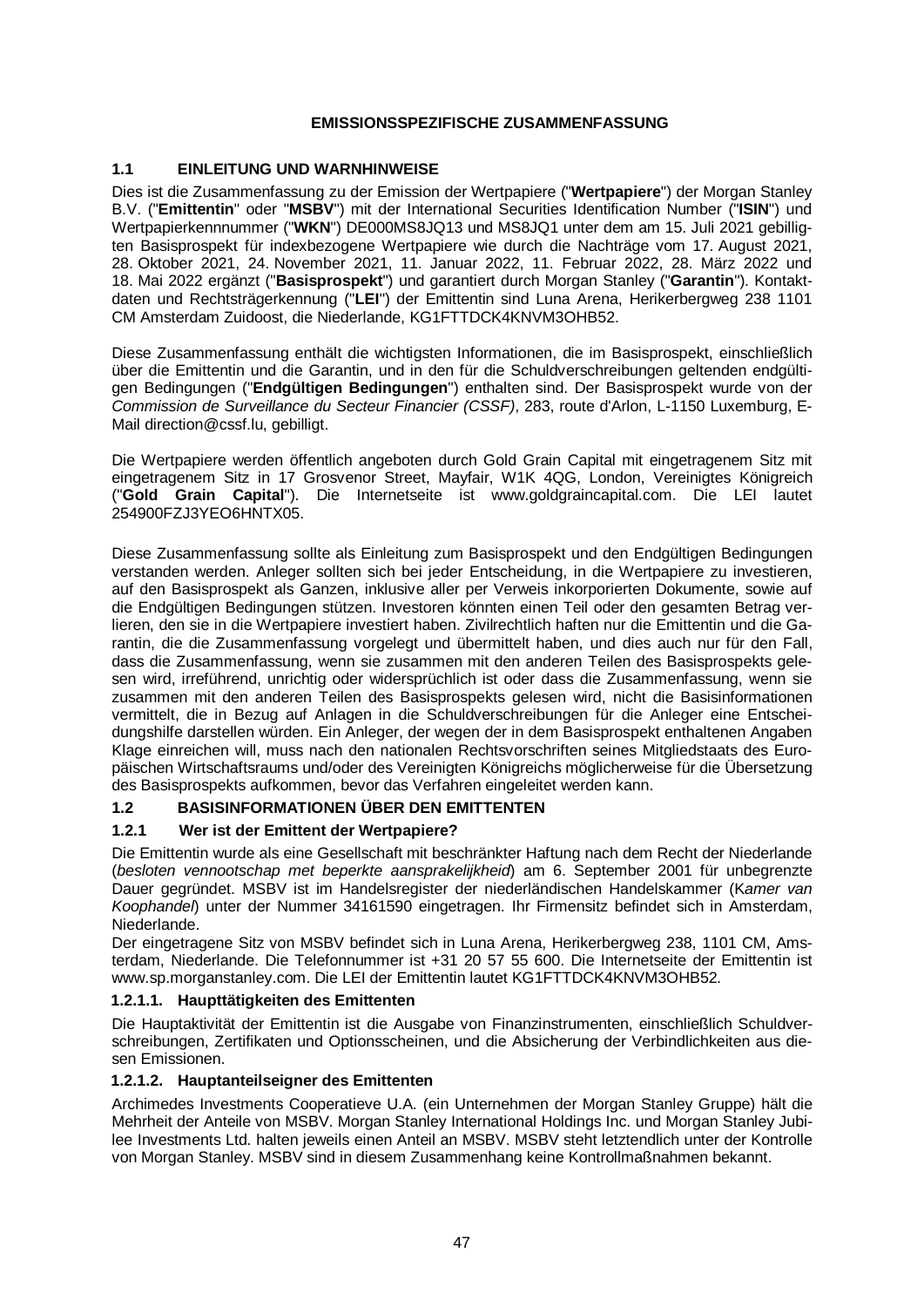**EMISSIONSSPEZIFISCHE ZUSAMMENFASSUNG**

## 1.1 EINLEITUNG UND WARNHINWEISE

Dies ist die Zusammenfassung zu der Emission der Wertpapiere ("**Wertpapiere**") der Morgan Stanley B.V. ("**Emittentin**" oder "**MSBV**") mit der International Securities Identification Number ("**ISIN**") und Wertpapierkennnummer ("**WKN**") DE000MS8JQ13 und MS8JQ1 unter dem am 15. Juli 2021 gebilligten Basisprospekt für indexbezogene Wertpapiere wie durch die Nachträge vom 17. August 2021, 28. Oktober 2021, 24. November 2021, 11. Januar 2022, 11. Februar 2022, 28. März 2022 und 18. Mai 2022 ergänzt ("**Basisprospekt**") und garantiert durch Morgan Stanley ("**Garantin**"). Kontaktdaten und Rechtsträgerkennung ("**LEI**") der Emittentin sind Luna Arena, Herikerbergweg 238 1101 CM Amsterdam Zuidoost, die Niederlande, KG1FTTDCK4KNVM3OHB52.

Diese Zusammenfassung enthält die wichtigsten Informationen, die im Basisprospekt, einschließlich über die Emittentin und die Garantin, und in den für die Schuldverschreibungen geltenden endgültigen Bedingungen ("**Endgültigen Bedingungen**") enthalten sind. Der Basisprospekt wurde von der *Commission de Surveillance du Secteur Financier (CSSF)*, 283, route d'Arlon, L-1150 Luxemburg, E-Mail direction@cssf.lu, gebilligt.

Die Wertpapiere werden öffentlich angeboten durch Gold Grain Capital mit eingetragenem Sitz mit eingetragenem Sitz in 17 Grosvenor Street, Mayfair, W1K 4QG, London, Vereinigtes Königreich ("**Gold Grain Capital**"). Die Internetseite ist www.goldgraincapital.com. Die LEI lautet 254900FZJ3YEO6HNTX05.

Diese Zusammenfassung sollte als Einleitung zum Basisprospekt und den Endgültigen Bedingungen verstanden werden. Anleger sollten sich bei jeder Entscheidung, in die Wertpapiere zu investieren, auf den Basisprospekt als Ganzen, inklusive aller per Verweis inkorporierten Dokumente, sowie auf die Endgültigen Bedingungen stützen. Investoren könnten einen Teil oder den gesamten Betrag verlieren, den sie in die Wertpapiere investiert haben. Zivilrechtlich haften nur die Emittentin und die Garantin, die die Zusammenfassung vorgelegt und übermittelt haben, und dies auch nur für den Fall, dass die Zusammenfassung, wenn sie zusammen mit den anderen Teilen des Basisprospekts gelesen wird, irreführend, unrichtig oder widersprüchlich ist oder dass die Zusammenfassung, wenn sie zusammen mit den anderen Teilen des Basisprospekts gelesen wird, nicht die Basisinformationen vermittelt, die in Bezug auf Anlagen in die Schuldverschreibungen für die Anleger eine Entscheidungshilfe darstellen würden. Ein Anleger, der wegen der in dem Basisprospekt enthaltenen Angaben Klage einreichen will, muss nach den nationalen Rechtsvorschriften seines Mitgliedstaats des Europäischen Wirtschaftsraums und/oder des Vereinigten Königreichs möglicherweise für die Übersetzung des Basisprospekts aufkommen, bevor das Verfahren eingeleitet werden kann.

## 1.2 BASISINFORMATIONEN ÜBER DEN EMITTENTEN

### 1.2.1 Wer ist der Emittent der Wertpapiere?

Die Emittentin wurde als eine Gesellschaft mit beschränkter Haftung nach dem Recht der Niederlande (*besloten vennootschap met beperkte aansprakelijkheid*) am 6. September 2001 für unbegrenzte Dauer gegründet. MSBV ist im Handelsregister der niederländischen Handelskammer (K*amer van Koophandel*) unter der Nummer 34161590 eingetragen. Ihr Firmensitz befindet sich in Amsterdam, Niederlande.

Der eingetragene Sitz von MSBV befindet sich in Luna Arena, Herikerbergweg 238, 1101 CM, Amsterdam, Niederlande. Die Telefonnummer ist +31 20 57 55 600. Die Internetseite der Emittentin ist www.sp.morganstanley.com. Die LEI der Emittentin lautet KG1FTTDCK4KNVM3OHB52.

#### 1.2.1.1. Haupttätigkeiten des Emittenten

Die Hauptaktivität der Emittentin ist die Ausgabe von Finanzinstrumenten, einschließlich Schuldverschreibungen, Zertifikaten und Optionsscheinen, und die Absicherung der Verbindlichkeiten aus diesen Emissionen.

#### 1.2.1.2. Hauptanteilseigner des Emittenten

Archimedes Investments Cooperatieve U.A. (ein Unternehmen der Morgan Stanley Gruppe) hält die Mehrheit der Anteile von MSBV. Morgan Stanley International Holdings Inc. und Morgan Stanley Jubilee Investments Ltd. halten jeweils einen Anteil an MSBV. MSBV steht letztendlich unter der Kontrolle von Morgan Stanley. MSBV sind in diesem Zusammenhang keine Kontrollmaßnahmen bekannt.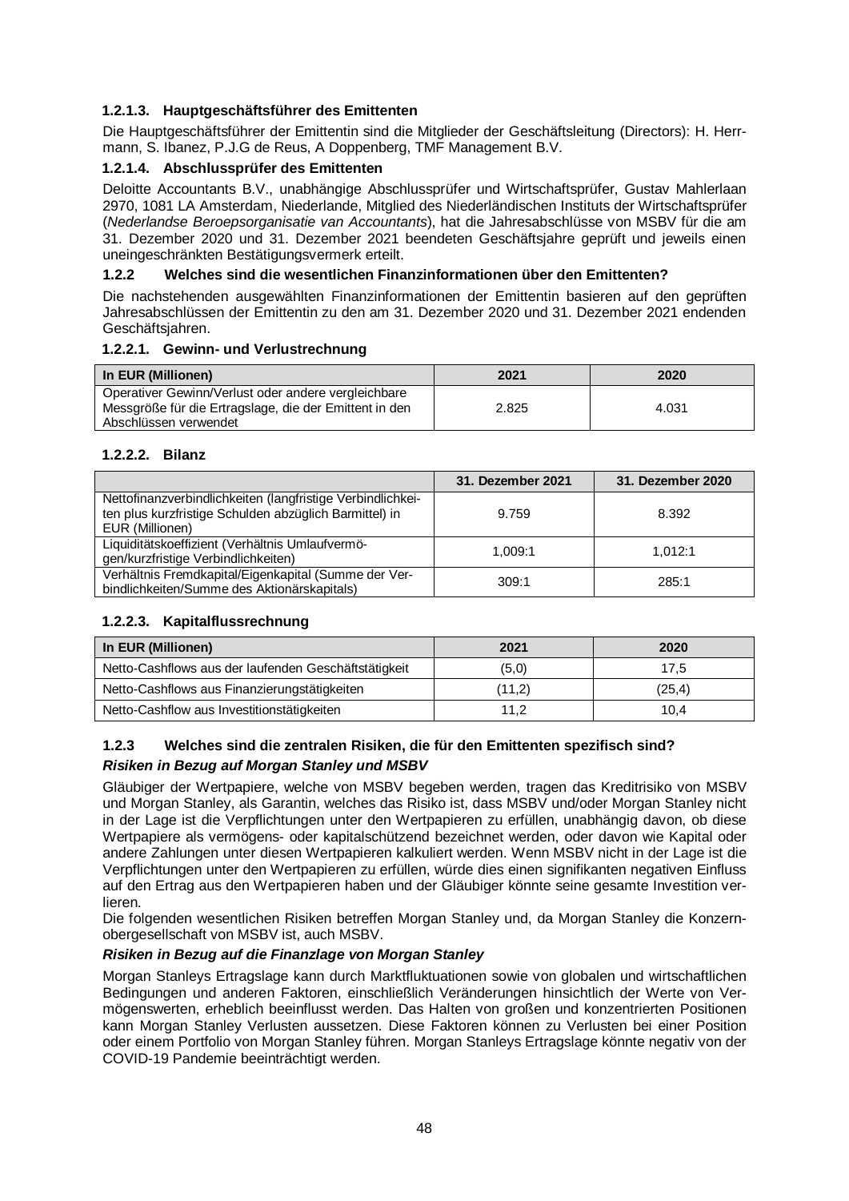#### 1.2.1.3. Hauptgeschäftsführer des Emittenten

Die Hauptgeschäftsführer der Emittentin sind die Mitglieder der Geschäftsleitung (Directors): H. Herrmann, S. Ibanez, P.J.G de Reus, A Doppenberg, TMF Management B.V.

#### 1.2.1.4. Abschlussprüfer des Emittenten

Deloitte Accountants B.V., unabhängige Abschlussprüfer und Wirtschaftsprüfer, Gustav Mahlerlaan 2970, 1081 LA Amsterdam, Niederlande, Mitglied des Niederländischen Instituts der Wirtschaftsprüfer (*Nederlandse Beroepsorganisatie van Accountants*), hat die Jahresabschlüsse von MSBV für die am 31. Dezember 2020 und 31. Dezember 2021 beendeten Geschäftsjahre geprüft und jeweils einen uneingeschränkten Bestätigungsvermerk erteilt.

### 1.2.2 Welches sind die wesentlichen Finanzinformationen über den Emittenten?

Die nachstehenden ausgewählten Finanzinformationen der Emittentin basieren auf den geprüften Jahresabschlüssen der Emittentin zu den am 31. Dezember 2020 und 31. Dezember 2021 endenden Geschäftsjahren.

#### 1.2.2.1. Gewinn- und Verlustrechnung

| In EUR (Millionen) | 2021 | 2020 |
|---|---|---|
| Operativer Gewinn/Verlust oder andere vergleichbare Messgröße für die Ertragslage, die der Emittent in den Abschlüssen verwendet | 2.825 | 4.031 |

#### 1.2.2.2. Bilanz

| | 31. Dezember 2021 | 31. Dezember 2020 |
|---|---|---|
| Nettofinanzverbindlichkeiten (langfristige Verbindlichkeiten plus kurzfristige Schulden abzüglich Barmittel) in EUR (Millionen) | 9.759 | 8.392 |
| Liquiditätskoeffizient (Verhältnis Umlaufvermögen/kurzfristige Verbindlichkeiten) | 1,009:1 | 1,012:1 |
| Verhältnis Fremdkapital/Eigenkapital (Summe der Verbindlichkeiten/Summe des Aktionärskapitals) | 309:1 | 285:1 |

#### 1.2.2.3. Kapitalflussrechnung

| In EUR (Millionen) | 2021 | 2020 |
|---|---|---|
| Netto-Cashflows aus der laufenden Geschäftstätigkeit | (5,0) | 17,5 |
| Netto-Cashflows aus Finanzierungstätigkeiten | (11,2) | (25,4) |
| Netto-Cashflow aus Investitionstätigkeiten | 11,2 | 10,4 |

### 1.2.3 Welches sind die zentralen Risiken, die für den Emittenten spezifisch sind?

***Risiken in Bezug auf Morgan Stanley und MSBV***

Gläubiger der Wertpapiere, welche von MSBV begeben werden, tragen das Kreditrisiko von MSBV und Morgan Stanley, als Garantin, welches das Risiko ist, dass MSBV und/oder Morgan Stanley nicht in der Lage ist die Verpflichtungen unter den Wertpapieren zu erfüllen, unabhängig davon, ob diese Wertpapiere als vermögens- oder kapitalschützend bezeichnet werden, oder davon wie Kapital oder andere Zahlungen unter diesen Wertpapieren kalkuliert werden. Wenn MSBV nicht in der Lage ist die Verpflichtungen unter den Wertpapieren zu erfüllen, würde dies einen signifikanten negativen Einfluss auf den Ertrag aus den Wertpapieren haben und der Gläubiger könnte seine gesamte Investition verlieren.

Die folgenden wesentlichen Risiken betreffen Morgan Stanley und, da Morgan Stanley die Konzernobergesellschaft von MSBV ist, auch MSBV.

***Risiken in Bezug auf die Finanzlage von Morgan Stanley***

Morgan Stanleys Ertragslage kann durch Marktfluktuationen sowie von globalen und wirtschaftlichen Bedingungen und anderen Faktoren, einschließlich Veränderungen hinsichtlich der Werte von Vermögenswerten, erheblich beeinflusst werden. Das Halten von großen und konzentrierten Positionen kann Morgan Stanley Verlusten aussetzen. Diese Faktoren können zu Verlusten bei einer Position oder einem Portfolio von Morgan Stanley führen. Morgan Stanleys Ertragslage könnte negativ von der COVID-19 Pandemie beeinträchtigt werden.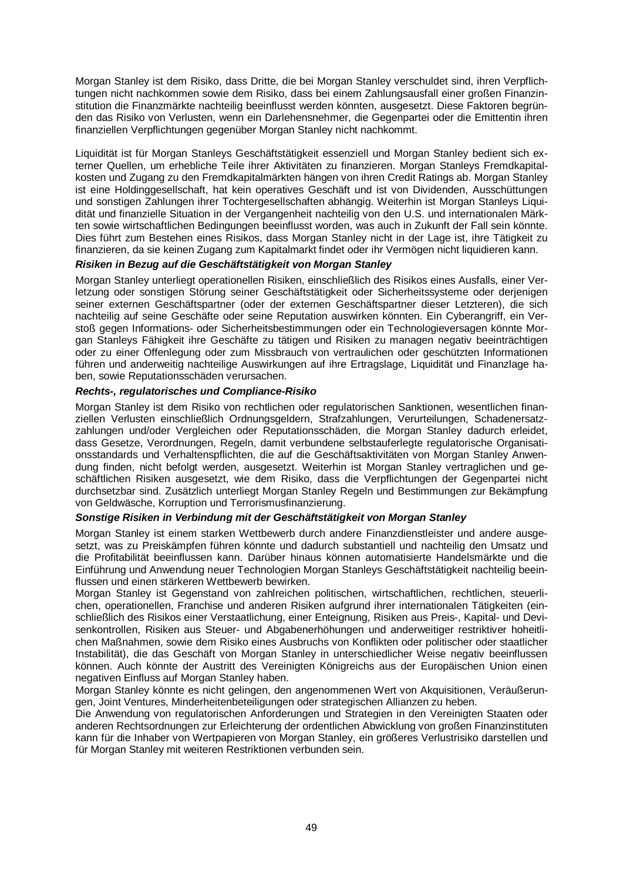Morgan Stanley ist dem Risiko, dass Dritte, die bei Morgan Stanley verschuldet sind, ihren Verpflichtungen nicht nachkommen sowie dem Risiko, dass bei einem Zahlungsausfall einer großen Finanzinstitution die Finanzmärkte nachteilig beeinflusst werden könnten, ausgesetzt. Diese Faktoren begründen das Risiko von Verlusten, wenn ein Darlehensnehmer, die Gegenpartei oder die Emittentin ihren finanziellen Verpflichtungen gegenüber Morgan Stanley nicht nachkommt.

Liquidität ist für Morgan Stanleys Geschäftstätigkeit essenziell und Morgan Stanley bedient sich externer Quellen, um erhebliche Teile ihrer Aktivitäten zu finanzieren. Morgan Stanleys Fremdkapitalkosten und Zugang zu den Fremdkapitalmärkten hängen von ihren Credit Ratings ab. Morgan Stanley ist eine Holdinggesellschaft, hat kein operatives Geschäft und ist von Dividenden, Ausschüttungen und sonstigen Zahlungen ihrer Tochtergesellschaften abhängig. Weiterhin ist Morgan Stanleys Liquidität und finanzielle Situation in der Vergangenheit nachteilig von den U.S. und internationalen Märkten sowie wirtschaftlichen Bedingungen beeinflusst worden, was auch in Zukunft der Fall sein könnte. Dies führt zum Bestehen eines Risikos, dass Morgan Stanley nicht in der Lage ist, ihre Tätigkeit zu finanzieren, da sie keinen Zugang zum Kapitalmarkt findet oder ihr Vermögen nicht liquidieren kann.

***Risiken in Bezug auf die Geschäftstätigkeit von Morgan Stanley***

Morgan Stanley unterliegt operationellen Risiken, einschließlich des Risikos eines Ausfalls, einer Verletzung oder sonstigen Störung seiner Geschäftstätigkeit oder Sicherheitssysteme oder derjenigen seiner externen Geschäftspartner (oder der externen Geschäftspartner dieser Letzteren), die sich nachteilig auf seine Geschäfte oder seine Reputation auswirken könnten. Ein Cyberangriff, ein Verstoß gegen Informations- oder Sicherheitsbestimmungen oder ein Technologieversagen könnte Morgan Stanleys Fähigkeit ihre Geschäfte zu tätigen und Risiken zu managen negativ beeinträchtigen oder zu einer Offenlegung oder zum Missbrauch von vertraulichen oder geschützten Informationen führen und anderweitig nachteilige Auswirkungen auf ihre Ertragslage, Liquidität und Finanzlage haben, sowie Reputationsschäden verursachen.

***Rechts-, regulatorisches und Compliance-Risiko***

Morgan Stanley ist dem Risiko von rechtlichen oder regulatorischen Sanktionen, wesentlichen finanziellen Verlusten einschließlich Ordnungsgeldern, Strafzahlungen, Verurteilungen, Schadenersatzzahlungen und/oder Vergleichen oder Reputationsschäden, die Morgan Stanley dadurch erleidet, dass Gesetze, Verordnungen, Regeln, damit verbundene selbstauferlegte regulatorische Organisationsstandards und Verhaltenspflichten, die auf die Geschäftsaktivitäten von Morgan Stanley Anwendung finden, nicht befolgt werden, ausgesetzt. Weiterhin ist Morgan Stanley vertraglichen und geschäftlichen Risiken ausgesetzt, wie dem Risiko, dass die Verpflichtungen der Gegenpartei nicht durchsetzbar sind. Zusätzlich unterliegt Morgan Stanley Regeln und Bestimmungen zur Bekämpfung von Geldwäsche, Korruption und Terrorismusfinanzierung.

***Sonstige Risiken in Verbindung mit der Geschäftstätigkeit von Morgan Stanley***

Morgan Stanley ist einem starken Wettbewerb durch andere Finanzdienstleister und andere ausgesetzt, was zu Preiskämpfen führen könnte und dadurch substantiell und nachteilig den Umsatz und die Profitabilität beeinflussen kann. Darüber hinaus können automatisierte Handelsmärkte und die Einführung und Anwendung neuer Technologien Morgan Stanleys Geschäftstätigkeit nachteilig beeinflussen und einen stärkeren Wettbewerb bewirken.

Morgan Stanley ist Gegenstand von zahlreichen politischen, wirtschaftlichen, rechtlichen, steuerlichen, operationellen, Franchise und anderen Risiken aufgrund ihrer internationalen Tätigkeiten (einschließlich des Risikos einer Verstaatlichung, einer Enteignung, Risiken aus Preis-, Kapital- und Devisenkontrollen, Risiken aus Steuer- und Abgabenerhöhungen und anderweitiger restriktiver hoheitlichen Maßnahmen, sowie dem Risiko eines Ausbruchs von Konflikten oder politischer oder staatlicher Instabilität), die das Geschäft von Morgan Stanley in unterschiedlicher Weise negativ beeinflussen können. Auch könnte der Austritt des Vereinigten Königreichs aus der Europäischen Union einen negativen Einfluss auf Morgan Stanley haben.

Morgan Stanley könnte es nicht gelingen, den angenommenen Wert von Akquisitionen, Veräußerungen, Joint Ventures, Minderheitenbeteiligungen oder strategischen Allianzen zu heben.

Die Anwendung von regulatorischen Anforderungen und Strategien in den Vereinigten Staaten oder anderen Rechtsordnungen zur Erleichterung der ordentlichen Abwicklung von großen Finanzinstituten kann für die Inhaber von Wertpapieren von Morgan Stanley, ein größeres Verlustrisiko darstellen und für Morgan Stanley mit weiteren Restriktionen verbunden sein.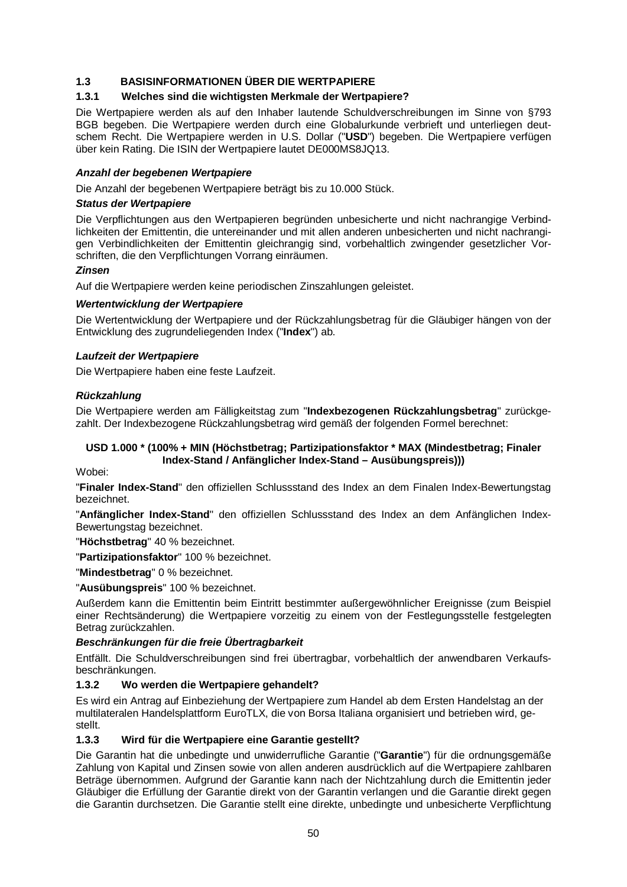### 1.3 BASISINFORMATIONEN ÜBER DIE WERTPAPIERE

#### 1.3.1 Welches sind die wichtigsten Merkmale der Wertpapiere?

Die Wertpapiere werden als auf den Inhaber lautende Schuldverschreibungen im Sinne von §793 BGB begeben. Die Wertpapiere werden durch eine Globalurkunde verbrieft und unterliegen deutschem Recht. Die Wertpapiere werden in U.S. Dollar ("**USD**") begeben. Die Wertpapiere verfügen über kein Rating. Die ISIN der Wertpapiere lautet DE000MS8JQ13.

***Anzahl der begebenen Wertpapiere***

Die Anzahl der begebenen Wertpapiere beträgt bis zu 10.000 Stück.

***Status der Wertpapiere***

Die Verpflichtungen aus den Wertpapieren begründen unbesicherte und nicht nachrangige Verbindlichkeiten der Emittentin, die untereinander und mit allen anderen unbesicherten und nicht nachrangigen Verbindlichkeiten der Emittentin gleichrangig sind, vorbehaltlich zwingender gesetzlicher Vorschriften, die den Verpflichtungen Vorrang einräumen.

***Zinsen***

Auf die Wertpapiere werden keine periodischen Zinszahlungen geleistet.

***Wertentwicklung der Wertpapiere***

Die Wertentwicklung der Wertpapiere und der Rückzahlungsbetrag für die Gläubiger hängen von der Entwicklung des zugrundeliegenden Index ("**Index**") ab.

***Laufzeit der Wertpapiere***

Die Wertpapiere haben eine feste Laufzeit.

***Rückzahlung***

Die Wertpapiere werden am Fälligkeitstag zum "**Indexbezogenen Rückzahlungsbetrag**" zurückgezahlt. Der Indexbezogene Rückzahlungsbetrag wird gemäß der folgenden Formel berechnet:

**USD 1.000 * (100% + MIN (Höchstbetrag; Partizipationsfaktor * MAX (Mindestbetrag; Finaler Index-Stand / Anfänglicher Index-Stand – Ausübungspreis)))**

Wobei:

"**Finaler Index-Stand**" den offiziellen Schlussstand des Index an dem Finalen Index-Bewertungstag bezeichnet.

"**Anfänglicher Index-Stand**" den offiziellen Schlussstand des Index an dem Anfänglichen Index-Bewertungstag bezeichnet.

"**Höchstbetrag**" 40 % bezeichnet.

"**Partizipationsfaktor**" 100 % bezeichnet.

"**Mindestbetrag**" 0 % bezeichnet.

"**Ausübungspreis**" 100 % bezeichnet.

Außerdem kann die Emittentin beim Eintritt bestimmter außergewöhnlicher Ereignisse (zum Beispiel einer Rechtsänderung) die Wertpapiere vorzeitig zu einem von der Festlegungsstelle festgelegten Betrag zurückzahlen.

***Beschränkungen für die freie Übertragbarkeit***

Entfällt. Die Schuldverschreibungen sind frei übertragbar, vorbehaltlich der anwendbaren Verkaufsbeschränkungen.

#### 1.3.2 Wo werden die Wertpapiere gehandelt?

Es wird ein Antrag auf Einbeziehung der Wertpapiere zum Handel ab dem Ersten Handelstag an der multilateralen Handelsplattform EuroTLX, die von Borsa Italiana organisiert und betrieben wird, gestellt.

#### 1.3.3 Wird für die Wertpapiere eine Garantie gestellt?

Die Garantin hat die unbedingte und unwiderrufliche Garantie ("**Garantie**") für die ordnungsgemäße Zahlung von Kapital und Zinsen sowie von allen anderen ausdrücklich auf die Wertpapiere zahlbaren Beträge übernommen. Aufgrund der Garantie kann nach der Nichtzahlung durch die Emittentin jeder Gläubiger die Erfüllung der Garantie direkt von der Garantin verlangen und die Garantie direkt gegen die Garantin durchsetzen. Die Garantie stellt eine direkte, unbedingte und unbesicherte Verpflichtung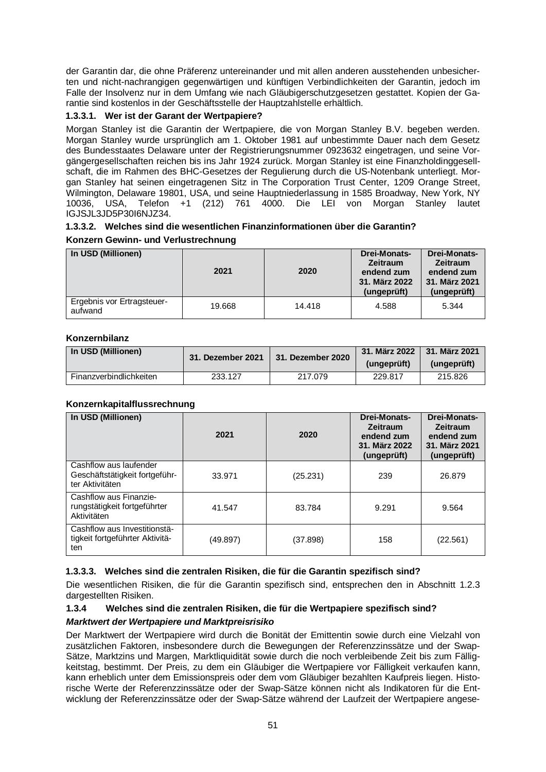der Garantin dar, die ohne Präferenz untereinander und mit allen anderen ausstehenden unbesicherten und nicht-nachrangigen gegenwärtigen und künftigen Verbindlichkeiten der Garantin, jedoch im Falle der Insolvenz nur in dem Umfang wie nach Gläubigerschutzgesetzen gestattet. Kopien der Garantie sind kostenlos in der Geschäftsstelle der Hauptzahlstelle erhältlich.

#### 1.3.3.1. Wer ist der Garant der Wertpapiere?

Morgan Stanley ist die Garantin der Wertpapiere, die von Morgan Stanley B.V. begeben werden. Morgan Stanley wurde ursprünglich am 1. Oktober 1981 auf unbestimmte Dauer nach dem Gesetz des Bundesstaates Delaware unter der Registrierungsnummer 0923632 eingetragen, und seine Vorgängergesellschaften reichen bis ins Jahr 1924 zurück. Morgan Stanley ist eine Finanzholdinggesellschaft, die im Rahmen des BHC-Gesetzes der Regulierung durch die US-Notenbank unterliegt. Morgan Stanley hat seinen eingetragenen Sitz in The Corporation Trust Center, 1209 Orange Street, Wilmington, Delaware 19801, USA, und seine Hauptniederlassung in 1585 Broadway, New York, NY 10036, USA, Telefon +1 (212) 761 4000. Die LEI von Morgan Stanley lautet IGJSJL3JD5P30I6NJZ34.

#### 1.3.3.2. Welches sind die wesentlichen Finanzinformationen über die Garantin?

**Konzern Gewinn- und Verlustrechnung**

| In USD (Millionen) | 2021 | 2020 | Drei-Monats-Zeitraum endend zum 31. März 2022 (ungeprüft) | Drei-Monats-Zeitraum endend zum 31. März 2021 (ungeprüft) |
|---|---|---|---|---|
| Ergebnis vor Ertragsteuer-aufwand | 19.668 | 14.418 | 4.588 | 5.344 |

**Konzernbilanz**

| In USD (Millionen) | 31. Dezember 2021 | 31. Dezember 2020 | 31. März 2022 (ungeprüft) | 31. März 2021 (ungeprüft) |
|---|---|---|---|---|
| Finanzverbindlichkeiten | 233.127 | 217.079 | 229.817 | 215.826 |

**Konzernkapitalflussrechnung**

| In USD (Millionen) | 2021 | 2020 | Drei-Monats-Zeitraum endend zum 31. März 2022 (ungeprüft) | Drei-Monats-Zeitraum endend zum 31. März 2021 (ungeprüft) |
|---|---|---|---|---|
| Cashflow aus laufender Geschäftstätigkeit fortgeführter Aktivitäten | 33.971 | (25.231) | 239 | 26.879 |
| Cashflow aus Finanzierungstätigkeit fortgeführter Aktivitäten | 41.547 | 83.784 | 9.291 | 9.564 |
| Cashflow aus Investitionstätigkeit fortgeführter Aktivitäten | (49.897) | (37.898) | 158 | (22.561) |

#### 1.3.3.3. Welches sind die zentralen Risiken, die für die Garantin spezifisch sind?

Die wesentlichen Risiken, die für die Garantin spezifisch sind, entsprechen den in Abschnitt 1.2.3 dargestellten Risiken.

### 1.3.4 Welches sind die zentralen Risiken, die für die Wertpapiere spezifisch sind?

***Marktwert der Wertpapiere und Marktpreisrisiko***

Der Marktwert der Wertpapiere wird durch die Bonität der Emittentin sowie durch eine Vielzahl von zusätzlichen Faktoren, insbesondere durch die Bewegungen der Referenzzinssätze und der Swap-Sätze, Marktzins und Margen, Marktliquidität sowie durch die noch verbleibende Zeit bis zum Fälligkeitstag, bestimmt. Der Preis, zu dem ein Gläubiger die Wertpapiere vor Fälligkeit verkaufen kann, kann erheblich unter dem Emissionspreis oder dem vom Gläubiger bezahlten Kaufpreis liegen. Historische Werte der Referenzzinssätze oder der Swap-Sätze können nicht als Indikatoren für die Entwicklung der Referenzzinssätze oder der Swap-Sätze während der Laufzeit der Wertpapiere angese-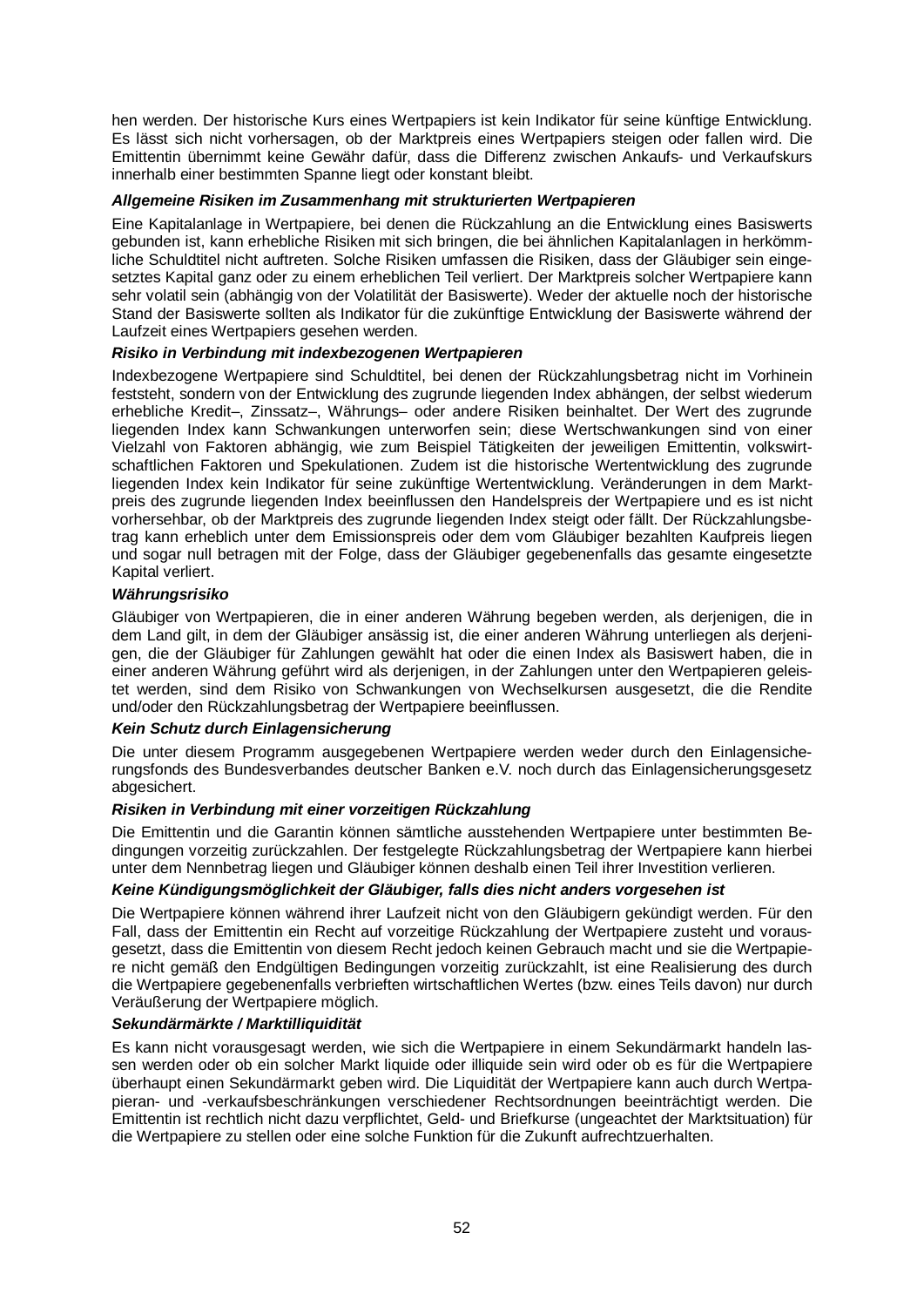hen werden. Der historische Kurs eines Wertpapiers ist kein Indikator für seine künftige Entwicklung. Es lässt sich nicht vorhersagen, ob der Marktpreis eines Wertpapiers steigen oder fallen wird. Die Emittentin übernimmt keine Gewähr dafür, dass die Differenz zwischen Ankaufs- und Verkaufskurs innerhalb einer bestimmten Spanne liegt oder konstant bleibt.

***Allgemeine Risiken im Zusammenhang mit strukturierten Wertpapieren***

Eine Kapitalanlage in Wertpapiere, bei denen die Rückzahlung an die Entwicklung eines Basiswerts gebunden ist, kann erhebliche Risiken mit sich bringen, die bei ähnlichen Kapitalanlagen in herkömmliche Schuldtitel nicht auftreten. Solche Risiken umfassen die Risiken, dass der Gläubiger sein eingesetztes Kapital ganz oder zu einem erheblichen Teil verliert. Der Marktpreis solcher Wertpapiere kann sehr volatil sein (abhängig von der Volatilität der Basiswerte). Weder der aktuelle noch der historische Stand der Basiswerte sollten als Indikator für die zukünftige Entwicklung der Basiswerte während der Laufzeit eines Wertpapiers gesehen werden.

***Risiko in Verbindung mit indexbezogenen Wertpapieren***

Indexbezogene Wertpapiere sind Schuldtitel, bei denen der Rückzahlungsbetrag nicht im Vorhinein feststeht, sondern von der Entwicklung des zugrunde liegenden Index abhängen, der selbst wiederum erhebliche Kredit–, Zinssatz–, Währungs– oder andere Risiken beinhaltet. Der Wert des zugrunde liegenden Index kann Schwankungen unterworfen sein; diese Wertschwankungen sind von einer Vielzahl von Faktoren abhängig, wie zum Beispiel Tätigkeiten der jeweiligen Emittentin, volkswirtschaftlichen Faktoren und Spekulationen. Zudem ist die historische Wertentwicklung des zugrunde liegenden Index kein Indikator für seine zukünftige Wertentwicklung. Veränderungen in dem Marktpreis des zugrunde liegenden Index beeinflussen den Handelspreis der Wertpapiere und es ist nicht vorhersehbar, ob der Marktpreis des zugrunde liegenden Index steigt oder fällt. Der Rückzahlungsbetrag kann erheblich unter dem Emissionspreis oder dem vom Gläubiger bezahlten Kaufpreis liegen und sogar null betragen mit der Folge, dass der Gläubiger gegebenenfalls das gesamte eingesetzte Kapital verliert.

***Währungsrisiko***

Gläubiger von Wertpapieren, die in einer anderen Währung begeben werden, als derjenigen, die in dem Land gilt, in dem der Gläubiger ansässig ist, die einer anderen Währung unterliegen als derjenigen, die der Gläubiger für Zahlungen gewählt hat oder die einen Index als Basiswert haben, die in einer anderen Währung geführt wird als derjenigen, in der Zahlungen unter den Wertpapieren geleistet werden, sind dem Risiko von Schwankungen von Wechselkursen ausgesetzt, die die Rendite und/oder den Rückzahlungsbetrag der Wertpapiere beeinflussen.

***Kein Schutz durch Einlagensicherung***

Die unter diesem Programm ausgegebenen Wertpapiere werden weder durch den Einlagensicherungsfonds des Bundesverbandes deutscher Banken e.V. noch durch das Einlagensicherungsgesetz abgesichert.

***Risiken in Verbindung mit einer vorzeitigen Rückzahlung***

Die Emittentin und die Garantin können sämtliche ausstehenden Wertpapiere unter bestimmten Bedingungen vorzeitig zurückzahlen. Der festgelegte Rückzahlungsbetrag der Wertpapiere kann hierbei unter dem Nennbetrag liegen und Gläubiger können deshalb einen Teil ihrer Investition verlieren.

***Keine Kündigungsmöglichkeit der Gläubiger, falls dies nicht anders vorgesehen ist***

Die Wertpapiere können während ihrer Laufzeit nicht von den Gläubigern gekündigt werden. Für den Fall, dass der Emittentin ein Recht auf vorzeitige Rückzahlung der Wertpapiere zusteht und vorausgesetzt, dass die Emittentin von diesem Recht jedoch keinen Gebrauch macht und sie die Wertpapiere nicht gemäß den Endgültigen Bedingungen vorzeitig zurückzahlt, ist eine Realisierung des durch die Wertpapiere gegebenenfalls verbrieften wirtschaftlichen Wertes (bzw. eines Teils davon) nur durch Veräußerung der Wertpapiere möglich.

***Sekundärmärkte / Marktilliquidität***

Es kann nicht vorausgesagt werden, wie sich die Wertpapiere in einem Sekundärmarkt handeln lassen werden oder ob ein solcher Markt liquide oder illiquide sein wird oder ob es für die Wertpapiere überhaupt einen Sekundärmarkt geben wird. Die Liquidität der Wertpapiere kann auch durch Wertpapieran- und -verkaufsbeschränkungen verschiedener Rechtsordnungen beeinträchtigt werden. Die Emittentin ist rechtlich nicht dazu verpflichtet, Geld- und Briefkurse (ungeachtet der Marktsituation) für die Wertpapiere zu stellen oder eine solche Funktion für die Zukunft aufrechtzuerhalten.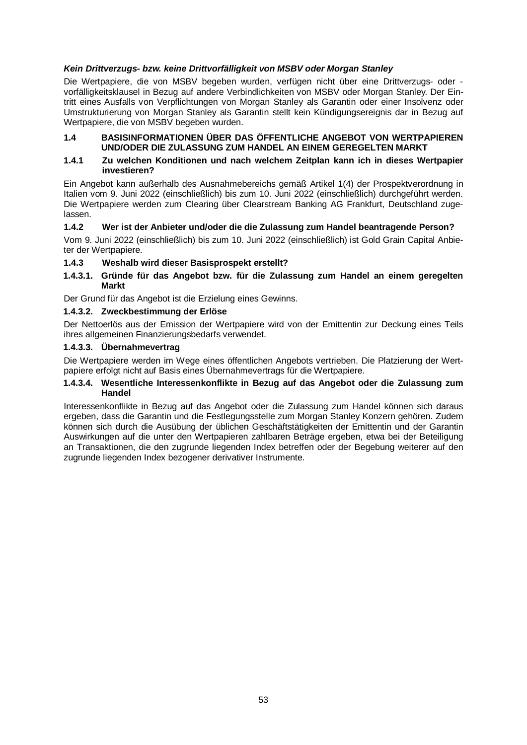***Kein Drittverzugs- bzw. keine Drittvorfälligkeit von MSBV oder Morgan Stanley***

Die Wertpapiere, die von MSBV begeben wurden, verfügen nicht über eine Drittverzugs- oder -vorfälligkeitsklausel in Bezug auf andere Verbindlichkeiten von MSBV oder Morgan Stanley. Der Eintritt eines Ausfalls von Verpflichtungen von Morgan Stanley als Garantin oder einer Insolvenz oder Umstrukturierung von Morgan Stanley als Garantin stellt kein Kündigungsereignis dar in Bezug auf Wertpapiere, die von MSBV begeben wurden.

## 1.4 BASISINFORMATIONEN ÜBER DAS ÖFFENTLICHE ANGEBOT VON WERTPAPIEREN UND/ODER DIE ZULASSUNG ZUM HANDEL AN EINEM GEREGELTEN MARKT

### 1.4.1 Zu welchen Konditionen und nach welchem Zeitplan kann ich in dieses Wertpapier investieren?

Ein Angebot kann außerhalb des Ausnahmebereichs gemäß Artikel 1(4) der Prospektverordnung in Italien vom 9. Juni 2022 (einschließlich) bis zum 10. Juni 2022 (einschließlich) durchgeführt werden. Die Wertpapiere werden zum Clearing über Clearstream Banking AG Frankfurt, Deutschland zugelassen.

### 1.4.2 Wer ist der Anbieter und/oder die die Zulassung zum Handel beantragende Person?

Vom 9. Juni 2022 (einschließlich) bis zum 10. Juni 2022 (einschließlich) ist Gold Grain Capital Anbieter der Wertpapiere.

### 1.4.3 Weshalb wird dieser Basisprospekt erstellt?

#### 1.4.3.1. Gründe für das Angebot bzw. für die Zulassung zum Handel an einem geregelten Markt

Der Grund für das Angebot ist die Erzielung eines Gewinns.

#### 1.4.3.2. Zweckbestimmung der Erlöse

Der Nettoerlös aus der Emission der Wertpapiere wird von der Emittentin zur Deckung eines Teils ihres allgemeinen Finanzierungsbedarfs verwendet.

#### 1.4.3.3. Übernahmevertrag

Die Wertpapiere werden im Wege eines öffentlichen Angebots vertrieben. Die Platzierung der Wertpapiere erfolgt nicht auf Basis eines Übernahmevertrags für die Wertpapiere.

#### 1.4.3.4. Wesentliche Interessenkonflikte in Bezug auf das Angebot oder die Zulassung zum Handel

Interessenkonflikte in Bezug auf das Angebot oder die Zulassung zum Handel können sich daraus ergeben, dass die Garantin und die Festlegungsstelle zum Morgan Stanley Konzern gehören. Zudem können sich durch die Ausübung der üblichen Geschäftstätigkeiten der Emittentin und der Garantin Auswirkungen auf die unter den Wertpapieren zahlbaren Beträge ergeben, etwa bei der Beteiligung an Transaktionen, die den zugrunde liegenden Index betreffen oder der Begebung weiterer auf den zugrunde liegenden Index bezogener derivativer Instrumente.